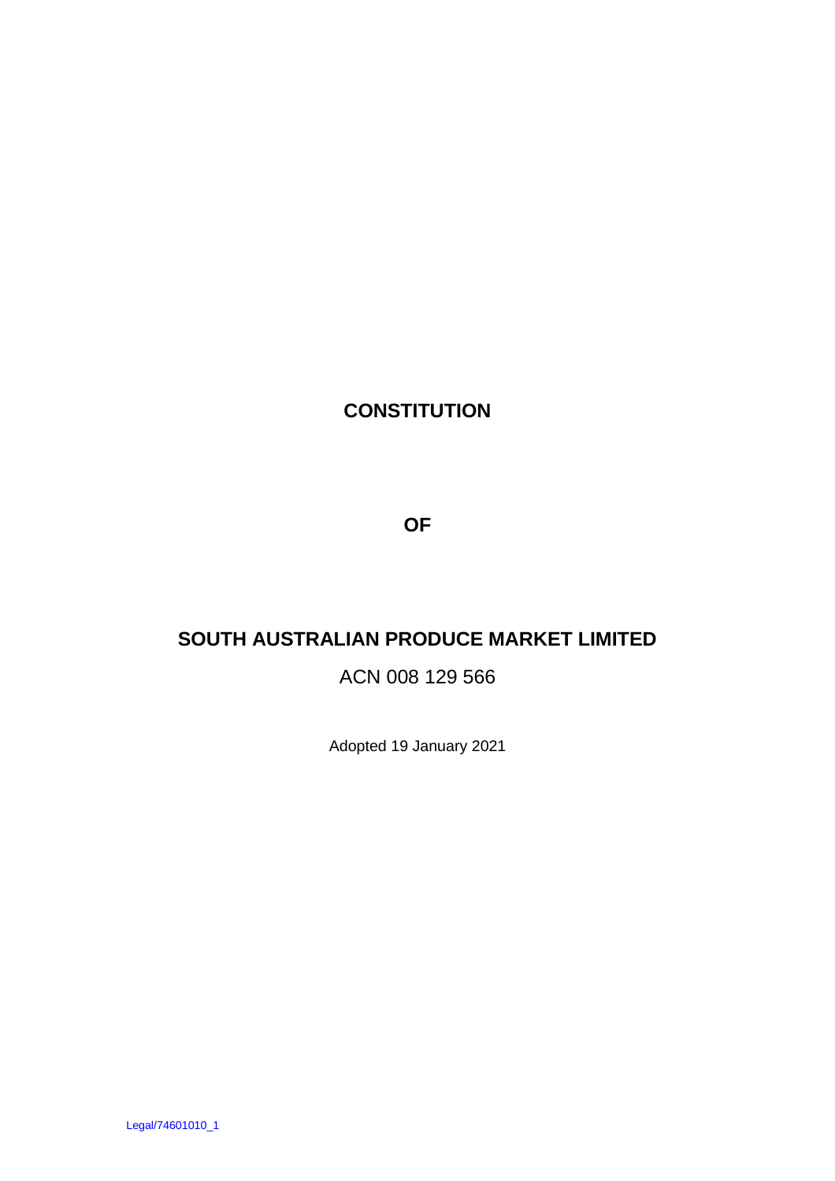# CONSTITUTION

## OF

# SOUTH AUSTRALIAN PRODUCE MARKET LIMITED

ACN 008 129 566

Adopted 19 January 2021

Legal/74601010_1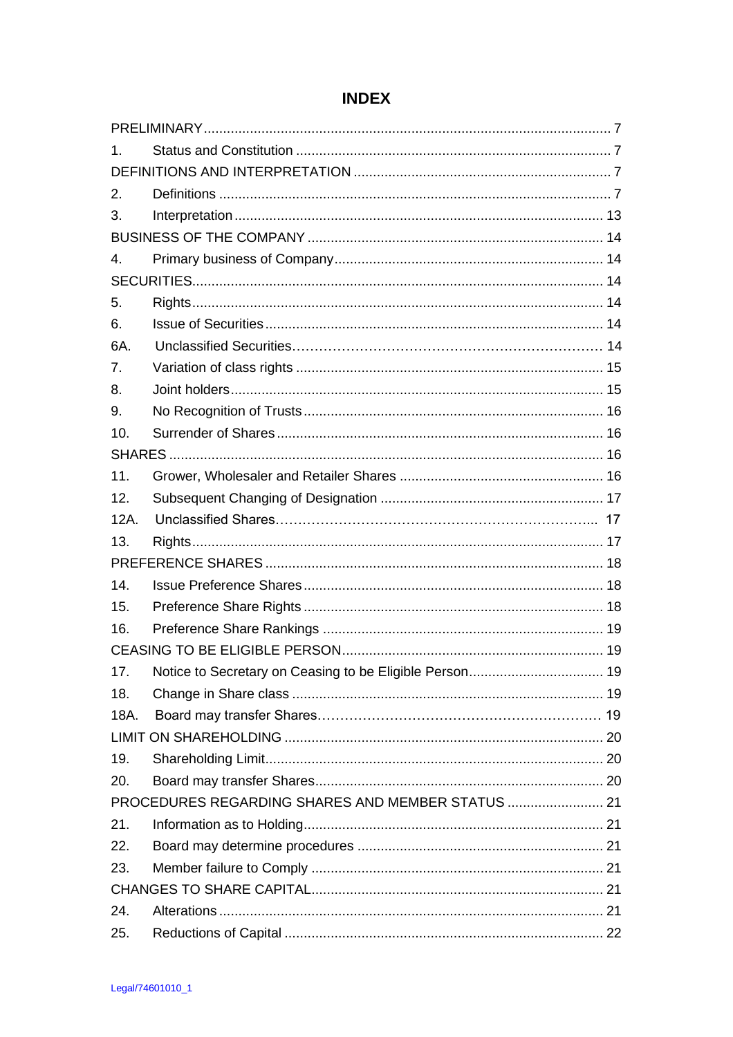# INDEX

| | | |
|---|---|---|
| PRELIMINARY | | 7 |
| 1. | Status and Constitution | 7 |
| DEFINITIONS AND INTERPRETATION | | 7 |
| 2. | Definitions | 7 |
| 3. | Interpretation | 13 |
| BUSINESS OF THE COMPANY | | 14 |
| 4. | Primary business of Company | 14 |
| SECURITIES | | 14 |
| 5. | Rights | 14 |
| 6. | Issue of Securities | 14 |
| 6A. | Unclassified Securities | 14 |
| 7. | Variation of class rights | 15 |
| 8. | Joint holders | 15 |
| 9. | No Recognition of Trusts | 16 |
| 10. | Surrender of Shares | 16 |
| SHARES | | 16 |
| 11. | Grower, Wholesaler and Retailer Shares | 16 |
| 12. | Subsequent Changing of Designation | 17 |
| 12A. | Unclassified Shares | 17 |
| 13. | Rights | 17 |
| PREFERENCE SHARES | | 18 |
| 14. | Issue Preference Shares | 18 |
| 15. | Preference Share Rights | 18 |
| 16. | Preference Share Rankings | 19 |
| CEASING TO BE ELIGIBLE PERSON | | 19 |
| 17. | Notice to Secretary on Ceasing to be Eligible Person | 19 |
| 18. | Change in Share class | 19 |
| 18A. | Board may transfer Shares | 19 |
| LIMIT ON SHAREHOLDING | | 20 |
| 19. | Shareholding Limit | 20 |
| 20. | Board may transfer Shares | 20 |
| PROCEDURES REGARDING SHARES AND MEMBER STATUS | | 21 |
| 21. | Information as to Holding | 21 |
| 22. | Board may determine procedures | 21 |
| 23. | Member failure to Comply | 21 |
| CHANGES TO SHARE CAPITAL | | 21 |
| 24. | Alterations | 21 |
| 25. | Reductions of Capital | 22 |

Legal/74601010_1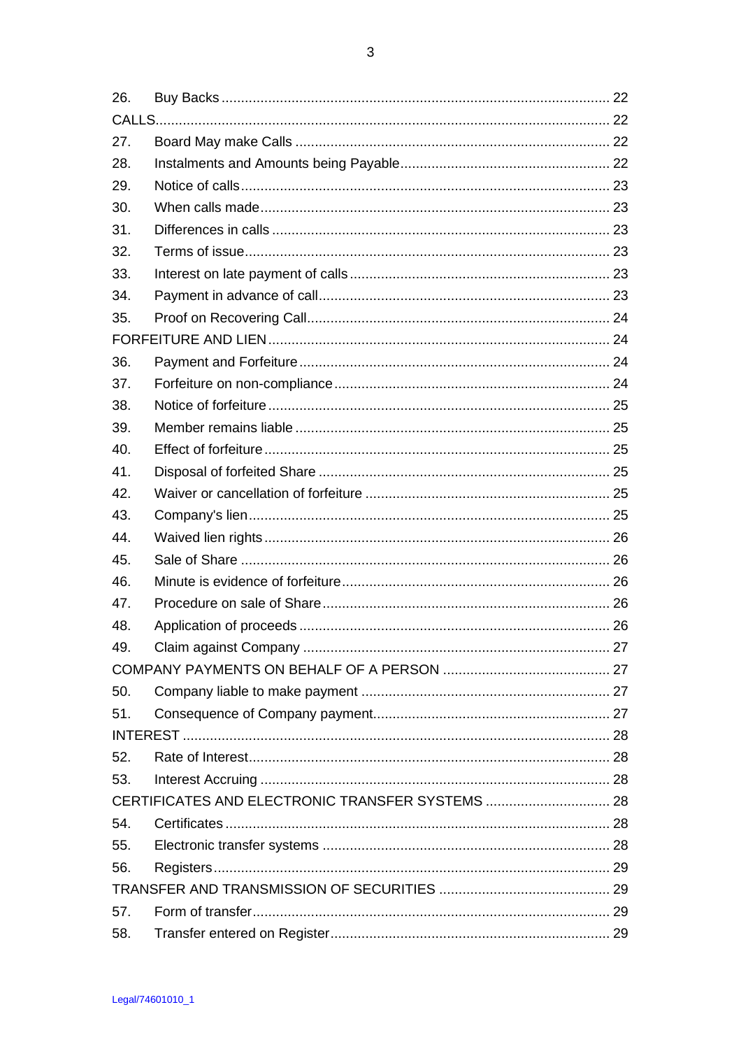| | | |
|---|---|---|
| 26. | Buy Backs | 22 |
| CALLS | | 22 |
| 27. | Board May make Calls | 22 |
| 28. | Instalments and Amounts being Payable | 22 |
| 29. | Notice of calls | 23 |
| 30. | When calls made | 23 |
| 31. | Differences in calls | 23 |
| 32. | Terms of issue | 23 |
| 33. | Interest on late payment of calls | 23 |
| 34. | Payment in advance of call | 23 |
| 35. | Proof on Recovering Call | 24 |
| FORFEITURE AND LIEN | | 24 |
| 36. | Payment and Forfeiture | 24 |
| 37. | Forfeiture on non-compliance | 24 |
| 38. | Notice of forfeiture | 25 |
| 39. | Member remains liable | 25 |
| 40. | Effect of forfeiture | 25 |
| 41. | Disposal of forfeited Share | 25 |
| 42. | Waiver or cancellation of forfeiture | 25 |
| 43. | Company's lien | 25 |
| 44. | Waived lien rights | 26 |
| 45. | Sale of Share | 26 |
| 46. | Minute is evidence of forfeiture | 26 |
| 47. | Procedure on sale of Share | 26 |
| 48. | Application of proceeds | 26 |
| 49. | Claim against Company | 27 |
| COMPANY PAYMENTS ON BEHALF OF A PERSON | | 27 |
| 50. | Company liable to make payment | 27 |
| 51. | Consequence of Company payment | 27 |
| INTEREST | | 28 |
| 52. | Rate of Interest | 28 |
| 53. | Interest Accruing | 28 |
| CERTIFICATES AND ELECTRONIC TRANSFER SYSTEMS | | 28 |
| 54. | Certificates | 28 |
| 55. | Electronic transfer systems | 28 |
| 56. | Registers | 29 |
| TRANSFER AND TRANSMISSION OF SECURITIES | | 29 |
| 57. | Form of transfer | 29 |
| 58. | Transfer entered on Register | 29 |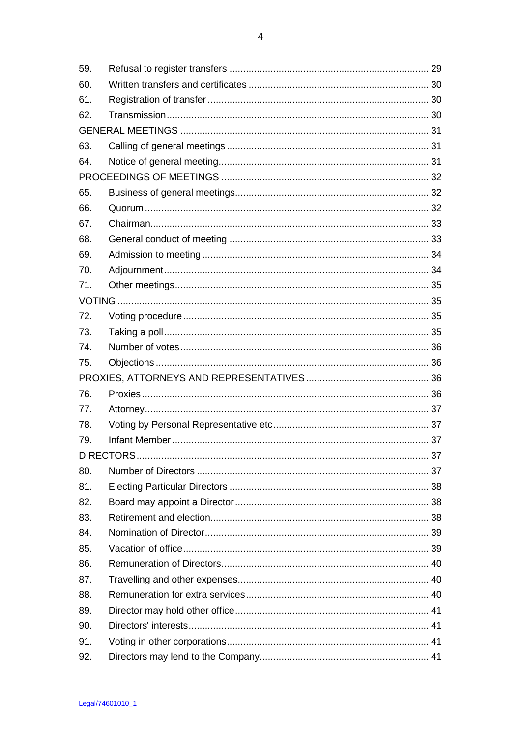| | | |
|---|---|---|
| 59. | Refusal to register transfers | 29 |
| 60. | Written transfers and certificates | 30 |
| 61. | Registration of transfer | 30 |
| 62. | Transmission | 30 |
| GENERAL MEETINGS | | 31 |
| 63. | Calling of general meetings | 31 |
| 64. | Notice of general meeting | 31 |
| PROCEEDINGS OF MEETINGS | | 32 |
| 65. | Business of general meetings | 32 |
| 66. | Quorum | 32 |
| 67. | Chairman | 33 |
| 68. | General conduct of meeting | 33 |
| 69. | Admission to meeting | 34 |
| 70. | Adjournment | 34 |
| 71. | Other meetings | 35 |
| VOTING | | 35 |
| 72. | Voting procedure | 35 |
| 73. | Taking a poll | 35 |
| 74. | Number of votes | 36 |
| 75. | Objections | 36 |
| PROXIES, ATTORNEYS AND REPRESENTATIVES | | 36 |
| 76. | Proxies | 36 |
| 77. | Attorney | 37 |
| 78. | Voting by Personal Representative etc | 37 |
| 79. | Infant Member | 37 |
| DIRECTORS | | 37 |
| 80. | Number of Directors | 37 |
| 81. | Electing Particular Directors | 38 |
| 82. | Board may appoint a Director | 38 |
| 83. | Retirement and election | 38 |
| 84. | Nomination of Director | 39 |
| 85. | Vacation of office | 39 |
| 86. | Remuneration of Directors | 40 |
| 87. | Travelling and other expenses | 40 |
| 88. | Remuneration for extra services | 40 |
| 89. | Director may hold other office | 41 |
| 90. | Directors' interests | 41 |
| 91. | Voting in other corporations | 41 |
| 92. | Directors may lend to the Company | 41 |

Legal/74601010_1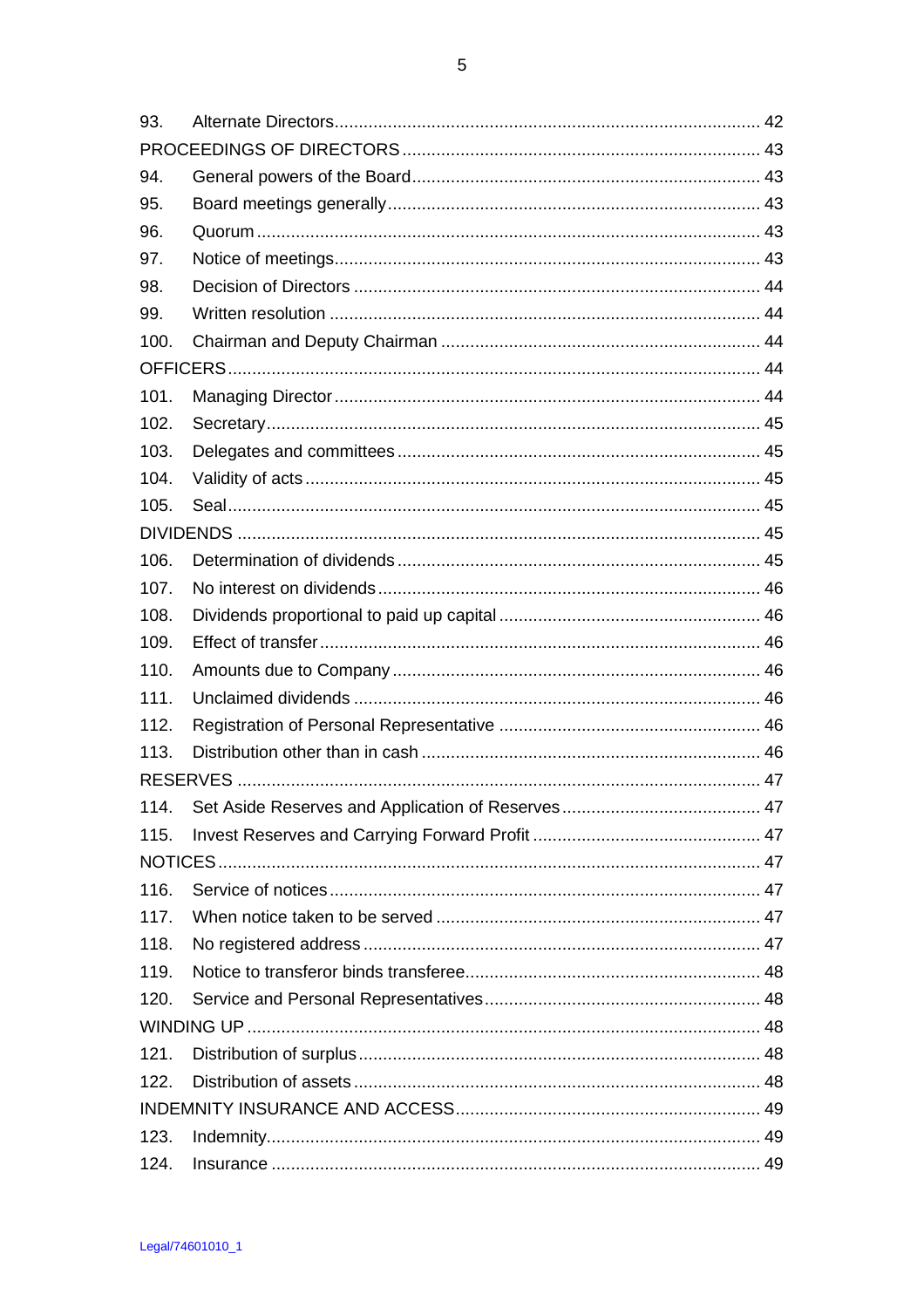| | | |
|---|---|---|
| 93. | Alternate Directors | 42 |
| PROCEEDINGS OF DIRECTORS | | 43 |
| 94. | General powers of the Board | 43 |
| 95. | Board meetings generally | 43 |
| 96. | Quorum | 43 |
| 97. | Notice of meetings | 43 |
| 98. | Decision of Directors | 44 |
| 99. | Written resolution | 44 |
| 100. | Chairman and Deputy Chairman | 44 |
| OFFICERS | | 44 |
| 101. | Managing Director | 44 |
| 102. | Secretary | 45 |
| 103. | Delegates and committees | 45 |
| 104. | Validity of acts | 45 |
| 105. | Seal | 45 |
| DIVIDENDS | | 45 |
| 106. | Determination of dividends | 45 |
| 107. | No interest on dividends | 46 |
| 108. | Dividends proportional to paid up capital | 46 |
| 109. | Effect of transfer | 46 |
| 110. | Amounts due to Company | 46 |
| 111. | Unclaimed dividends | 46 |
| 112. | Registration of Personal Representative | 46 |
| 113. | Distribution other than in cash | 46 |
| RESERVES | | 47 |
| 114. | Set Aside Reserves and Application of Reserves | 47 |
| 115. | Invest Reserves and Carrying Forward Profit | 47 |
| NOTICES | | 47 |
| 116. | Service of notices | 47 |
| 117. | When notice taken to be served | 47 |
| 118. | No registered address | 47 |
| 119. | Notice to transferor binds transferee | 48 |
| 120. | Service and Personal Representatives | 48 |
| WINDING UP | | 48 |
| 121. | Distribution of surplus | 48 |
| 122. | Distribution of assets | 48 |
| INDEMNITY INSURANCE AND ACCESS | | 49 |
| 123. | Indemnity | 49 |
| 124. | Insurance | 49 |

Legal/74601010_1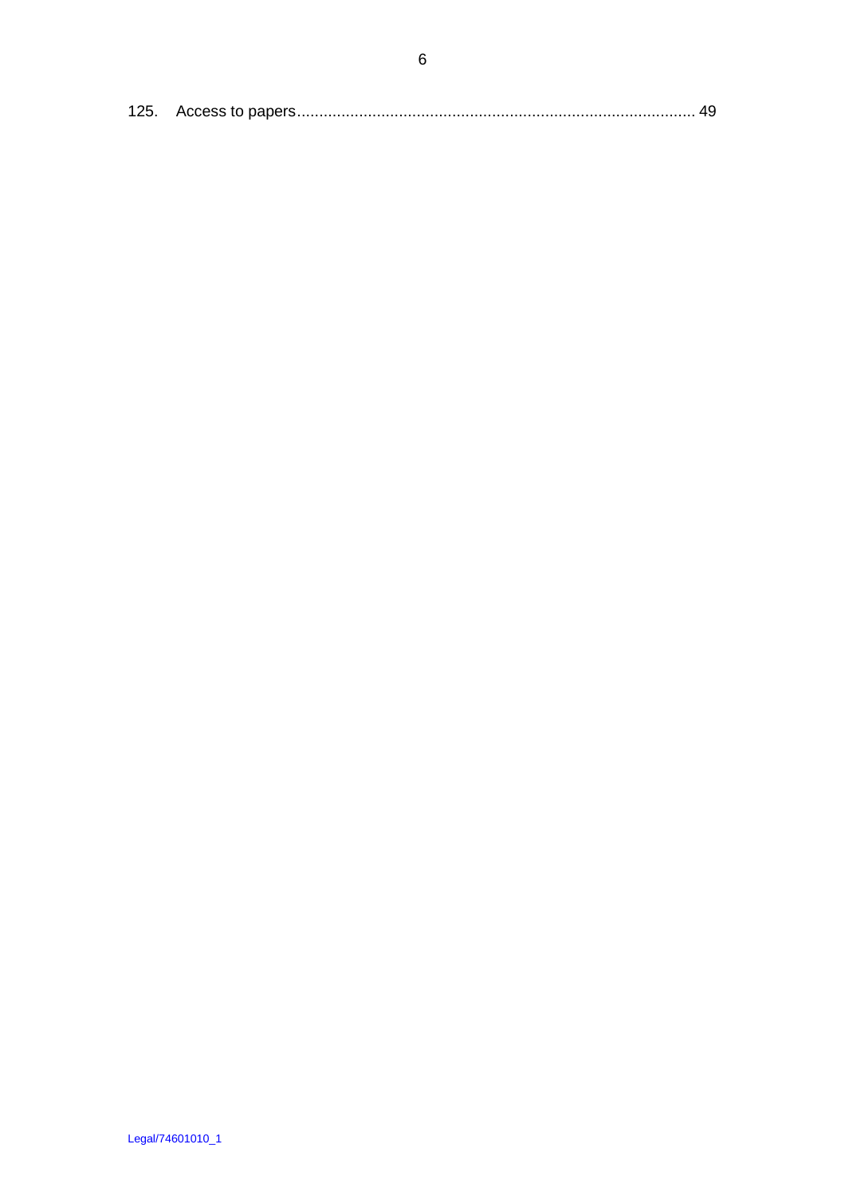125. Access to papers........................................................................................ 49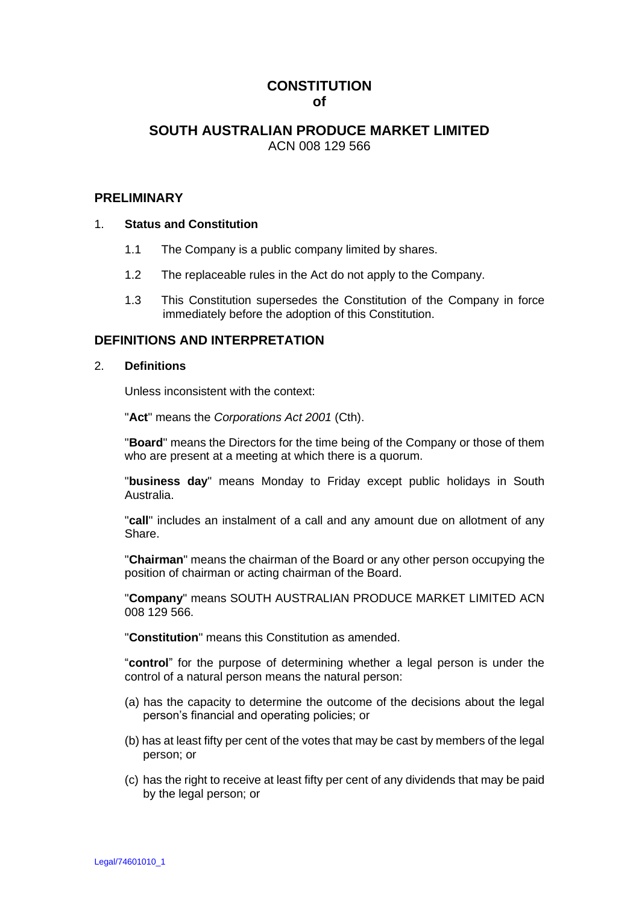# CONSTITUTION
# of

## SOUTH AUSTRALIAN PRODUCE MARKET LIMITED

ACN 008 129 566

## PRELIMINARY

1. **Status and Constitution**

   1.1 The Company is a public company limited by shares.

   1.2 The replaceable rules in the Act do not apply to the Company.

   1.3 This Constitution supersedes the Constitution of the Company in force immediately before the adoption of this Constitution.

## DEFINITIONS AND INTERPRETATION

2. **Definitions**

Unless inconsistent with the context:

"**Act**" means the *Corporations Act 2001* (Cth).

"**Board**" means the Directors for the time being of the Company or those of them who are present at a meeting at which there is a quorum.

"**business day**" means Monday to Friday except public holidays in South Australia.

"**call**" includes an instalment of a call and any amount due on allotment of any Share.

"**Chairman**" means the chairman of the Board or any other person occupying the position of chairman or acting chairman of the Board.

"**Company**" means SOUTH AUSTRALIAN PRODUCE MARKET LIMITED ACN 008 129 566.

"**Constitution**" means this Constitution as amended.

"**control**" for the purpose of determining whether a legal person is under the control of a natural person means the natural person:

(a) has the capacity to determine the outcome of the decisions about the legal person's financial and operating policies; or

(b) has at least fifty per cent of the votes that may be cast by members of the legal person; or

(c) has the right to receive at least fifty per cent of any dividends that may be paid by the legal person; or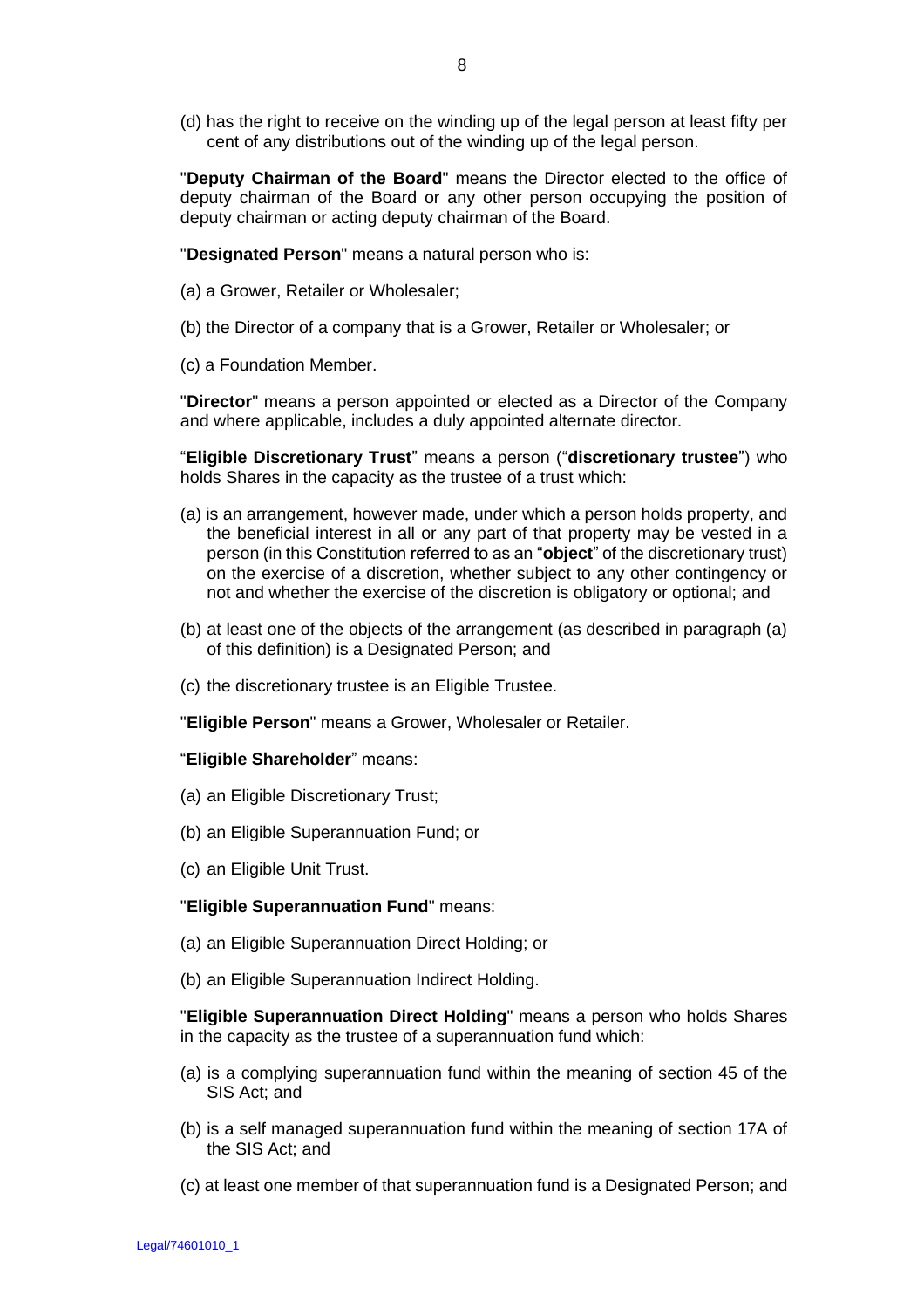(d) has the right to receive on the winding up of the legal person at least fifty per cent of any distributions out of the winding up of the legal person.

"**Deputy Chairman of the Board**" means the Director elected to the office of deputy chairman of the Board or any other person occupying the position of deputy chairman or acting deputy chairman of the Board.

"**Designated Person**" means a natural person who is:

(a) a Grower, Retailer or Wholesaler;

(b) the Director of a company that is a Grower, Retailer or Wholesaler; or

(c) a Foundation Member.

"**Director**" means a person appointed or elected as a Director of the Company and where applicable, includes a duly appointed alternate director.

"**Eligible Discretionary Trust**" means a person ("**discretionary trustee**") who holds Shares in the capacity as the trustee of a trust which:

(a) is an arrangement, however made, under which a person holds property, and the beneficial interest in all or any part of that property may be vested in a person (in this Constitution referred to as an "**object**" of the discretionary trust) on the exercise of a discretion, whether subject to any other contingency or not and whether the exercise of the discretion is obligatory or optional; and

(b) at least one of the objects of the arrangement (as described in paragraph (a) of this definition) is a Designated Person; and

(c) the discretionary trustee is an Eligible Trustee.

"**Eligible Person**" means a Grower, Wholesaler or Retailer.

"**Eligible Shareholder**" means:

(a) an Eligible Discretionary Trust;

(b) an Eligible Superannuation Fund; or

(c) an Eligible Unit Trust.

"**Eligible Superannuation Fund**" means:

(a) an Eligible Superannuation Direct Holding; or

(b) an Eligible Superannuation Indirect Holding.

"**Eligible Superannuation Direct Holding**" means a person who holds Shares in the capacity as the trustee of a superannuation fund which:

(a) is a complying superannuation fund within the meaning of section 45 of the SIS Act; and

(b) is a self managed superannuation fund within the meaning of section 17A of the SIS Act; and

(c) at least one member of that superannuation fund is a Designated Person; and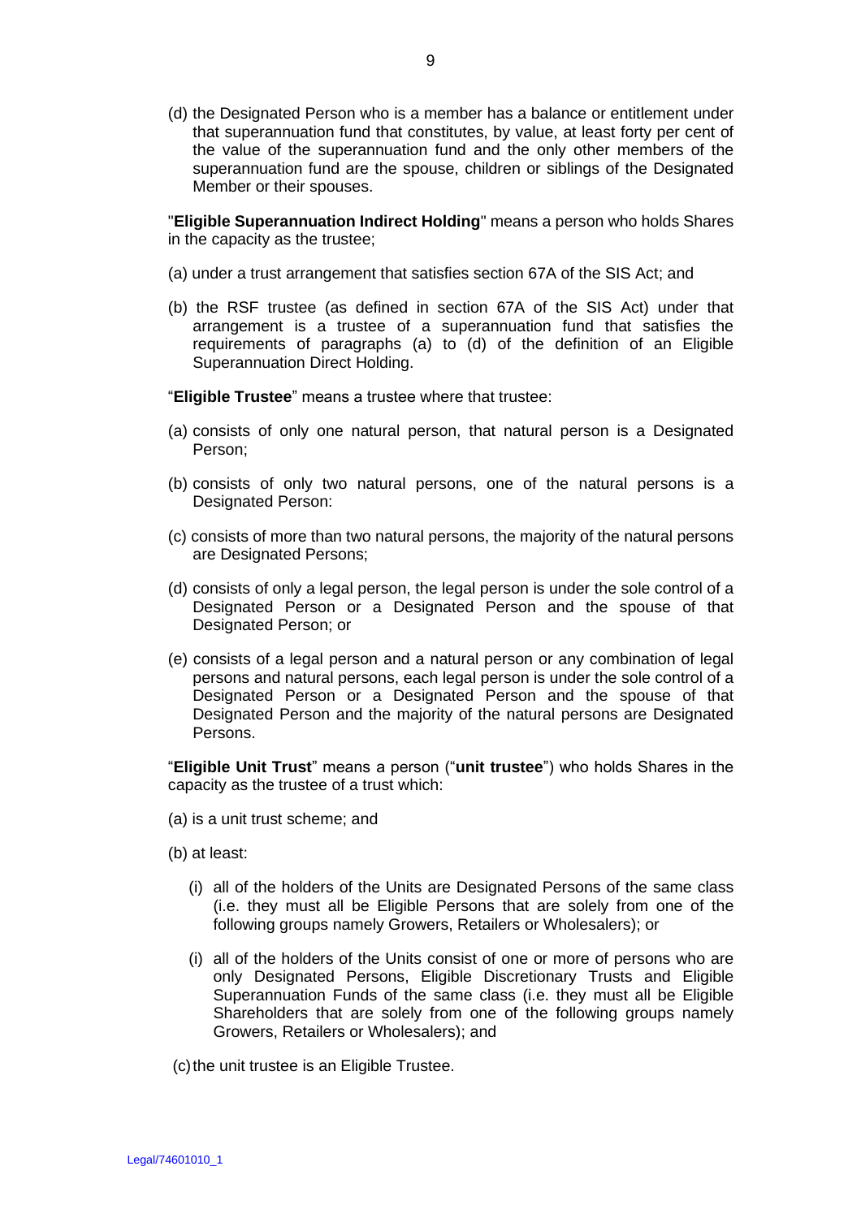(d) the Designated Person who is a member has a balance or entitlement under that superannuation fund that constitutes, by value, at least forty per cent of the value of the superannuation fund and the only other members of the superannuation fund are the spouse, children or siblings of the Designated Member or their spouses.

"**Eligible Superannuation Indirect Holding**" means a person who holds Shares in the capacity as the trustee;

(a) under a trust arrangement that satisfies section 67A of the SIS Act; and

(b) the RSF trustee (as defined in section 67A of the SIS Act) under that arrangement is a trustee of a superannuation fund that satisfies the requirements of paragraphs (a) to (d) of the definition of an Eligible Superannuation Direct Holding.

"**Eligible Trustee**" means a trustee where that trustee:

(a) consists of only one natural person, that natural person is a Designated Person;

(b) consists of only two natural persons, one of the natural persons is a Designated Person:

(c) consists of more than two natural persons, the majority of the natural persons are Designated Persons;

(d) consists of only a legal person, the legal person is under the sole control of a Designated Person or a Designated Person and the spouse of that Designated Person; or

(e) consists of a legal person and a natural person or any combination of legal persons and natural persons, each legal person is under the sole control of a Designated Person or a Designated Person and the spouse of that Designated Person and the majority of the natural persons are Designated Persons.

"**Eligible Unit Trust**" means a person ("**unit trustee**") who holds Shares in the capacity as the trustee of a trust which:

(a) is a unit trust scheme; and

(b) at least:

  (i) all of the holders of the Units are Designated Persons of the same class (i.e. they must all be Eligible Persons that are solely from one of the following groups namely Growers, Retailers or Wholesalers); or

  (i) all of the holders of the Units consist of one or more of persons who are only Designated Persons, Eligible Discretionary Trusts and Eligible Superannuation Funds of the same class (i.e. they must all be Eligible Shareholders that are solely from one of the following groups namely Growers, Retailers or Wholesalers); and

(c) the unit trustee is an Eligible Trustee.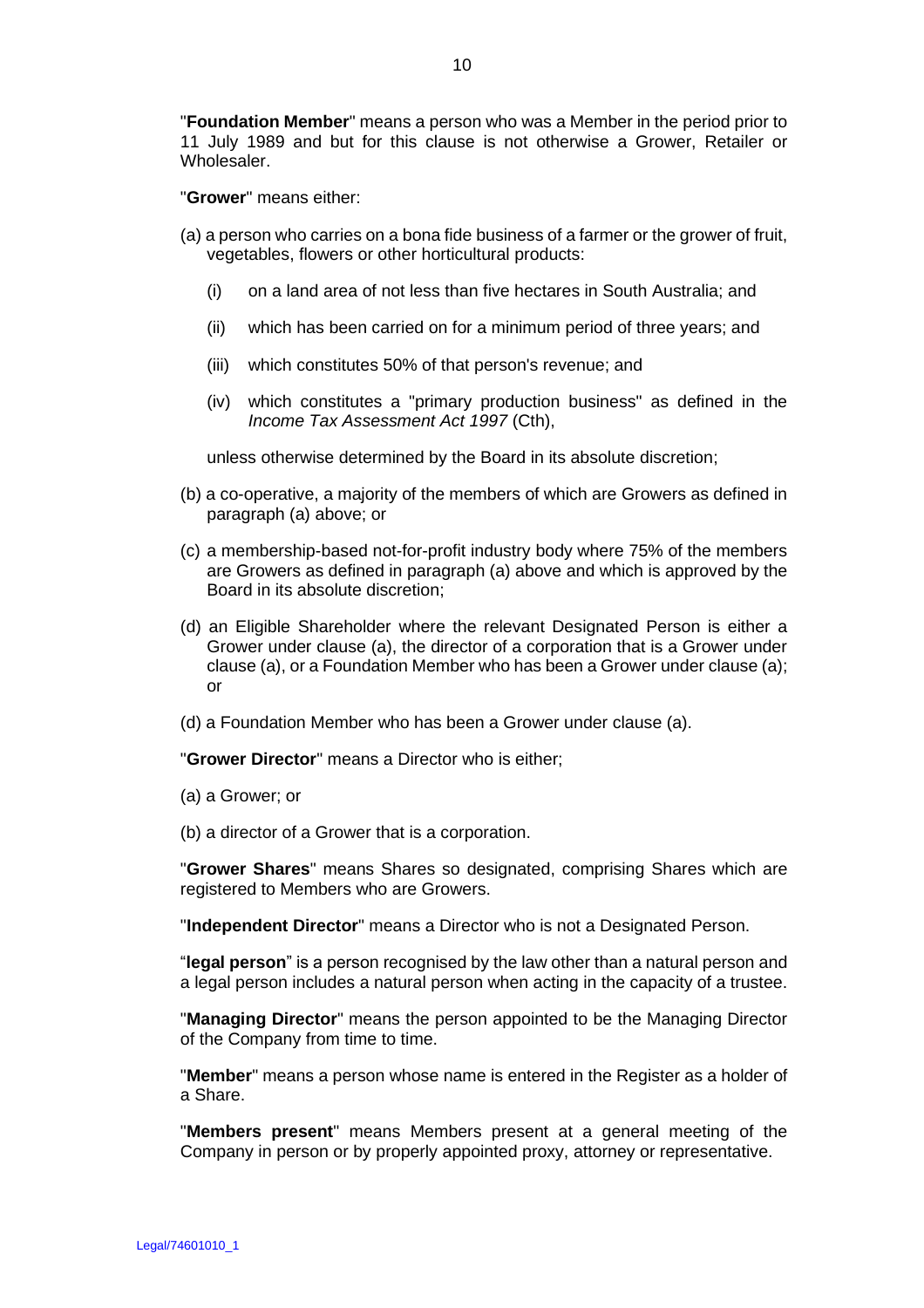"**Foundation Member**" means a person who was a Member in the period prior to 11 July 1989 and but for this clause is not otherwise a Grower, Retailer or Wholesaler.

"**Grower**" means either:

(a) a person who carries on a bona fide business of a farmer or the grower of fruit, vegetables, flowers or other horticultural products:

   (i) on a land area of not less than five hectares in South Australia; and

   (ii) which has been carried on for a minimum period of three years; and

   (iii) which constitutes 50% of that person's revenue; and

   (iv) which constitutes a "primary production business" as defined in the *Income Tax Assessment Act 1997* (Cth),

   unless otherwise determined by the Board in its absolute discretion;

(b) a co-operative, a majority of the members of which are Growers as defined in paragraph (a) above; or

(c) a membership-based not-for-profit industry body where 75% of the members are Growers as defined in paragraph (a) above and which is approved by the Board in its absolute discretion;

(d) an Eligible Shareholder where the relevant Designated Person is either a Grower under clause (a), the director of a corporation that is a Grower under clause (a), or a Foundation Member who has been a Grower under clause (a); or

(d) a Foundation Member who has been a Grower under clause (a).

"**Grower Director**" means a Director who is either;

(a) a Grower; or

(b) a director of a Grower that is a corporation.

"**Grower Shares**" means Shares so designated, comprising Shares which are registered to Members who are Growers.

"**Independent Director**" means a Director who is not a Designated Person.

"**legal person**" is a person recognised by the law other than a natural person and a legal person includes a natural person when acting in the capacity of a trustee.

"**Managing Director**" means the person appointed to be the Managing Director of the Company from time to time.

"**Member**" means a person whose name is entered in the Register as a holder of a Share.

"**Members present**" means Members present at a general meeting of the Company in person or by properly appointed proxy, attorney or representative.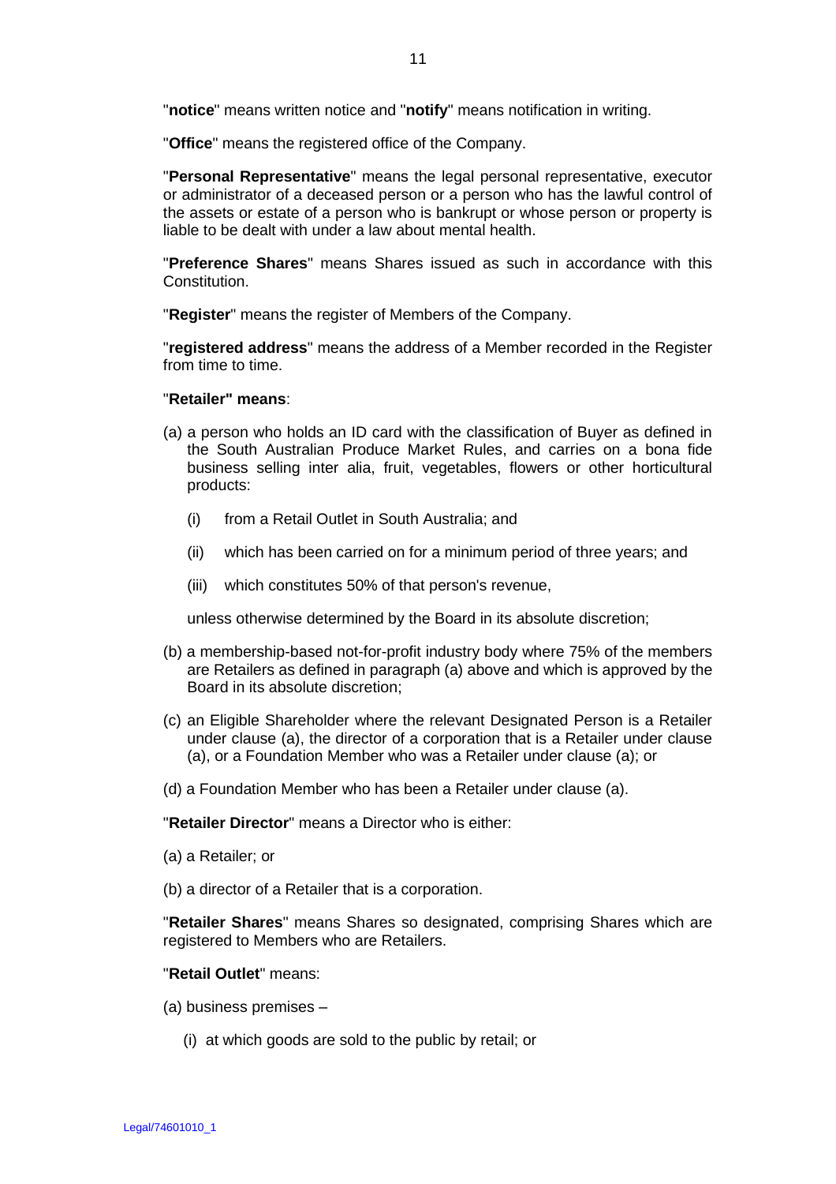"**notice**" means written notice and "**notify**" means notification in writing.

"**Office**" means the registered office of the Company.

"**Personal Representative**" means the legal personal representative, executor or administrator of a deceased person or a person who has the lawful control of the assets or estate of a person who is bankrupt or whose person or property is liable to be dealt with under a law about mental health.

"**Preference Shares**" means Shares issued as such in accordance with this Constitution.

"**Register**" means the register of Members of the Company.

"**registered address**" means the address of a Member recorded in the Register from time to time.

"**Retailer" means**:

(a) a person who holds an ID card with the classification of Buyer as defined in the South Australian Produce Market Rules, and carries on a bona fide business selling inter alia, fruit, vegetables, flowers or other horticultural products:

(i) from a Retail Outlet in South Australia; and

(ii) which has been carried on for a minimum period of three years; and

(iii) which constitutes 50% of that person's revenue,

unless otherwise determined by the Board in its absolute discretion;

(b) a membership-based not-for-profit industry body where 75% of the members are Retailers as defined in paragraph (a) above and which is approved by the Board in its absolute discretion;

(c) an Eligible Shareholder where the relevant Designated Person is a Retailer under clause (a), the director of a corporation that is a Retailer under clause (a), or a Foundation Member who was a Retailer under clause (a); or

(d) a Foundation Member who has been a Retailer under clause (a).

"**Retailer Director**" means a Director who is either:

(a) a Retailer; or

(b) a director of a Retailer that is a corporation.

"**Retailer Shares**" means Shares so designated, comprising Shares which are registered to Members who are Retailers.

"**Retail Outlet**" means:

(a) business premises –

(i) at which goods are sold to the public by retail; or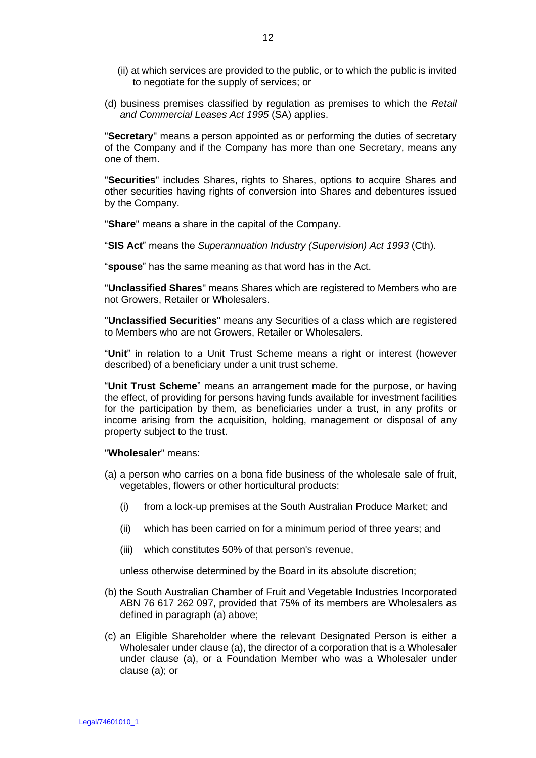(ii) at which services are provided to the public, or to which the public is invited to negotiate for the supply of services; or

(d) business premises classified by regulation as premises to which the *Retail and Commercial Leases Act 1995* (SA) applies.

"**Secretary**" means a person appointed as or performing the duties of secretary of the Company and if the Company has more than one Secretary, means any one of them.

"**Securities**" includes Shares, rights to Shares, options to acquire Shares and other securities having rights of conversion into Shares and debentures issued by the Company.

"**Share**" means a share in the capital of the Company.

"**SIS Act**" means the *Superannuation Industry (Supervision) Act 1993* (Cth).

"**spouse**" has the same meaning as that word has in the Act.

"**Unclassified Shares**" means Shares which are registered to Members who are not Growers, Retailer or Wholesalers.

"**Unclassified Securities**" means any Securities of a class which are registered to Members who are not Growers, Retailer or Wholesalers.

"**Unit**" in relation to a Unit Trust Scheme means a right or interest (however described) of a beneficiary under a unit trust scheme.

"**Unit Trust Scheme**" means an arrangement made for the purpose, or having the effect, of providing for persons having funds available for investment facilities for the participation by them, as beneficiaries under a trust, in any profits or income arising from the acquisition, holding, management or disposal of any property subject to the trust.

"**Wholesaler**" means:

(a) a person who carries on a bona fide business of the wholesale sale of fruit, vegetables, flowers or other horticultural products:

   (i) from a lock-up premises at the South Australian Produce Market; and

   (ii) which has been carried on for a minimum period of three years; and

   (iii) which constitutes 50% of that person's revenue,

   unless otherwise determined by the Board in its absolute discretion;

(b) the South Australian Chamber of Fruit and Vegetable Industries Incorporated ABN 76 617 262 097, provided that 75% of its members are Wholesalers as defined in paragraph (a) above;

(c) an Eligible Shareholder where the relevant Designated Person is either a Wholesaler under clause (a), the director of a corporation that is a Wholesaler under clause (a), or a Foundation Member who was a Wholesaler under clause (a); or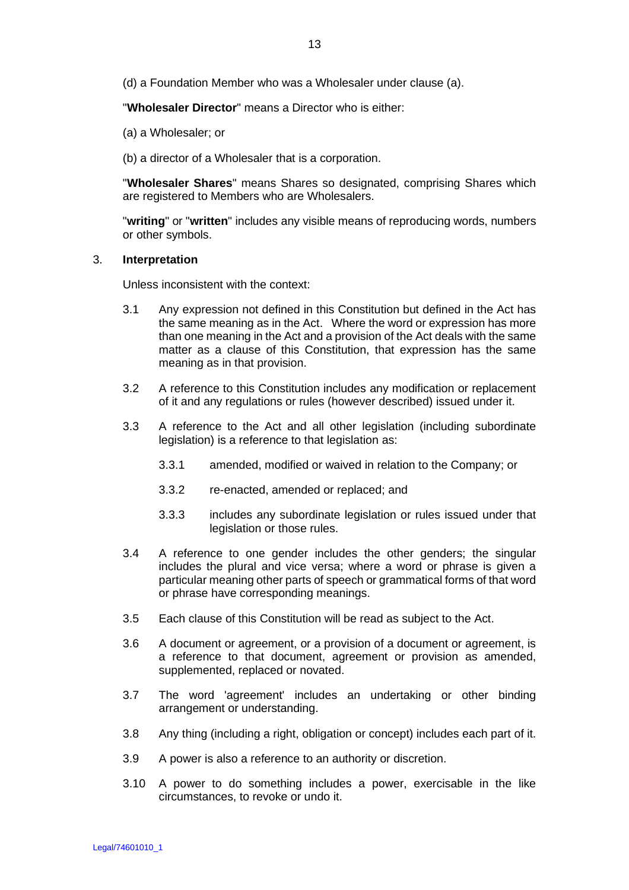(d) a Foundation Member who was a Wholesaler under clause (a).

"**Wholesaler Director**" means a Director who is either:

(a) a Wholesaler; or

(b) a director of a Wholesaler that is a corporation.

"**Wholesaler Shares**" means Shares so designated, comprising Shares which are registered to Members who are Wholesalers.

"**writing**" or "**written**" includes any visible means of reproducing words, numbers or other symbols.

## 3. Interpretation

Unless inconsistent with the context:

3.1 Any expression not defined in this Constitution but defined in the Act has the same meaning as in the Act. Where the word or expression has more than one meaning in the Act and a provision of the Act deals with the same matter as a clause of this Constitution, that expression has the same meaning as in that provision.

3.2 A reference to this Constitution includes any modification or replacement of it and any regulations or rules (however described) issued under it.

3.3 A reference to the Act and all other legislation (including subordinate legislation) is a reference to that legislation as:

- 3.3.1 amended, modified or waived in relation to the Company; or
- 3.3.2 re-enacted, amended or replaced; and
- 3.3.3 includes any subordinate legislation or rules issued under that legislation or those rules.

3.4 A reference to one gender includes the other genders; the singular includes the plural and vice versa; where a word or phrase is given a particular meaning other parts of speech or grammatical forms of that word or phrase have corresponding meanings.

3.5 Each clause of this Constitution will be read as subject to the Act.

3.6 A document or agreement, or a provision of a document or agreement, is a reference to that document, agreement or provision as amended, supplemented, replaced or novated.

3.7 The word 'agreement' includes an undertaking or other binding arrangement or understanding.

3.8 Any thing (including a right, obligation or concept) includes each part of it.

3.9 A power is also a reference to an authority or discretion.

3.10 A power to do something includes a power, exercisable in the like circumstances, to revoke or undo it.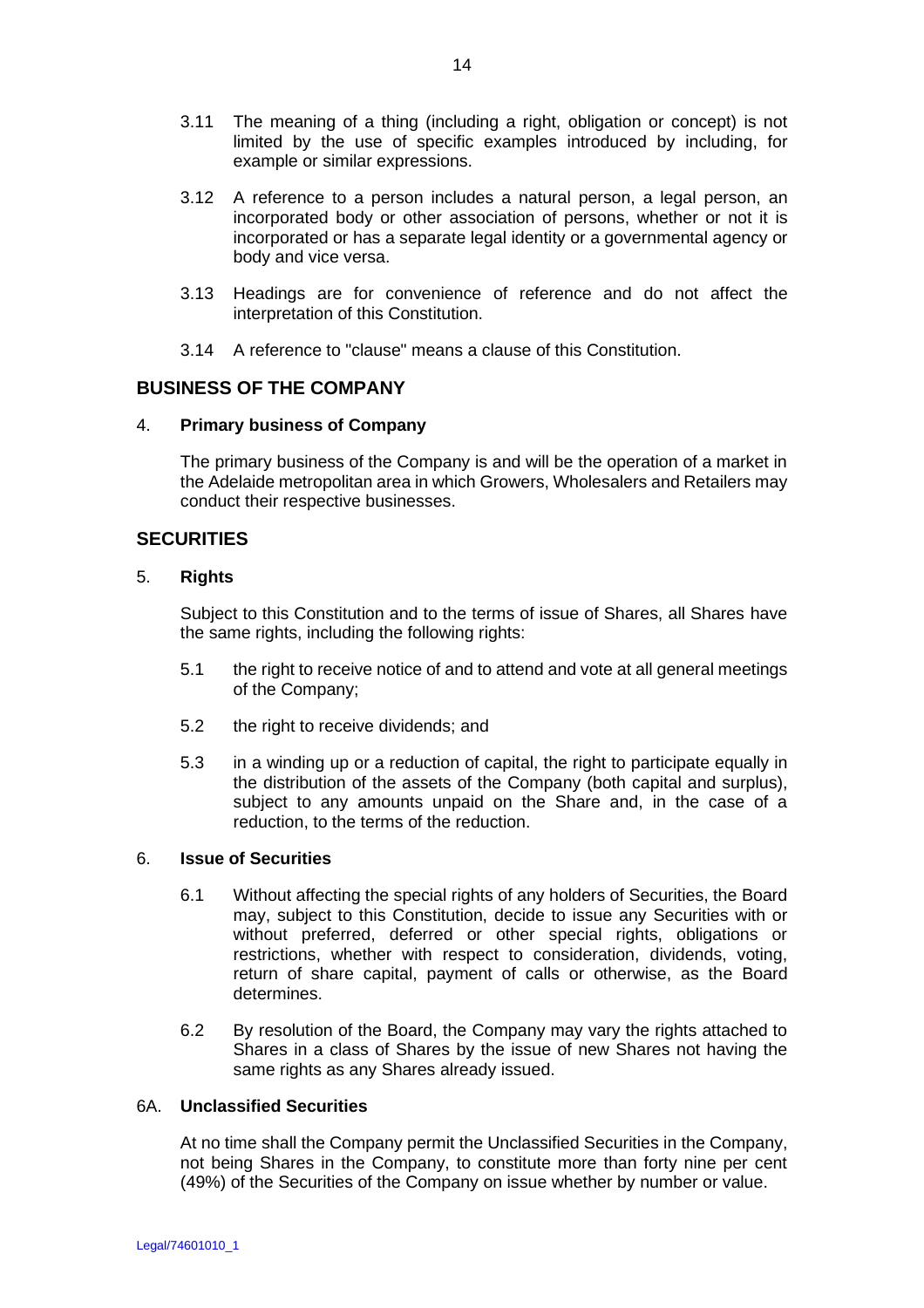3.11 The meaning of a thing (including a right, obligation or concept) is not limited by the use of specific examples introduced by including, for example or similar expressions.

3.12 A reference to a person includes a natural person, a legal person, an incorporated body or other association of persons, whether or not it is incorporated or has a separate legal identity or a governmental agency or body and vice versa.

3.13 Headings are for convenience of reference and do not affect the interpretation of this Constitution.

3.14 A reference to "clause" means a clause of this Constitution.

## BUSINESS OF THE COMPANY

### 4. Primary business of Company

The primary business of the Company is and will be the operation of a market in the Adelaide metropolitan area in which Growers, Wholesalers and Retailers may conduct their respective businesses.

## SECURITIES

### 5. Rights

Subject to this Constitution and to the terms of issue of Shares, all Shares have the same rights, including the following rights:

5.1 the right to receive notice of and to attend and vote at all general meetings of the Company;

5.2 the right to receive dividends; and

5.3 in a winding up or a reduction of capital, the right to participate equally in the distribution of the assets of the Company (both capital and surplus), subject to any amounts unpaid on the Share and, in the case of a reduction, to the terms of the reduction.

### 6. Issue of Securities

6.1 Without affecting the special rights of any holders of Securities, the Board may, subject to this Constitution, decide to issue any Securities with or without preferred, deferred or other special rights, obligations or restrictions, whether with respect to consideration, dividends, voting, return of share capital, payment of calls or otherwise, as the Board determines.

6.2 By resolution of the Board, the Company may vary the rights attached to Shares in a class of Shares by the issue of new Shares not having the same rights as any Shares already issued.

### 6A. Unclassified Securities

At no time shall the Company permit the Unclassified Securities in the Company, not being Shares in the Company, to constitute more than forty nine per cent (49%) of the Securities of the Company on issue whether by number or value.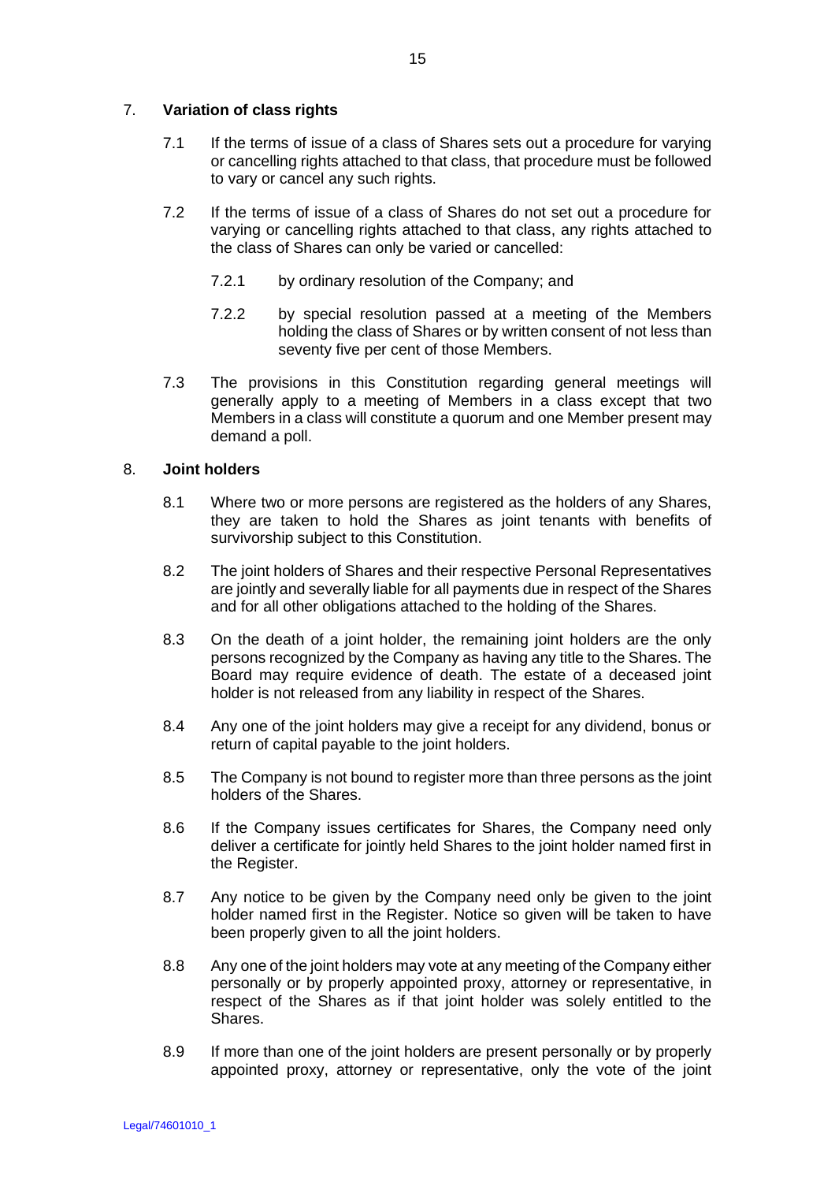## 7. Variation of class rights

7.1 If the terms of issue of a class of Shares sets out a procedure for varying or cancelling rights attached to that class, that procedure must be followed to vary or cancel any such rights.

7.2 If the terms of issue of a class of Shares do not set out a procedure for varying or cancelling rights attached to that class, any rights attached to the class of Shares can only be varied or cancelled:

7.2.1 by ordinary resolution of the Company; and

7.2.2 by special resolution passed at a meeting of the Members holding the class of Shares or by written consent of not less than seventy five per cent of those Members.

7.3 The provisions in this Constitution regarding general meetings will generally apply to a meeting of Members in a class except that two Members in a class will constitute a quorum and one Member present may demand a poll.

## 8. Joint holders

8.1 Where two or more persons are registered as the holders of any Shares, they are taken to hold the Shares as joint tenants with benefits of survivorship subject to this Constitution.

8.2 The joint holders of Shares and their respective Personal Representatives are jointly and severally liable for all payments due in respect of the Shares and for all other obligations attached to the holding of the Shares.

8.3 On the death of a joint holder, the remaining joint holders are the only persons recognized by the Company as having any title to the Shares. The Board may require evidence of death. The estate of a deceased joint holder is not released from any liability in respect of the Shares.

8.4 Any one of the joint holders may give a receipt for any dividend, bonus or return of capital payable to the joint holders.

8.5 The Company is not bound to register more than three persons as the joint holders of the Shares.

8.6 If the Company issues certificates for Shares, the Company need only deliver a certificate for jointly held Shares to the joint holder named first in the Register.

8.7 Any notice to be given by the Company need only be given to the joint holder named first in the Register. Notice so given will be taken to have been properly given to all the joint holders.

8.8 Any one of the joint holders may vote at any meeting of the Company either personally or by properly appointed proxy, attorney or representative, in respect of the Shares as if that joint holder was solely entitled to the Shares.

8.9 If more than one of the joint holders are present personally or by properly appointed proxy, attorney or representative, only the vote of the joint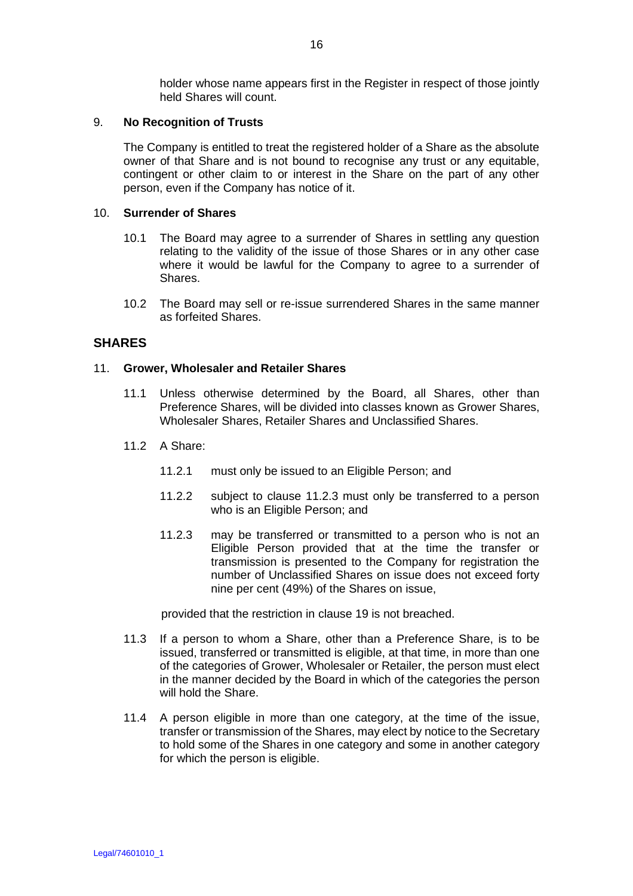holder whose name appears first in the Register in respect of those jointly held Shares will count.

9. **No Recognition of Trusts**

The Company is entitled to treat the registered holder of a Share as the absolute owner of that Share and is not bound to recognise any trust or any equitable, contingent or other claim to or interest in the Share on the part of any other person, even if the Company has notice of it.

10. **Surrender of Shares**

10.1 The Board may agree to a surrender of Shares in settling any question relating to the validity of the issue of those Shares or in any other case where it would be lawful for the Company to agree to a surrender of Shares.

10.2 The Board may sell or re-issue surrendered Shares in the same manner as forfeited Shares.

## SHARES

11. **Grower, Wholesaler and Retailer Shares**

11.1 Unless otherwise determined by the Board, all Shares, other than Preference Shares, will be divided into classes known as Grower Shares, Wholesaler Shares, Retailer Shares and Unclassified Shares.

11.2 A Share:

11.2.1 must only be issued to an Eligible Person; and

11.2.2 subject to clause 11.2.3 must only be transferred to a person who is an Eligible Person; and

11.2.3 may be transferred or transmitted to a person who is not an Eligible Person provided that at the time the transfer or transmission is presented to the Company for registration the number of Unclassified Shares on issue does not exceed forty nine per cent (49%) of the Shares on issue,

provided that the restriction in clause 19 is not breached.

11.3 If a person to whom a Share, other than a Preference Share, is to be issued, transferred or transmitted is eligible, at that time, in more than one of the categories of Grower, Wholesaler or Retailer, the person must elect in the manner decided by the Board in which of the categories the person will hold the Share.

11.4 A person eligible in more than one category, at the time of the issue, transfer or transmission of the Shares, may elect by notice to the Secretary to hold some of the Shares in one category and some in another category for which the person is eligible.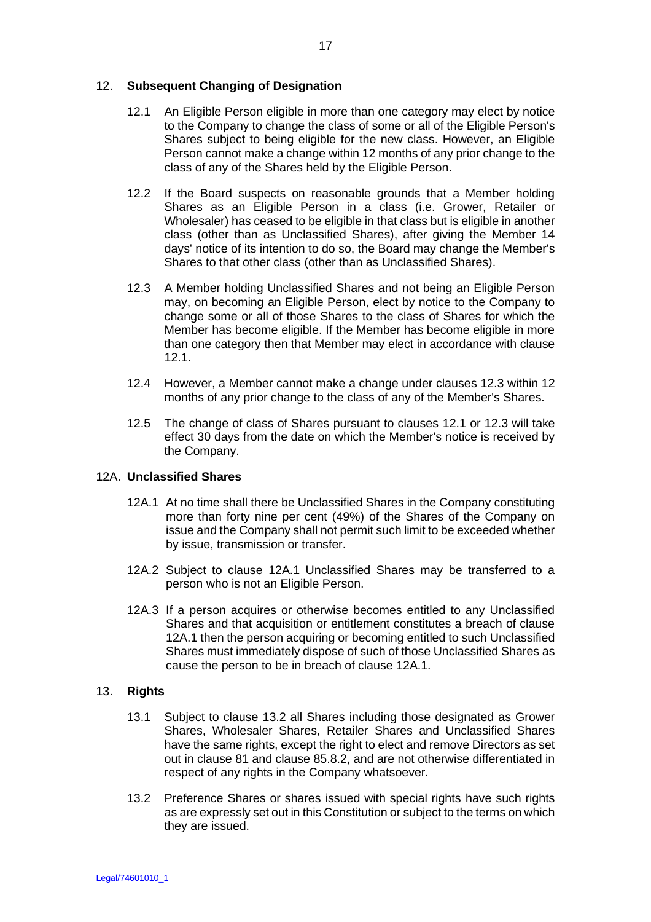## 12. Subsequent Changing of Designation

12.1 An Eligible Person eligible in more than one category may elect by notice to the Company to change the class of some or all of the Eligible Person's Shares subject to being eligible for the new class. However, an Eligible Person cannot make a change within 12 months of any prior change to the class of any of the Shares held by the Eligible Person.

12.2 If the Board suspects on reasonable grounds that a Member holding Shares as an Eligible Person in a class (i.e. Grower, Retailer or Wholesaler) has ceased to be eligible in that class but is eligible in another class (other than as Unclassified Shares), after giving the Member 14 days' notice of its intention to do so, the Board may change the Member's Shares to that other class (other than as Unclassified Shares).

12.3 A Member holding Unclassified Shares and not being an Eligible Person may, on becoming an Eligible Person, elect by notice to the Company to change some or all of those Shares to the class of Shares for which the Member has become eligible. If the Member has become eligible in more than one category then that Member may elect in accordance with clause 12.1.

12.4 However, a Member cannot make a change under clauses 12.3 within 12 months of any prior change to the class of any of the Member's Shares.

12.5 The change of class of Shares pursuant to clauses 12.1 or 12.3 will take effect 30 days from the date on which the Member's notice is received by the Company.

## 12A. Unclassified Shares

12A.1 At no time shall there be Unclassified Shares in the Company constituting more than forty nine per cent (49%) of the Shares of the Company on issue and the Company shall not permit such limit to be exceeded whether by issue, transmission or transfer.

12A.2 Subject to clause 12A.1 Unclassified Shares may be transferred to a person who is not an Eligible Person.

12A.3 If a person acquires or otherwise becomes entitled to any Unclassified Shares and that acquisition or entitlement constitutes a breach of clause 12A.1 then the person acquiring or becoming entitled to such Unclassified Shares must immediately dispose of such of those Unclassified Shares as cause the person to be in breach of clause 12A.1.

## 13. Rights

13.1 Subject to clause 13.2 all Shares including those designated as Grower Shares, Wholesaler Shares, Retailer Shares and Unclassified Shares have the same rights, except the right to elect and remove Directors as set out in clause 81 and clause 85.8.2, and are not otherwise differentiated in respect of any rights in the Company whatsoever.

13.2 Preference Shares or shares issued with special rights have such rights as are expressly set out in this Constitution or subject to the terms on which they are issued.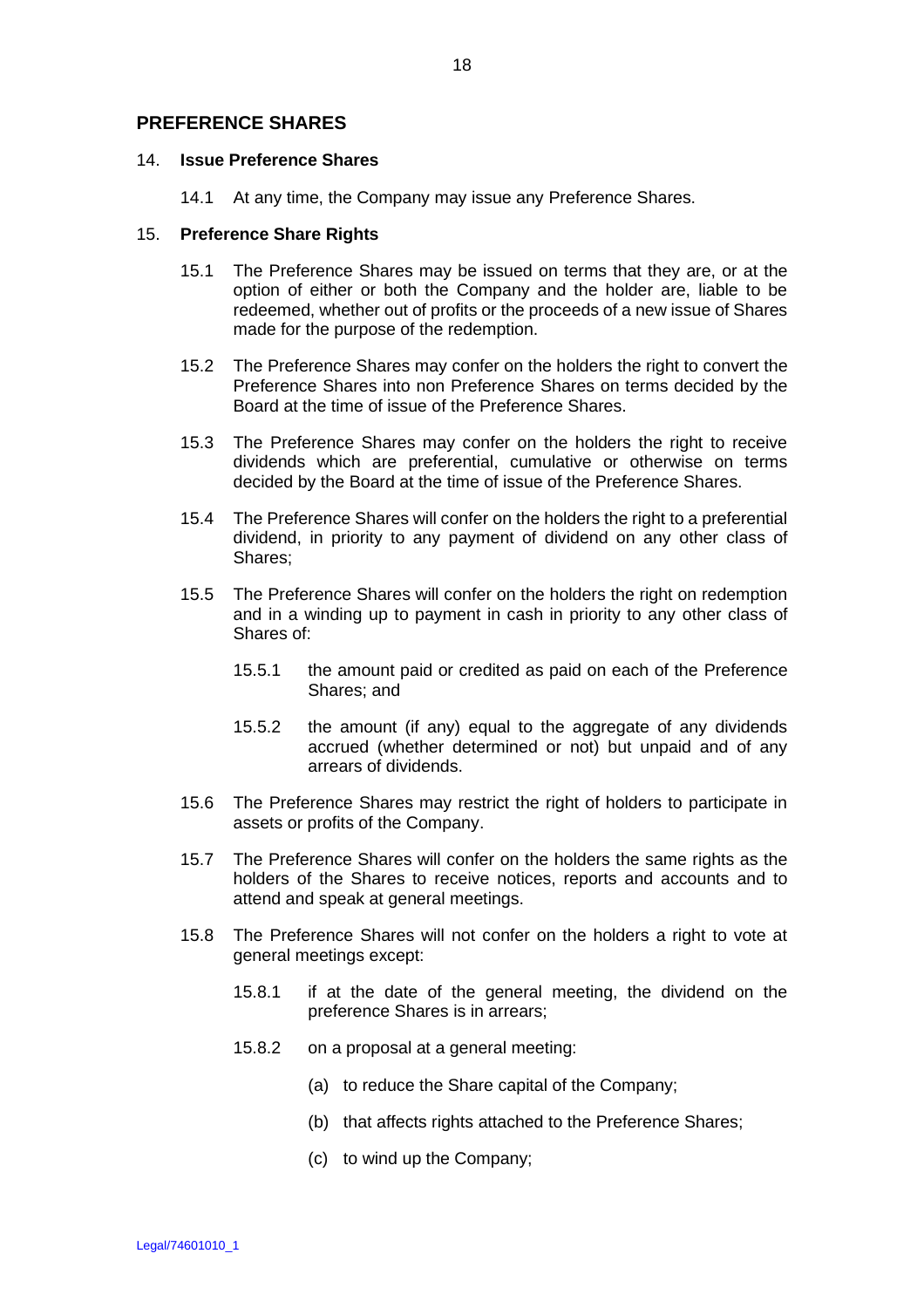## PREFERENCE SHARES

14. **Issue Preference Shares**

    14.1 At any time, the Company may issue any Preference Shares.

15. **Preference Share Rights**

    15.1 The Preference Shares may be issued on terms that they are, or at the option of either or both the Company and the holder are, liable to be redeemed, whether out of profits or the proceeds of a new issue of Shares made for the purpose of the redemption.

    15.2 The Preference Shares may confer on the holders the right to convert the Preference Shares into non Preference Shares on terms decided by the Board at the time of issue of the Preference Shares.

    15.3 The Preference Shares may confer on the holders the right to receive dividends which are preferential, cumulative or otherwise on terms decided by the Board at the time of issue of the Preference Shares.

    15.4 The Preference Shares will confer on the holders the right to a preferential dividend, in priority to any payment of dividend on any other class of Shares;

    15.5 The Preference Shares will confer on the holders the right on redemption and in a winding up to payment in cash in priority to any other class of Shares of:

        15.5.1 the amount paid or credited as paid on each of the Preference Shares; and

        15.5.2 the amount (if any) equal to the aggregate of any dividends accrued (whether determined or not) but unpaid and of any arrears of dividends.

    15.6 The Preference Shares may restrict the right of holders to participate in assets or profits of the Company.

    15.7 The Preference Shares will confer on the holders the same rights as the holders of the Shares to receive notices, reports and accounts and to attend and speak at general meetings.

    15.8 The Preference Shares will not confer on the holders a right to vote at general meetings except:

        15.8.1 if at the date of the general meeting, the dividend on the preference Shares is in arrears;

        15.8.2 on a proposal at a general meeting:

            (a) to reduce the Share capital of the Company;

            (b) that affects rights attached to the Preference Shares;

            (c) to wind up the Company;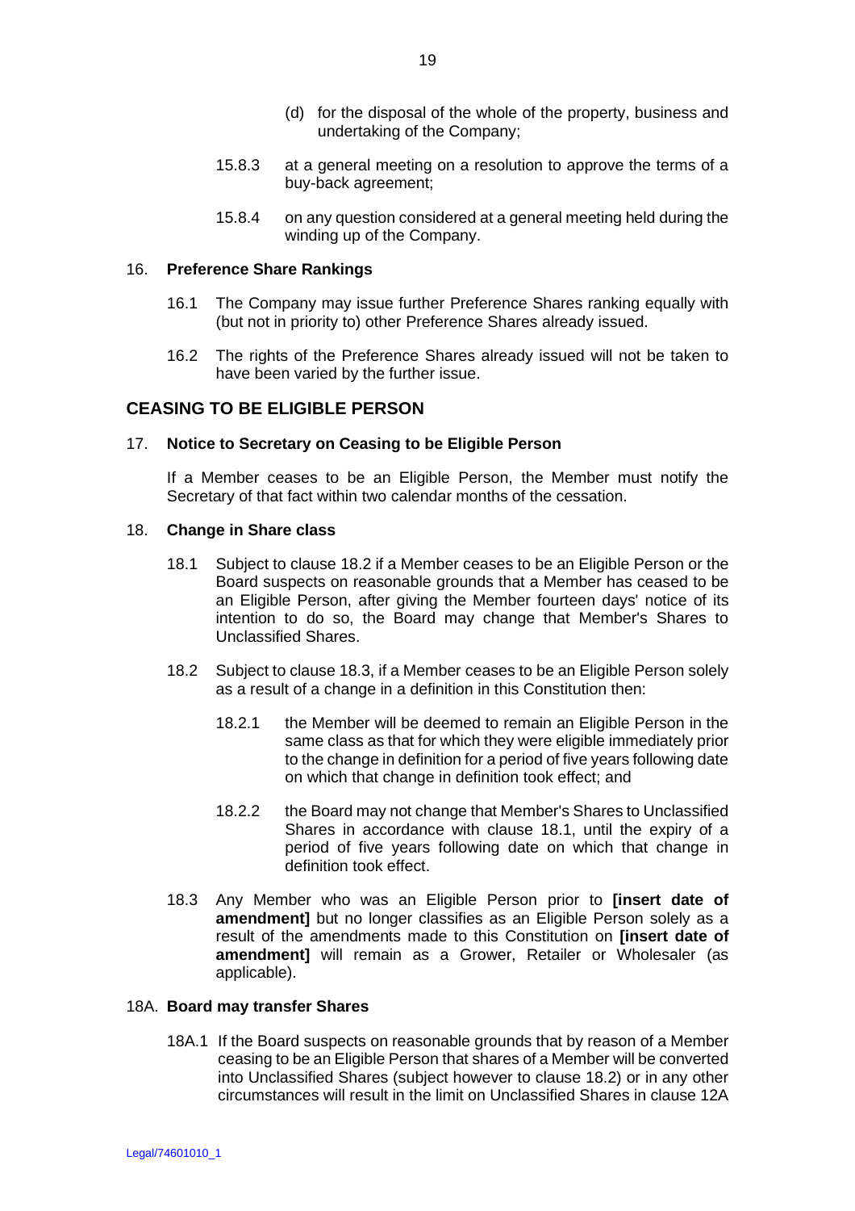(d) for the disposal of the whole of the property, business and undertaking of the Company;

15.8.3 at a general meeting on a resolution to approve the terms of a buy-back agreement;

15.8.4 on any question considered at a general meeting held during the winding up of the Company.

16. **Preference Share Rankings**

16.1 The Company may issue further Preference Shares ranking equally with (but not in priority to) other Preference Shares already issued.

16.2 The rights of the Preference Shares already issued will not be taken to have been varied by the further issue.

## CEASING TO BE ELIGIBLE PERSON

17. **Notice to Secretary on Ceasing to be Eligible Person**

If a Member ceases to be an Eligible Person, the Member must notify the Secretary of that fact within two calendar months of the cessation.

18. **Change in Share class**

18.1 Subject to clause 18.2 if a Member ceases to be an Eligible Person or the Board suspects on reasonable grounds that a Member has ceased to be an Eligible Person, after giving the Member fourteen days' notice of its intention to do so, the Board may change that Member's Shares to Unclassified Shares.

18.2 Subject to clause 18.3, if a Member ceases to be an Eligible Person solely as a result of a change in a definition in this Constitution then:

18.2.1 the Member will be deemed to remain an Eligible Person in the same class as that for which they were eligible immediately prior to the change in definition for a period of five years following date on which that change in definition took effect; and

18.2.2 the Board may not change that Member's Shares to Unclassified Shares in accordance with clause 18.1, until the expiry of a period of five years following date on which that change in definition took effect.

18.3 Any Member who was an Eligible Person prior to **[insert date of amendment]** but no longer classifies as an Eligible Person solely as a result of the amendments made to this Constitution on **[insert date of amendment]** will remain as a Grower, Retailer or Wholesaler (as applicable).

18A. **Board may transfer Shares**

18A.1 If the Board suspects on reasonable grounds that by reason of a Member ceasing to be an Eligible Person that shares of a Member will be converted into Unclassified Shares (subject however to clause 18.2) or in any other circumstances will result in the limit on Unclassified Shares in clause 12A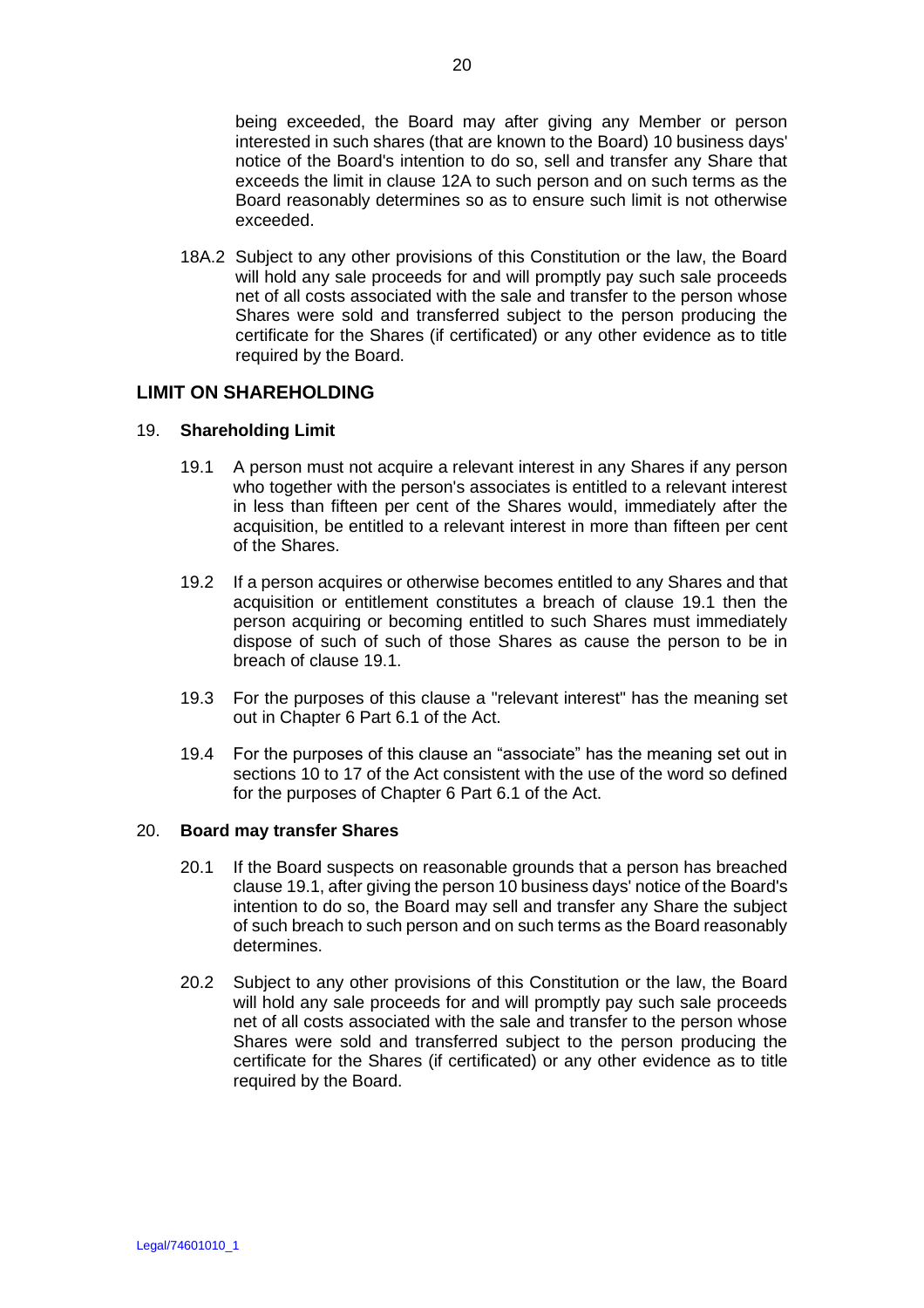being exceeded, the Board may after giving any Member or person interested in such shares (that are known to the Board) 10 business days' notice of the Board's intention to do so, sell and transfer any Share that exceeds the limit in clause 12A to such person and on such terms as the Board reasonably determines so as to ensure such limit is not otherwise exceeded.

18A.2 Subject to any other provisions of this Constitution or the law, the Board will hold any sale proceeds for and will promptly pay such sale proceeds net of all costs associated with the sale and transfer to the person whose Shares were sold and transferred subject to the person producing the certificate for the Shares (if certificated) or any other evidence as to title required by the Board.

## LIMIT ON SHAREHOLDING

19. **Shareholding Limit**

19.1 A person must not acquire a relevant interest in any Shares if any person who together with the person's associates is entitled to a relevant interest in less than fifteen per cent of the Shares would, immediately after the acquisition, be entitled to a relevant interest in more than fifteen per cent of the Shares.

19.2 If a person acquires or otherwise becomes entitled to any Shares and that acquisition or entitlement constitutes a breach of clause 19.1 then the person acquiring or becoming entitled to such Shares must immediately dispose of such of such of those Shares as cause the person to be in breach of clause 19.1.

19.3 For the purposes of this clause a "relevant interest" has the meaning set out in Chapter 6 Part 6.1 of the Act.

19.4 For the purposes of this clause an "associate" has the meaning set out in sections 10 to 17 of the Act consistent with the use of the word so defined for the purposes of Chapter 6 Part 6.1 of the Act.

20. **Board may transfer Shares**

20.1 If the Board suspects on reasonable grounds that a person has breached clause 19.1, after giving the person 10 business days' notice of the Board's intention to do so, the Board may sell and transfer any Share the subject of such breach to such person and on such terms as the Board reasonably determines.

20.2 Subject to any other provisions of this Constitution or the law, the Board will hold any sale proceeds for and will promptly pay such sale proceeds net of all costs associated with the sale and transfer to the person whose Shares were sold and transferred subject to the person producing the certificate for the Shares (if certificated) or any other evidence as to title required by the Board.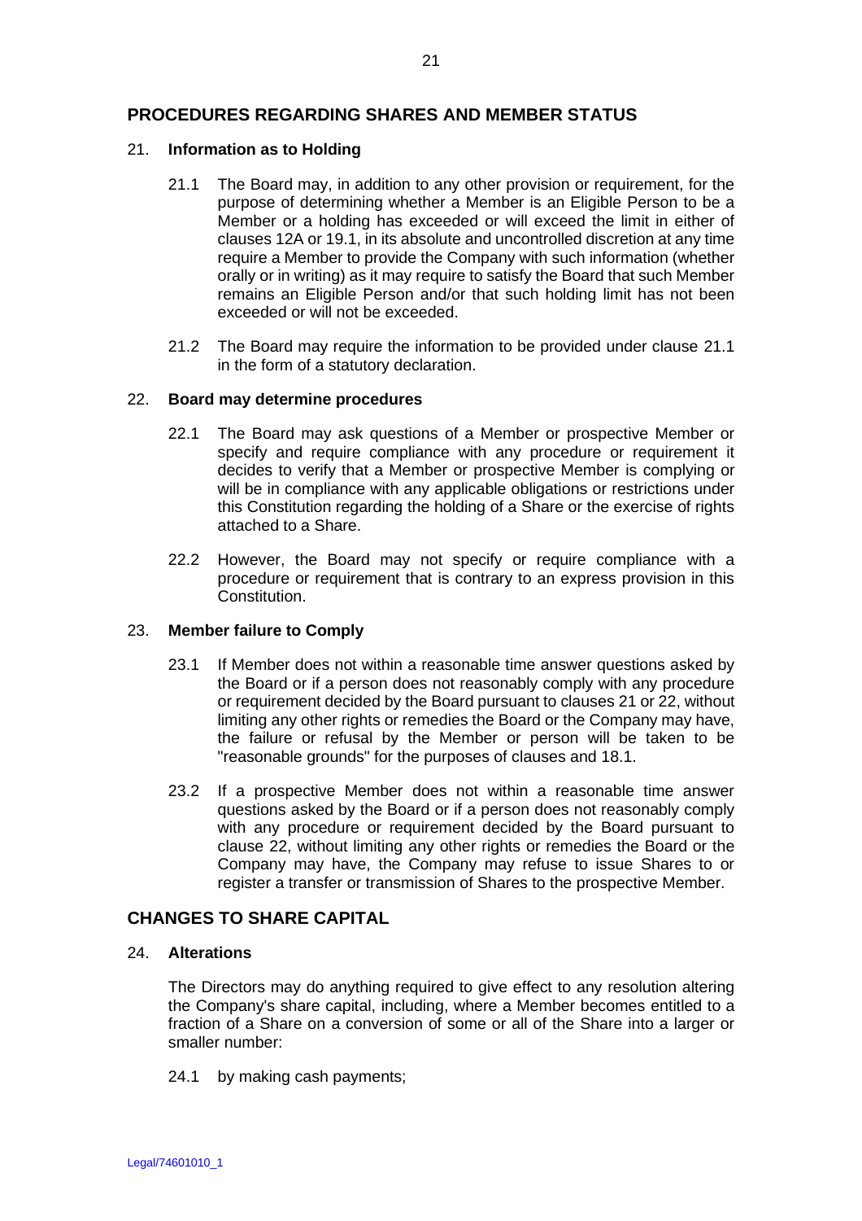## PROCEDURES REGARDING SHARES AND MEMBER STATUS

### 21. Information as to Holding

21.1 The Board may, in addition to any other provision or requirement, for the purpose of determining whether a Member is an Eligible Person to be a Member or a holding has exceeded or will exceed the limit in either of clauses 12A or 19.1, in its absolute and uncontrolled discretion at any time require a Member to provide the Company with such information (whether orally or in writing) as it may require to satisfy the Board that such Member remains an Eligible Person and/or that such holding limit has not been exceeded or will not be exceeded.

21.2 The Board may require the information to be provided under clause 21.1 in the form of a statutory declaration.

### 22. Board may determine procedures

22.1 The Board may ask questions of a Member or prospective Member or specify and require compliance with any procedure or requirement it decides to verify that a Member or prospective Member is complying or will be in compliance with any applicable obligations or restrictions under this Constitution regarding the holding of a Share or the exercise of rights attached to a Share.

22.2 However, the Board may not specify or require compliance with a procedure or requirement that is contrary to an express provision in this Constitution.

### 23. Member failure to Comply

23.1 If Member does not within a reasonable time answer questions asked by the Board or if a person does not reasonably comply with any procedure or requirement decided by the Board pursuant to clauses 21 or 22, without limiting any other rights or remedies the Board or the Company may have, the failure or refusal by the Member or person will be taken to be "reasonable grounds" for the purposes of clauses and 18.1.

23.2 If a prospective Member does not within a reasonable time answer questions asked by the Board or if a person does not reasonably comply with any procedure or requirement decided by the Board pursuant to clause 22, without limiting any other rights or remedies the Board or the Company may have, the Company may refuse to issue Shares to or register a transfer or transmission of Shares to the prospective Member.

## CHANGES TO SHARE CAPITAL

### 24. Alterations

The Directors may do anything required to give effect to any resolution altering the Company's share capital, including, where a Member becomes entitled to a fraction of a Share on a conversion of some or all of the Share into a larger or smaller number:

24.1 by making cash payments;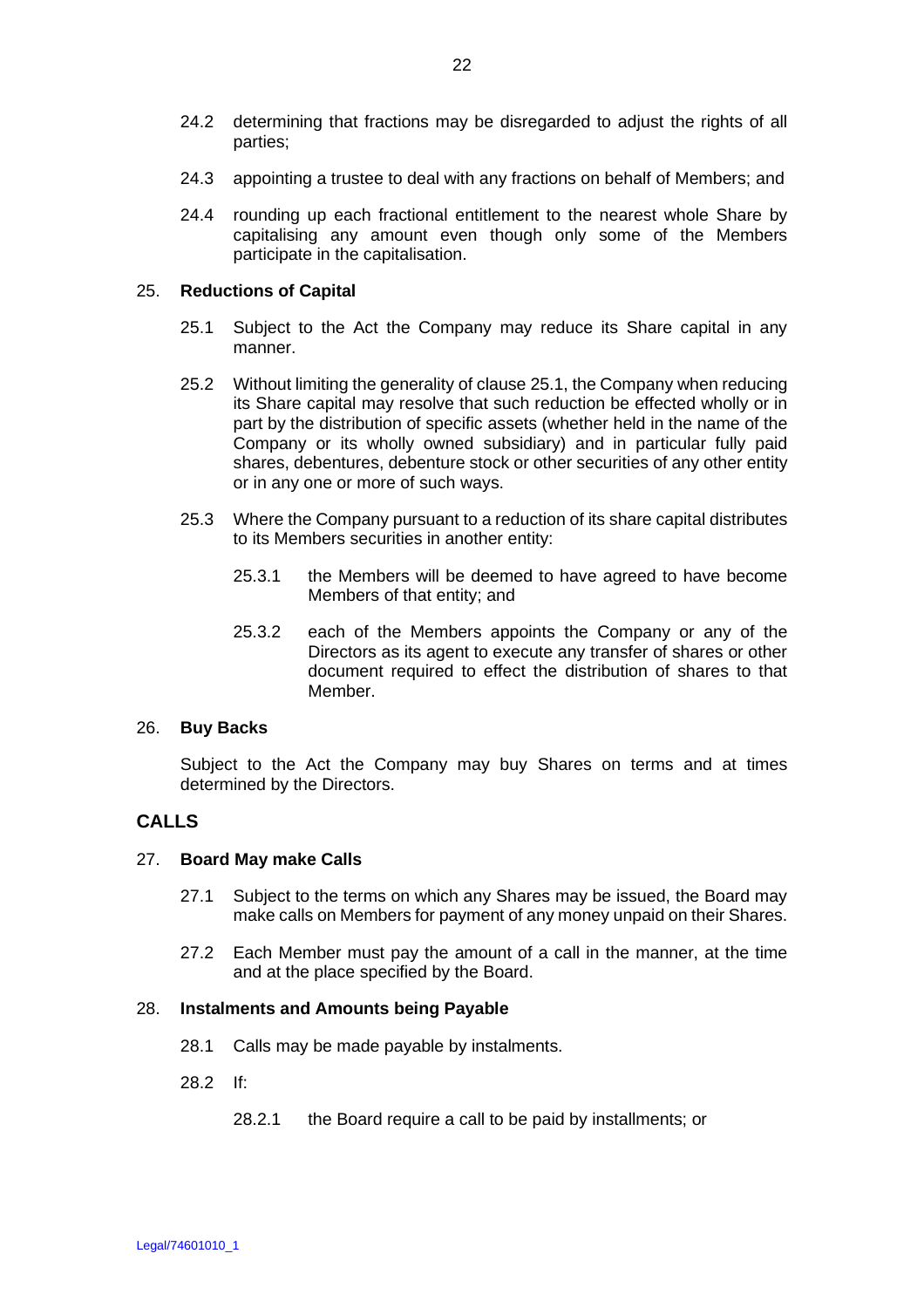24.2 determining that fractions may be disregarded to adjust the rights of all parties;

24.3 appointing a trustee to deal with any fractions on behalf of Members; and

24.4 rounding up each fractional entitlement to the nearest whole Share by capitalising any amount even though only some of the Members participate in the capitalisation.

25. **Reductions of Capital**

25.1 Subject to the Act the Company may reduce its Share capital in any manner.

25.2 Without limiting the generality of clause 25.1, the Company when reducing its Share capital may resolve that such reduction be effected wholly or in part by the distribution of specific assets (whether held in the name of the Company or its wholly owned subsidiary) and in particular fully paid shares, debentures, debenture stock or other securities of any other entity or in any one or more of such ways.

25.3 Where the Company pursuant to a reduction of its share capital distributes to its Members securities in another entity:

25.3.1 the Members will be deemed to have agreed to have become Members of that entity; and

25.3.2 each of the Members appoints the Company or any of the Directors as its agent to execute any transfer of shares or other document required to effect the distribution of shares to that Member.

26. **Buy Backs**

Subject to the Act the Company may buy Shares on terms and at times determined by the Directors.

## CALLS

27. **Board May make Calls**

27.1 Subject to the terms on which any Shares may be issued, the Board may make calls on Members for payment of any money unpaid on their Shares.

27.2 Each Member must pay the amount of a call in the manner, at the time and at the place specified by the Board.

28. **Instalments and Amounts being Payable**

28.1 Calls may be made payable by instalments.

28.2 If:

28.2.1 the Board require a call to be paid by installments; or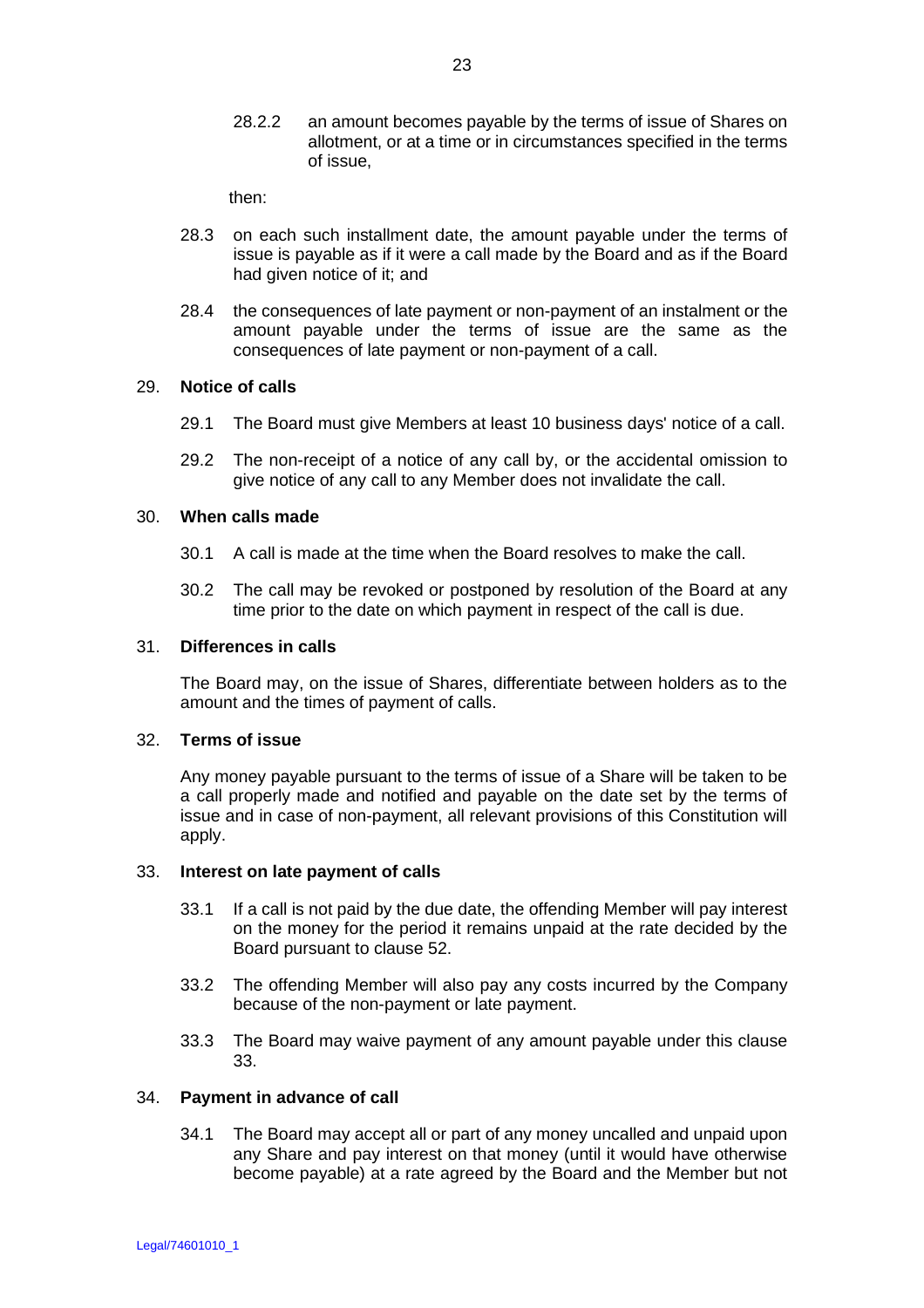28.2.2 an amount becomes payable by the terms of issue of Shares on allotment, or at a time or in circumstances specified in the terms of issue,

then:

28.3 on each such installment date, the amount payable under the terms of issue is payable as if it were a call made by the Board and as if the Board had given notice of it; and

28.4 the consequences of late payment or non-payment of an instalment or the amount payable under the terms of issue are the same as the consequences of late payment or non-payment of a call.

## 29. Notice of calls

29.1 The Board must give Members at least 10 business days' notice of a call.

29.2 The non-receipt of a notice of any call by, or the accidental omission to give notice of any call to any Member does not invalidate the call.

## 30. When calls made

30.1 A call is made at the time when the Board resolves to make the call.

30.2 The call may be revoked or postponed by resolution of the Board at any time prior to the date on which payment in respect of the call is due.

## 31. Differences in calls

The Board may, on the issue of Shares, differentiate between holders as to the amount and the times of payment of calls.

## 32. Terms of issue

Any money payable pursuant to the terms of issue of a Share will be taken to be a call properly made and notified and payable on the date set by the terms of issue and in case of non-payment, all relevant provisions of this Constitution will apply.

## 33. Interest on late payment of calls

33.1 If a call is not paid by the due date, the offending Member will pay interest on the money for the period it remains unpaid at the rate decided by the Board pursuant to clause 52.

33.2 The offending Member will also pay any costs incurred by the Company because of the non-payment or late payment.

33.3 The Board may waive payment of any amount payable under this clause 33.

## 34. Payment in advance of call

34.1 The Board may accept all or part of any money uncalled and unpaid upon any Share and pay interest on that money (until it would have otherwise become payable) at a rate agreed by the Board and the Member but not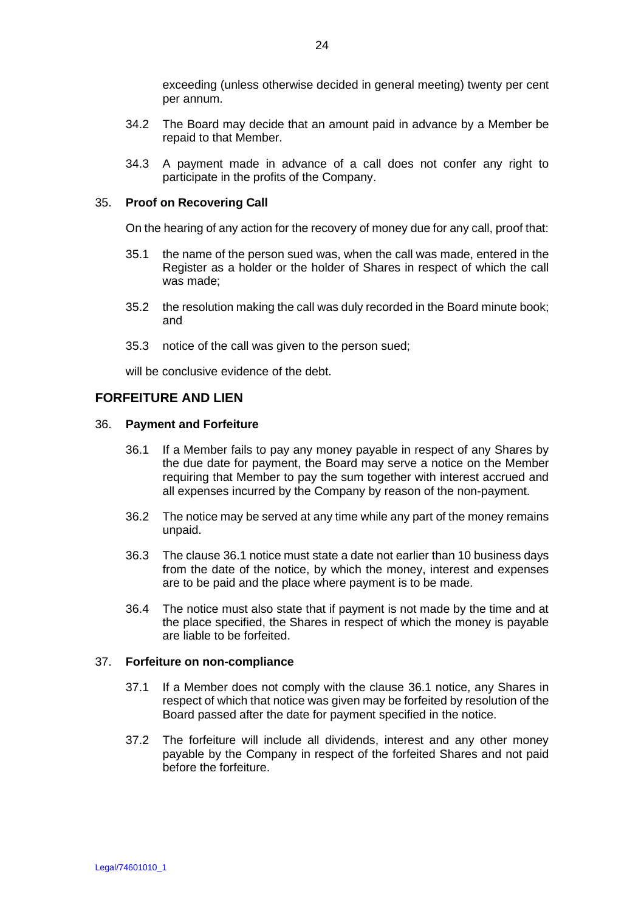exceeding (unless otherwise decided in general meeting) twenty per cent per annum.

34.2 The Board may decide that an amount paid in advance by a Member be repaid to that Member.

34.3 A payment made in advance of a call does not confer any right to participate in the profits of the Company.

35. **Proof on Recovering Call**

On the hearing of any action for the recovery of money due for any call, proof that:

35.1 the name of the person sued was, when the call was made, entered in the Register as a holder or the holder of Shares in respect of which the call was made;

35.2 the resolution making the call was duly recorded in the Board minute book; and

35.3 notice of the call was given to the person sued;

will be conclusive evidence of the debt.

## FORFEITURE AND LIEN

36. **Payment and Forfeiture**

36.1 If a Member fails to pay any money payable in respect of any Shares by the due date for payment, the Board may serve a notice on the Member requiring that Member to pay the sum together with interest accrued and all expenses incurred by the Company by reason of the non-payment.

36.2 The notice may be served at any time while any part of the money remains unpaid.

36.3 The clause 36.1 notice must state a date not earlier than 10 business days from the date of the notice, by which the money, interest and expenses are to be paid and the place where payment is to be made.

36.4 The notice must also state that if payment is not made by the time and at the place specified, the Shares in respect of which the money is payable are liable to be forfeited.

37. **Forfeiture on non-compliance**

37.1 If a Member does not comply with the clause 36.1 notice, any Shares in respect of which that notice was given may be forfeited by resolution of the Board passed after the date for payment specified in the notice.

37.2 The forfeiture will include all dividends, interest and any other money payable by the Company in respect of the forfeited Shares and not paid before the forfeiture.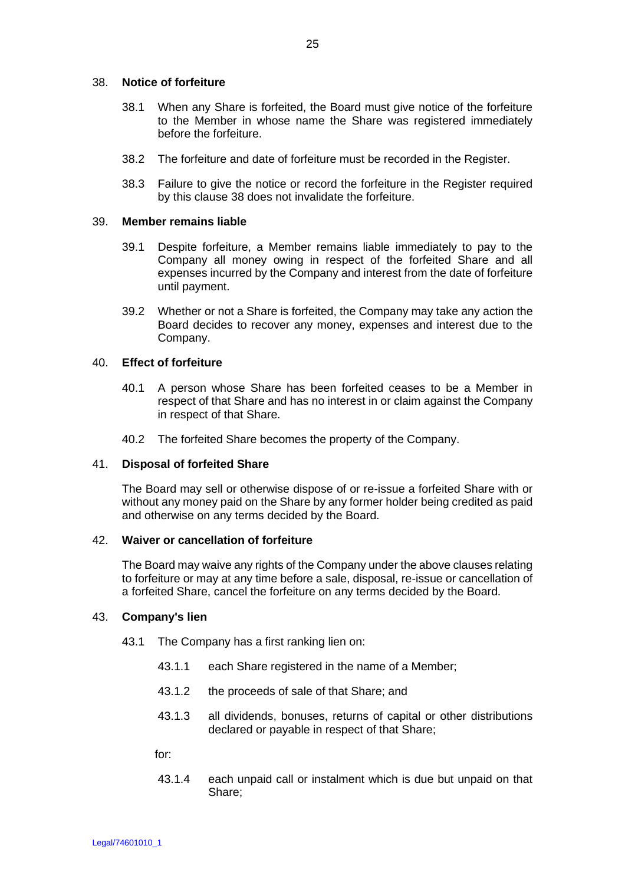## 38. Notice of forfeiture

38.1 When any Share is forfeited, the Board must give notice of the forfeiture to the Member in whose name the Share was registered immediately before the forfeiture.

38.2 The forfeiture and date of forfeiture must be recorded in the Register.

38.3 Failure to give the notice or record the forfeiture in the Register required by this clause 38 does not invalidate the forfeiture.

## 39. Member remains liable

39.1 Despite forfeiture, a Member remains liable immediately to pay to the Company all money owing in respect of the forfeited Share and all expenses incurred by the Company and interest from the date of forfeiture until payment.

39.2 Whether or not a Share is forfeited, the Company may take any action the Board decides to recover any money, expenses and interest due to the Company.

## 40. Effect of forfeiture

40.1 A person whose Share has been forfeited ceases to be a Member in respect of that Share and has no interest in or claim against the Company in respect of that Share.

40.2 The forfeited Share becomes the property of the Company.

## 41. Disposal of forfeited Share

The Board may sell or otherwise dispose of or re-issue a forfeited Share with or without any money paid on the Share by any former holder being credited as paid and otherwise on any terms decided by the Board.

## 42. Waiver or cancellation of forfeiture

The Board may waive any rights of the Company under the above clauses relating to forfeiture or may at any time before a sale, disposal, re-issue or cancellation of a forfeited Share, cancel the forfeiture on any terms decided by the Board.

## 43. Company's lien

43.1 The Company has a first ranking lien on:

43.1.1 each Share registered in the name of a Member;

43.1.2 the proceeds of sale of that Share; and

43.1.3 all dividends, bonuses, returns of capital or other distributions declared or payable in respect of that Share;

for:

43.1.4 each unpaid call or instalment which is due but unpaid on that Share;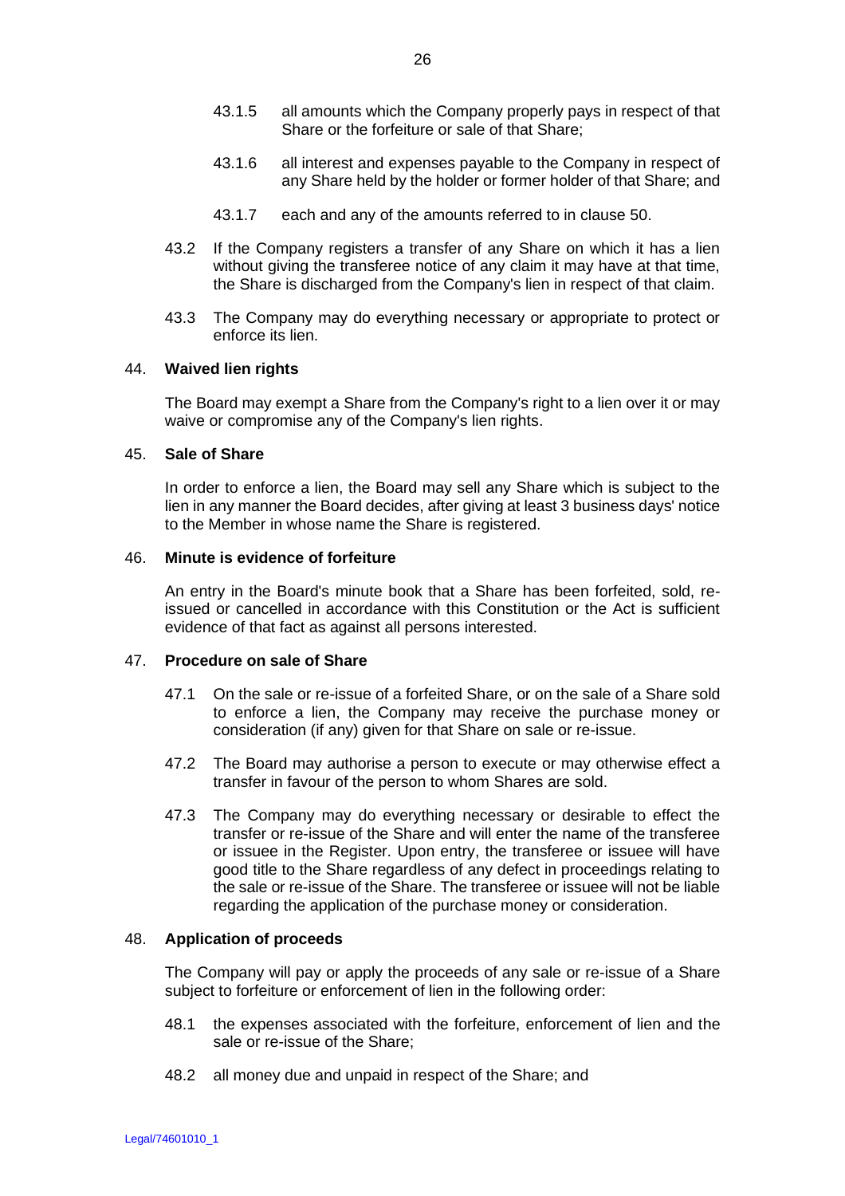43.1.5 all amounts which the Company properly pays in respect of that Share or the forfeiture or sale of that Share;

43.1.6 all interest and expenses payable to the Company in respect of any Share held by the holder or former holder of that Share; and

43.1.7 each and any of the amounts referred to in clause 50.

43.2 If the Company registers a transfer of any Share on which it has a lien without giving the transferee notice of any claim it may have at that time, the Share is discharged from the Company's lien in respect of that claim.

43.3 The Company may do everything necessary or appropriate to protect or enforce its lien.

44. **Waived lien rights**

The Board may exempt a Share from the Company's right to a lien over it or may waive or compromise any of the Company's lien rights.

45. **Sale of Share**

In order to enforce a lien, the Board may sell any Share which is subject to the lien in any manner the Board decides, after giving at least 3 business days' notice to the Member in whose name the Share is registered.

46. **Minute is evidence of forfeiture**

An entry in the Board's minute book that a Share has been forfeited, sold, re-issued or cancelled in accordance with this Constitution or the Act is sufficient evidence of that fact as against all persons interested.

47. **Procedure on sale of Share**

47.1 On the sale or re-issue of a forfeited Share, or on the sale of a Share sold to enforce a lien, the Company may receive the purchase money or consideration (if any) given for that Share on sale or re-issue.

47.2 The Board may authorise a person to execute or may otherwise effect a transfer in favour of the person to whom Shares are sold.

47.3 The Company may do everything necessary or desirable to effect the transfer or re-issue of the Share and will enter the name of the transferee or issuee in the Register. Upon entry, the transferee or issuee will have good title to the Share regardless of any defect in proceedings relating to the sale or re-issue of the Share. The transferee or issuee will not be liable regarding the application of the purchase money or consideration.

48. **Application of proceeds**

The Company will pay or apply the proceeds of any sale or re-issue of a Share subject to forfeiture or enforcement of lien in the following order:

48.1 the expenses associated with the forfeiture, enforcement of lien and the sale or re-issue of the Share;

48.2 all money due and unpaid in respect of the Share; and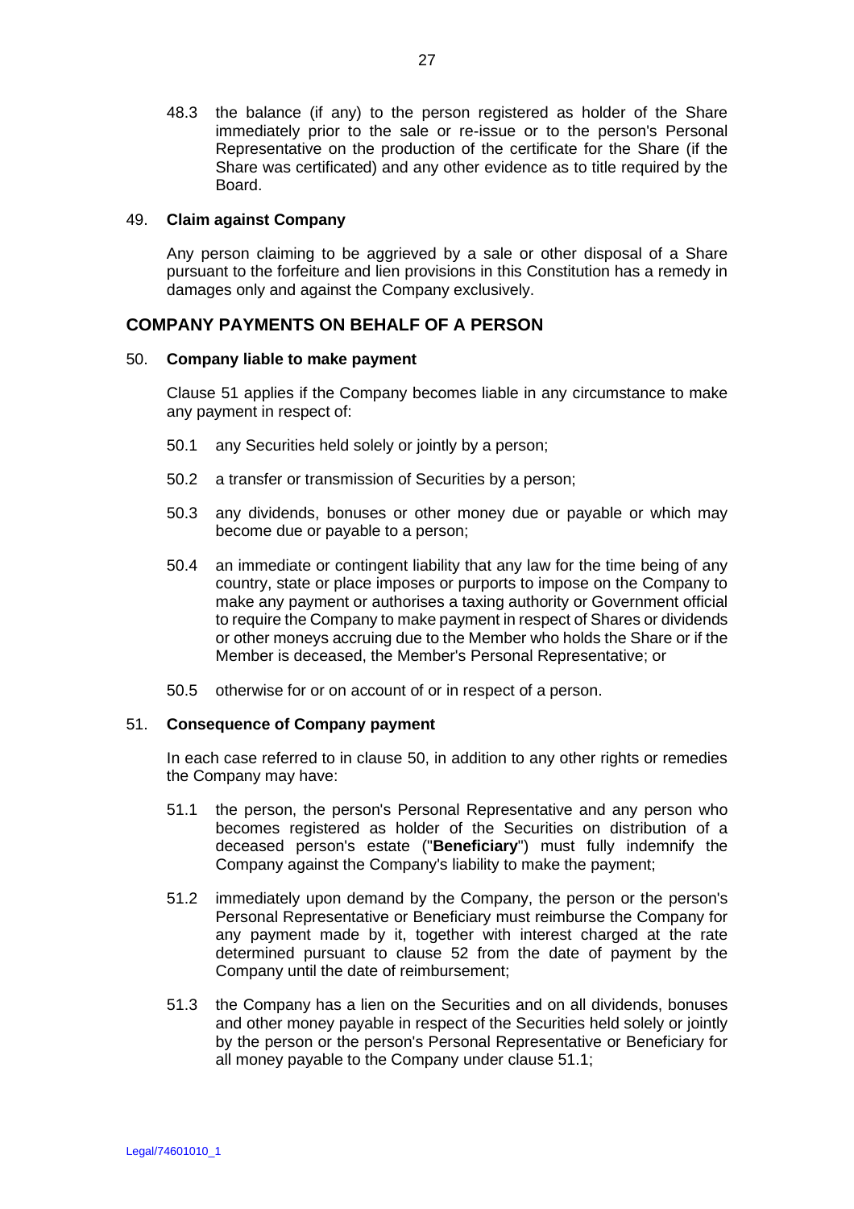48.3 the balance (if any) to the person registered as holder of the Share immediately prior to the sale or re-issue or to the person's Personal Representative on the production of the certificate for the Share (if the Share was certificated) and any other evidence as to title required by the Board.

49. **Claim against Company**

Any person claiming to be aggrieved by a sale or other disposal of a Share pursuant to the forfeiture and lien provisions in this Constitution has a remedy in damages only and against the Company exclusively.

## COMPANY PAYMENTS ON BEHALF OF A PERSON

50. **Company liable to make payment**

Clause 51 applies if the Company becomes liable in any circumstance to make any payment in respect of:

50.1 any Securities held solely or jointly by a person;

50.2 a transfer or transmission of Securities by a person;

50.3 any dividends, bonuses or other money due or payable or which may become due or payable to a person;

50.4 an immediate or contingent liability that any law for the time being of any country, state or place imposes or purports to impose on the Company to make any payment or authorises a taxing authority or Government official to require the Company to make payment in respect of Shares or dividends or other moneys accruing due to the Member who holds the Share or if the Member is deceased, the Member's Personal Representative; or

50.5 otherwise for or on account of or in respect of a person.

51. **Consequence of Company payment**

In each case referred to in clause 50, in addition to any other rights or remedies the Company may have:

51.1 the person, the person's Personal Representative and any person who becomes registered as holder of the Securities on distribution of a deceased person's estate ("**Beneficiary**") must fully indemnify the Company against the Company's liability to make the payment;

51.2 immediately upon demand by the Company, the person or the person's Personal Representative or Beneficiary must reimburse the Company for any payment made by it, together with interest charged at the rate determined pursuant to clause 52 from the date of payment by the Company until the date of reimbursement;

51.3 the Company has a lien on the Securities and on all dividends, bonuses and other money payable in respect of the Securities held solely or jointly by the person or the person's Personal Representative or Beneficiary for all money payable to the Company under clause 51.1;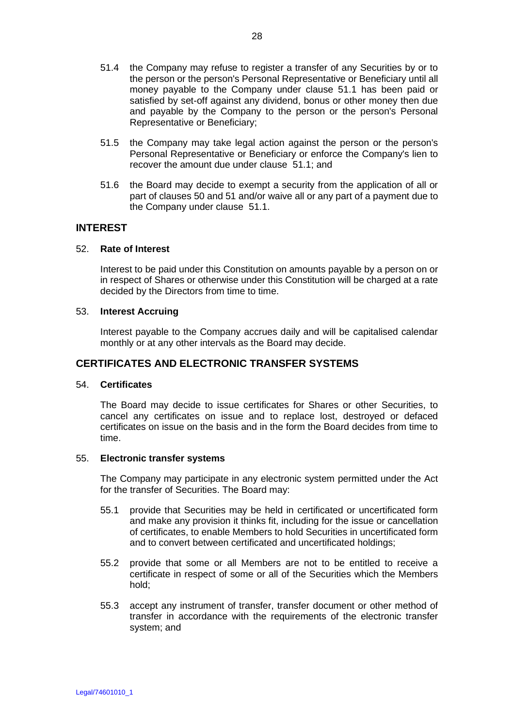51.4 the Company may refuse to register a transfer of any Securities by or to the person or the person's Personal Representative or Beneficiary until all money payable to the Company under clause 51.1 has been paid or satisfied by set-off against any dividend, bonus or other money then due and payable by the Company to the person or the person's Personal Representative or Beneficiary;

51.5 the Company may take legal action against the person or the person's Personal Representative or Beneficiary or enforce the Company's lien to recover the amount due under clause 51.1; and

51.6 the Board may decide to exempt a security from the application of all or part of clauses 50 and 51 and/or waive all or any part of a payment due to the Company under clause 51.1.

## INTEREST

### 52. Rate of Interest

Interest to be paid under this Constitution on amounts payable by a person on or in respect of Shares or otherwise under this Constitution will be charged at a rate decided by the Directors from time to time.

### 53. Interest Accruing

Interest payable to the Company accrues daily and will be capitalised calendar monthly or at any other intervals as the Board may decide.

## CERTIFICATES AND ELECTRONIC TRANSFER SYSTEMS

### 54. Certificates

The Board may decide to issue certificates for Shares or other Securities, to cancel any certificates on issue and to replace lost, destroyed or defaced certificates on issue on the basis and in the form the Board decides from time to time.

### 55. Electronic transfer systems

The Company may participate in any electronic system permitted under the Act for the transfer of Securities. The Board may:

55.1 provide that Securities may be held in certificated or uncertificated form and make any provision it thinks fit, including for the issue or cancellation of certificates, to enable Members to hold Securities in uncertificated form and to convert between certificated and uncertificated holdings;

55.2 provide that some or all Members are not to be entitled to receive a certificate in respect of some or all of the Securities which the Members hold;

55.3 accept any instrument of transfer, transfer document or other method of transfer in accordance with the requirements of the electronic transfer system; and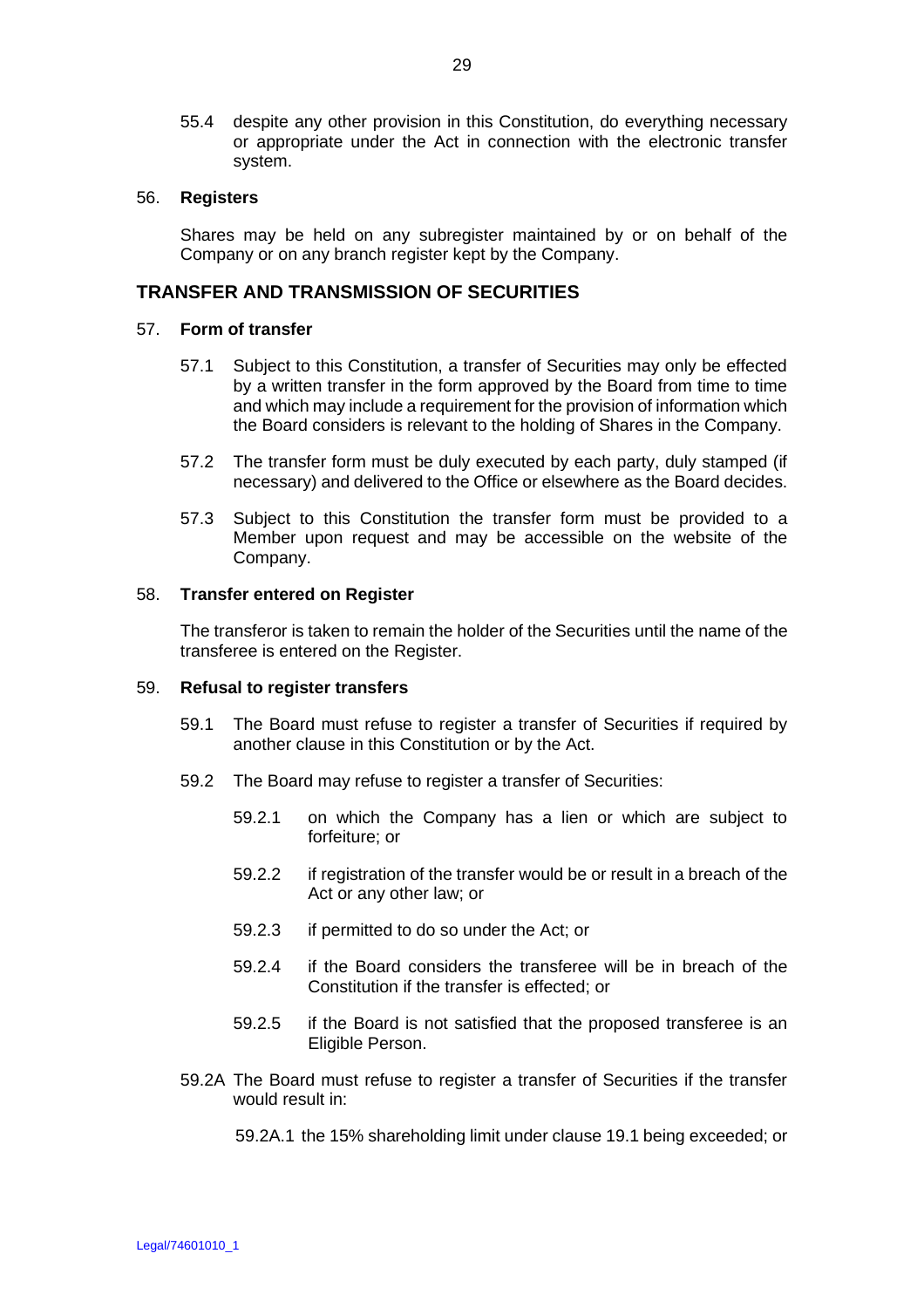55.4 despite any other provision in this Constitution, do everything necessary or appropriate under the Act in connection with the electronic transfer system.

56. **Registers**

Shares may be held on any subregister maintained by or on behalf of the Company or on any branch register kept by the Company.

## TRANSFER AND TRANSMISSION OF SECURITIES

57. **Form of transfer**

57.1 Subject to this Constitution, a transfer of Securities may only be effected by a written transfer in the form approved by the Board from time to time and which may include a requirement for the provision of information which the Board considers is relevant to the holding of Shares in the Company.

57.2 The transfer form must be duly executed by each party, duly stamped (if necessary) and delivered to the Office or elsewhere as the Board decides.

57.3 Subject to this Constitution the transfer form must be provided to a Member upon request and may be accessible on the website of the Company.

58. **Transfer entered on Register**

The transferor is taken to remain the holder of the Securities until the name of the transferee is entered on the Register.

59. **Refusal to register transfers**

59.1 The Board must refuse to register a transfer of Securities if required by another clause in this Constitution or by the Act.

59.2 The Board may refuse to register a transfer of Securities:

59.2.1 on which the Company has a lien or which are subject to forfeiture; or

59.2.2 if registration of the transfer would be or result in a breach of the Act or any other law; or

59.2.3 if permitted to do so under the Act; or

59.2.4 if the Board considers the transferee will be in breach of the Constitution if the transfer is effected; or

59.2.5 if the Board is not satisfied that the proposed transferee is an Eligible Person.

59.2A The Board must refuse to register a transfer of Securities if the transfer would result in:

59.2A.1 the 15% shareholding limit under clause 19.1 being exceeded; or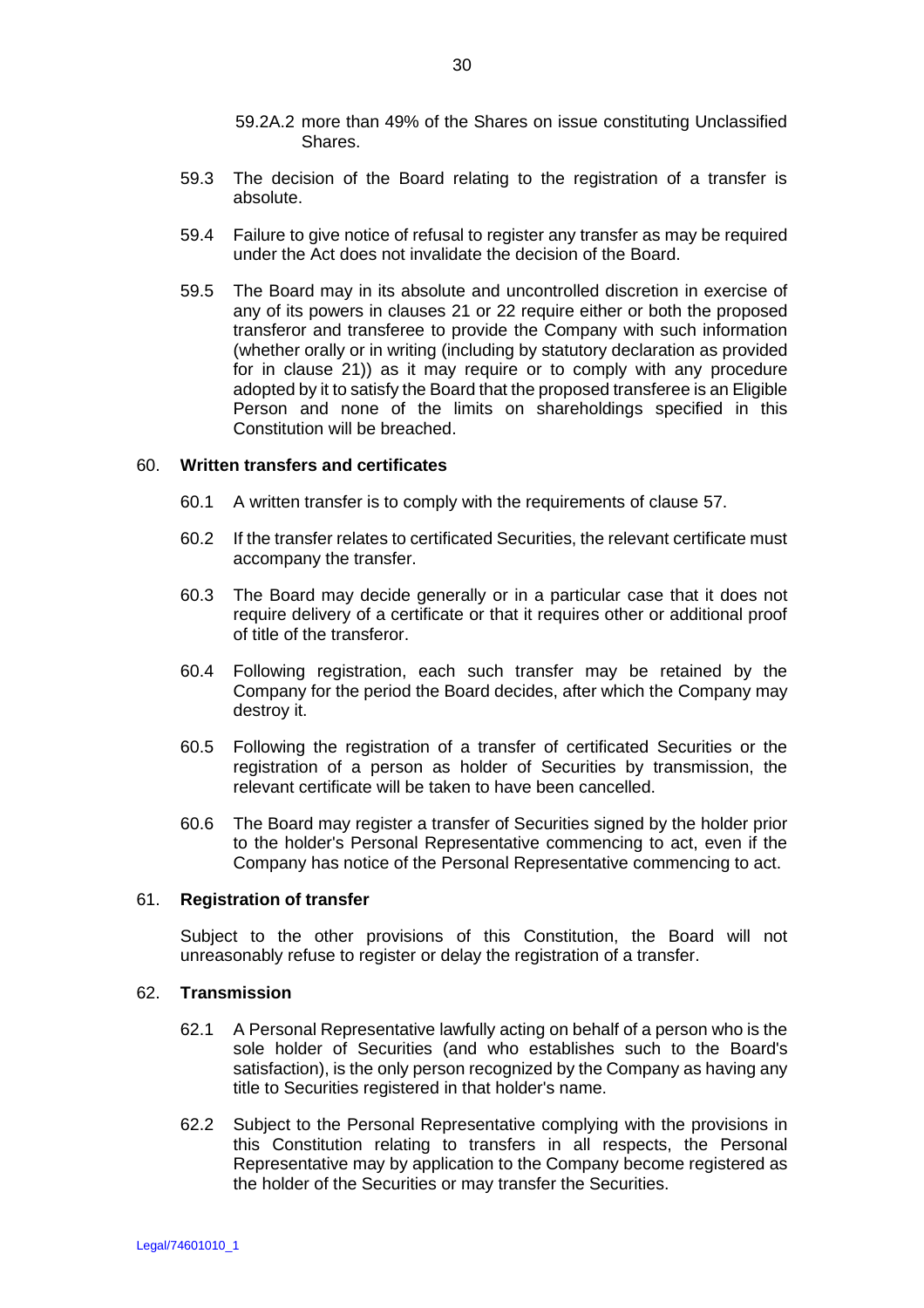59.2A.2 more than 49% of the Shares on issue constituting Unclassified Shares.

59.3 The decision of the Board relating to the registration of a transfer is absolute.

59.4 Failure to give notice of refusal to register any transfer as may be required under the Act does not invalidate the decision of the Board.

59.5 The Board may in its absolute and uncontrolled discretion in exercise of any of its powers in clauses 21 or 22 require either or both the proposed transferor and transferee to provide the Company with such information (whether orally or in writing (including by statutory declaration as provided for in clause 21)) as it may require or to comply with any procedure adopted by it to satisfy the Board that the proposed transferee is an Eligible Person and none of the limits on shareholdings specified in this Constitution will be breached.

## 60. Written transfers and certificates

60.1 A written transfer is to comply with the requirements of clause 57.

60.2 If the transfer relates to certificated Securities, the relevant certificate must accompany the transfer.

60.3 The Board may decide generally or in a particular case that it does not require delivery of a certificate or that it requires other or additional proof of title of the transferor.

60.4 Following registration, each such transfer may be retained by the Company for the period the Board decides, after which the Company may destroy it.

60.5 Following the registration of a transfer of certificated Securities or the registration of a person as holder of Securities by transmission, the relevant certificate will be taken to have been cancelled.

60.6 The Board may register a transfer of Securities signed by the holder prior to the holder's Personal Representative commencing to act, even if the Company has notice of the Personal Representative commencing to act.

## 61. Registration of transfer

Subject to the other provisions of this Constitution, the Board will not unreasonably refuse to register or delay the registration of a transfer.

## 62. Transmission

62.1 A Personal Representative lawfully acting on behalf of a person who is the sole holder of Securities (and who establishes such to the Board's satisfaction), is the only person recognized by the Company as having any title to Securities registered in that holder's name.

62.2 Subject to the Personal Representative complying with the provisions in this Constitution relating to transfers in all respects, the Personal Representative may by application to the Company become registered as the holder of the Securities or may transfer the Securities.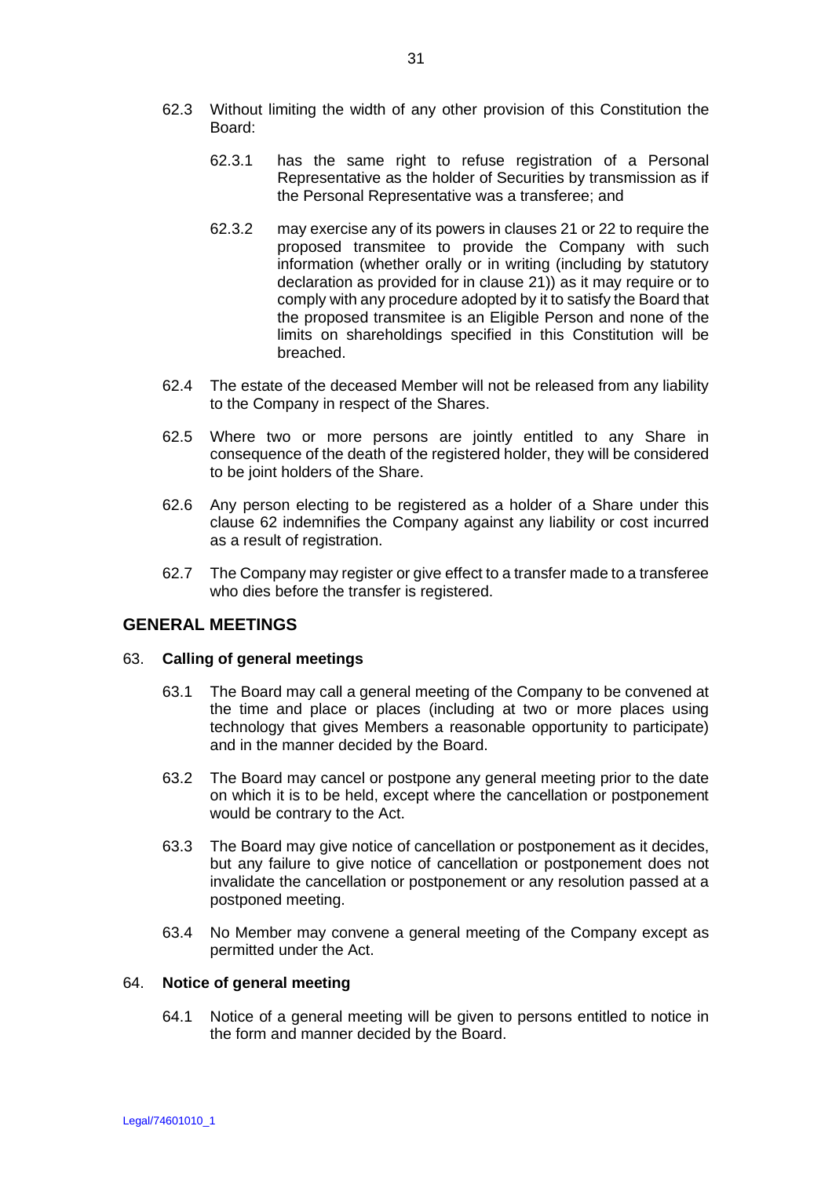62.3 Without limiting the width of any other provision of this Constitution the Board:

62.3.1 has the same right to refuse registration of a Personal Representative as the holder of Securities by transmission as if the Personal Representative was a transferee; and

62.3.2 may exercise any of its powers in clauses 21 or 22 to require the proposed transmitee to provide the Company with such information (whether orally or in writing (including by statutory declaration as provided for in clause 21)) as it may require or to comply with any procedure adopted by it to satisfy the Board that the proposed transmitee is an Eligible Person and none of the limits on shareholdings specified in this Constitution will be breached.

62.4 The estate of the deceased Member will not be released from any liability to the Company in respect of the Shares.

62.5 Where two or more persons are jointly entitled to any Share in consequence of the death of the registered holder, they will be considered to be joint holders of the Share.

62.6 Any person electing to be registered as a holder of a Share under this clause 62 indemnifies the Company against any liability or cost incurred as a result of registration.

62.7 The Company may register or give effect to a transfer made to a transferee who dies before the transfer is registered.

## GENERAL MEETINGS

### 63. Calling of general meetings

63.1 The Board may call a general meeting of the Company to be convened at the time and place or places (including at two or more places using technology that gives Members a reasonable opportunity to participate) and in the manner decided by the Board.

63.2 The Board may cancel or postpone any general meeting prior to the date on which it is to be held, except where the cancellation or postponement would be contrary to the Act.

63.3 The Board may give notice of cancellation or postponement as it decides, but any failure to give notice of cancellation or postponement does not invalidate the cancellation or postponement or any resolution passed at a postponed meeting.

63.4 No Member may convene a general meeting of the Company except as permitted under the Act.

### 64. Notice of general meeting

64.1 Notice of a general meeting will be given to persons entitled to notice in the form and manner decided by the Board.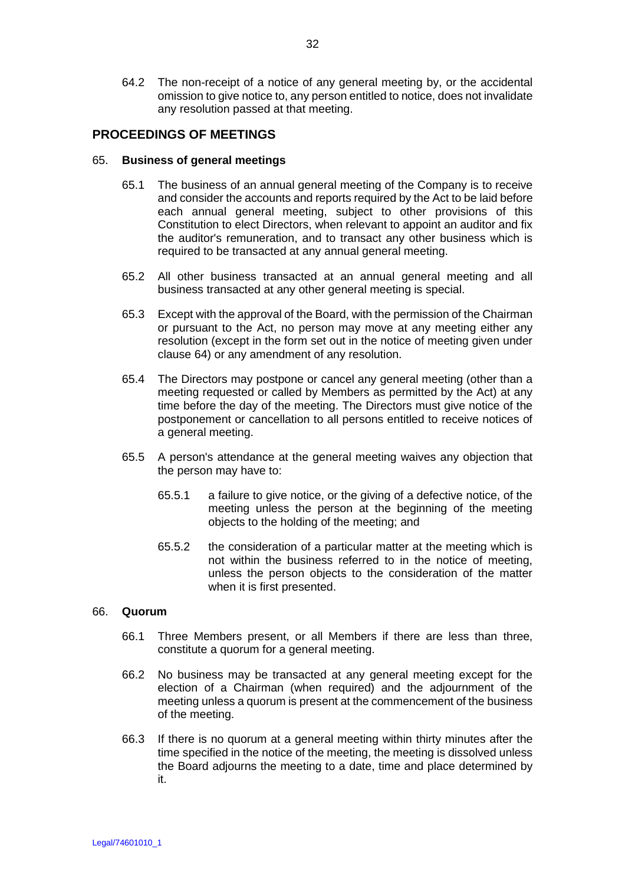64.2 The non-receipt of a notice of any general meeting by, or the accidental omission to give notice to, any person entitled to notice, does not invalidate any resolution passed at that meeting.

## PROCEEDINGS OF MEETINGS

### 65. Business of general meetings

65.1 The business of an annual general meeting of the Company is to receive and consider the accounts and reports required by the Act to be laid before each annual general meeting, subject to other provisions of this Constitution to elect Directors, when relevant to appoint an auditor and fix the auditor's remuneration, and to transact any other business which is required to be transacted at any annual general meeting.

65.2 All other business transacted at an annual general meeting and all business transacted at any other general meeting is special.

65.3 Except with the approval of the Board, with the permission of the Chairman or pursuant to the Act, no person may move at any meeting either any resolution (except in the form set out in the notice of meeting given under clause 64) or any amendment of any resolution.

65.4 The Directors may postpone or cancel any general meeting (other than a meeting requested or called by Members as permitted by the Act) at any time before the day of the meeting. The Directors must give notice of the postponement or cancellation to all persons entitled to receive notices of a general meeting.

65.5 A person's attendance at the general meeting waives any objection that the person may have to:

65.5.1 a failure to give notice, or the giving of a defective notice, of the meeting unless the person at the beginning of the meeting objects to the holding of the meeting; and

65.5.2 the consideration of a particular matter at the meeting which is not within the business referred to in the notice of meeting, unless the person objects to the consideration of the matter when it is first presented.

### 66. Quorum

66.1 Three Members present, or all Members if there are less than three, constitute a quorum for a general meeting.

66.2 No business may be transacted at any general meeting except for the election of a Chairman (when required) and the adjournment of the meeting unless a quorum is present at the commencement of the business of the meeting.

66.3 If there is no quorum at a general meeting within thirty minutes after the time specified in the notice of the meeting, the meeting is dissolved unless the Board adjourns the meeting to a date, time and place determined by it.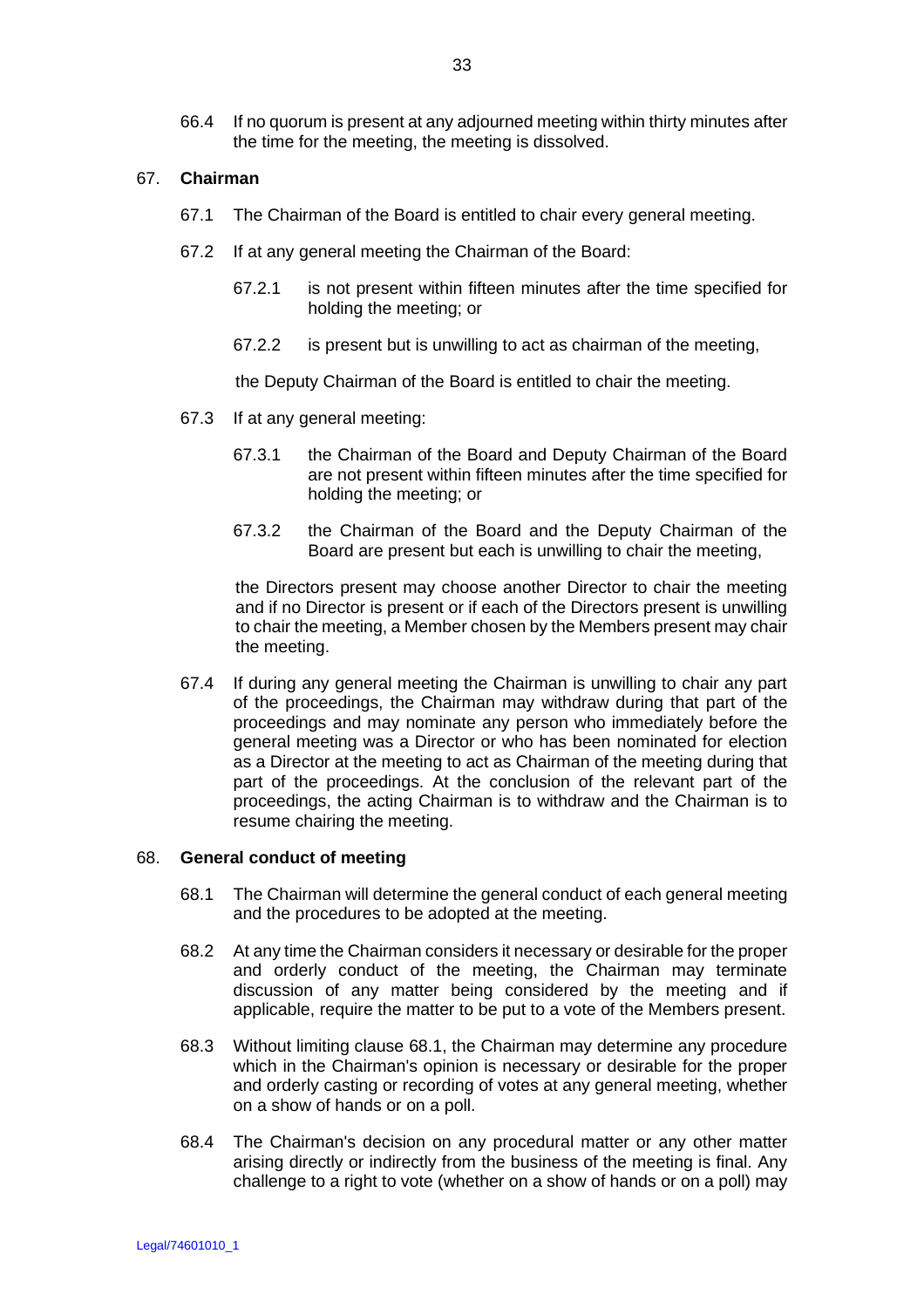66.4 If no quorum is present at any adjourned meeting within thirty minutes after the time for the meeting, the meeting is dissolved.

## 67. Chairman

67.1 The Chairman of the Board is entitled to chair every general meeting.

67.2 If at any general meeting the Chairman of the Board:

67.2.1 is not present within fifteen minutes after the time specified for holding the meeting; or

67.2.2 is present but is unwilling to act as chairman of the meeting,

the Deputy Chairman of the Board is entitled to chair the meeting.

67.3 If at any general meeting:

67.3.1 the Chairman of the Board and Deputy Chairman of the Board are not present within fifteen minutes after the time specified for holding the meeting; or

67.3.2 the Chairman of the Board and the Deputy Chairman of the Board are present but each is unwilling to chair the meeting,

the Directors present may choose another Director to chair the meeting and if no Director is present or if each of the Directors present is unwilling to chair the meeting, a Member chosen by the Members present may chair the meeting.

67.4 If during any general meeting the Chairman is unwilling to chair any part of the proceedings, the Chairman may withdraw during that part of the proceedings and may nominate any person who immediately before the general meeting was a Director or who has been nominated for election as a Director at the meeting to act as Chairman of the meeting during that part of the proceedings. At the conclusion of the relevant part of the proceedings, the acting Chairman is to withdraw and the Chairman is to resume chairing the meeting.

## 68. General conduct of meeting

68.1 The Chairman will determine the general conduct of each general meeting and the procedures to be adopted at the meeting.

68.2 At any time the Chairman considers it necessary or desirable for the proper and orderly conduct of the meeting, the Chairman may terminate discussion of any matter being considered by the meeting and if applicable, require the matter to be put to a vote of the Members present.

68.3 Without limiting clause 68.1, the Chairman may determine any procedure which in the Chairman's opinion is necessary or desirable for the proper and orderly casting or recording of votes at any general meeting, whether on a show of hands or on a poll.

68.4 The Chairman's decision on any procedural matter or any other matter arising directly or indirectly from the business of the meeting is final. Any challenge to a right to vote (whether on a show of hands or on a poll) may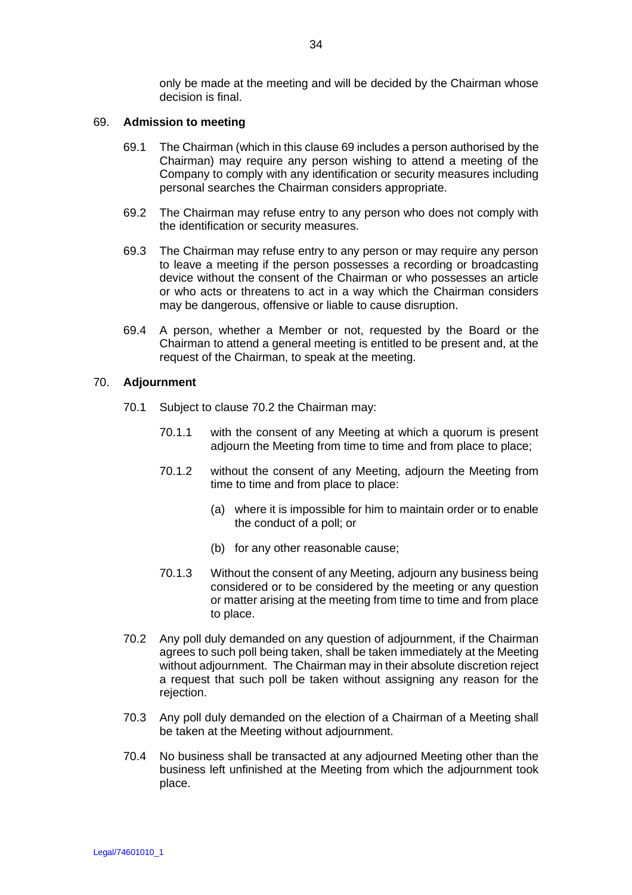only be made at the meeting and will be decided by the Chairman whose decision is final.

69. **Admission to meeting**

69.1 The Chairman (which in this clause 69 includes a person authorised by the Chairman) may require any person wishing to attend a meeting of the Company to comply with any identification or security measures including personal searches the Chairman considers appropriate.

69.2 The Chairman may refuse entry to any person who does not comply with the identification or security measures.

69.3 The Chairman may refuse entry to any person or may require any person to leave a meeting if the person possesses a recording or broadcasting device without the consent of the Chairman or who possesses an article or who acts or threatens to act in a way which the Chairman considers may be dangerous, offensive or liable to cause disruption.

69.4 A person, whether a Member or not, requested by the Board or the Chairman to attend a general meeting is entitled to be present and, at the request of the Chairman, to speak at the meeting.

70. **Adjournment**

70.1 Subject to clause 70.2 the Chairman may:

70.1.1 with the consent of any Meeting at which a quorum is present adjourn the Meeting from time to time and from place to place;

70.1.2 without the consent of any Meeting, adjourn the Meeting from time to time and from place to place:

(a) where it is impossible for him to maintain order or to enable the conduct of a poll; or

(b) for any other reasonable cause;

70.1.3 Without the consent of any Meeting, adjourn any business being considered or to be considered by the meeting or any question or matter arising at the meeting from time to time and from place to place.

70.2 Any poll duly demanded on any question of adjournment, if the Chairman agrees to such poll being taken, shall be taken immediately at the Meeting without adjournment. The Chairman may in their absolute discretion reject a request that such poll be taken without assigning any reason for the rejection.

70.3 Any poll duly demanded on the election of a Chairman of a Meeting shall be taken at the Meeting without adjournment.

70.4 No business shall be transacted at any adjourned Meeting other than the business left unfinished at the Meeting from which the adjournment took place.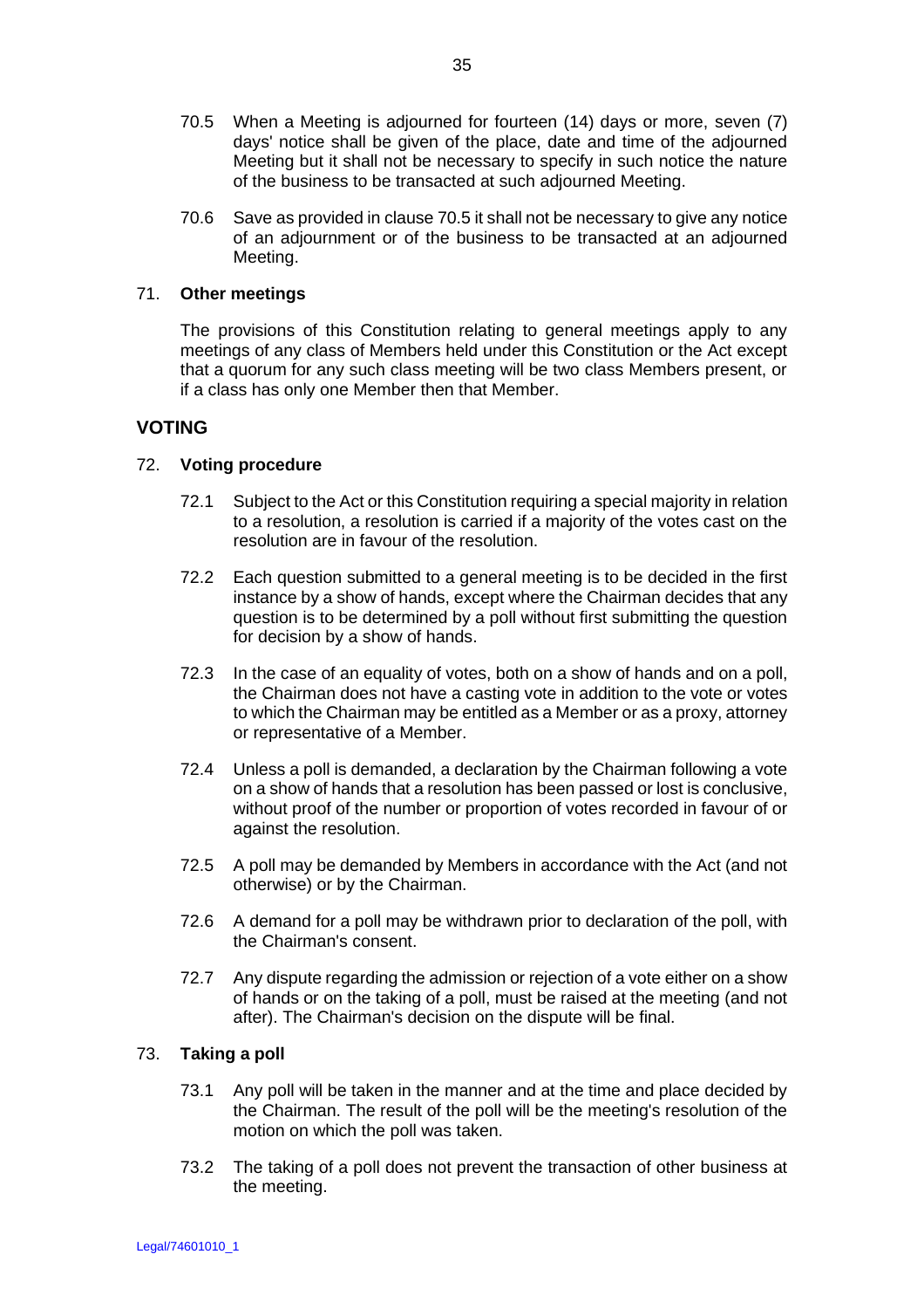70.5 When a Meeting is adjourned for fourteen (14) days or more, seven (7) days' notice shall be given of the place, date and time of the adjourned Meeting but it shall not be necessary to specify in such notice the nature of the business to be transacted at such adjourned Meeting.

70.6 Save as provided in clause 70.5 it shall not be necessary to give any notice of an adjournment or of the business to be transacted at an adjourned Meeting.

### 71. Other meetings

The provisions of this Constitution relating to general meetings apply to any meetings of any class of Members held under this Constitution or the Act except that a quorum for any such class meeting will be two class Members present, or if a class has only one Member then that Member.

## VOTING

### 72. Voting procedure

72.1 Subject to the Act or this Constitution requiring a special majority in relation to a resolution, a resolution is carried if a majority of the votes cast on the resolution are in favour of the resolution.

72.2 Each question submitted to a general meeting is to be decided in the first instance by a show of hands, except where the Chairman decides that any question is to be determined by a poll without first submitting the question for decision by a show of hands.

72.3 In the case of an equality of votes, both on a show of hands and on a poll, the Chairman does not have a casting vote in addition to the vote or votes to which the Chairman may be entitled as a Member or as a proxy, attorney or representative of a Member.

72.4 Unless a poll is demanded, a declaration by the Chairman following a vote on a show of hands that a resolution has been passed or lost is conclusive, without proof of the number or proportion of votes recorded in favour of or against the resolution.

72.5 A poll may be demanded by Members in accordance with the Act (and not otherwise) or by the Chairman.

72.6 A demand for a poll may be withdrawn prior to declaration of the poll, with the Chairman's consent.

72.7 Any dispute regarding the admission or rejection of a vote either on a show of hands or on the taking of a poll, must be raised at the meeting (and not after). The Chairman's decision on the dispute will be final.

### 73. Taking a poll

73.1 Any poll will be taken in the manner and at the time and place decided by the Chairman. The result of the poll will be the meeting's resolution of the motion on which the poll was taken.

73.2 The taking of a poll does not prevent the transaction of other business at the meeting.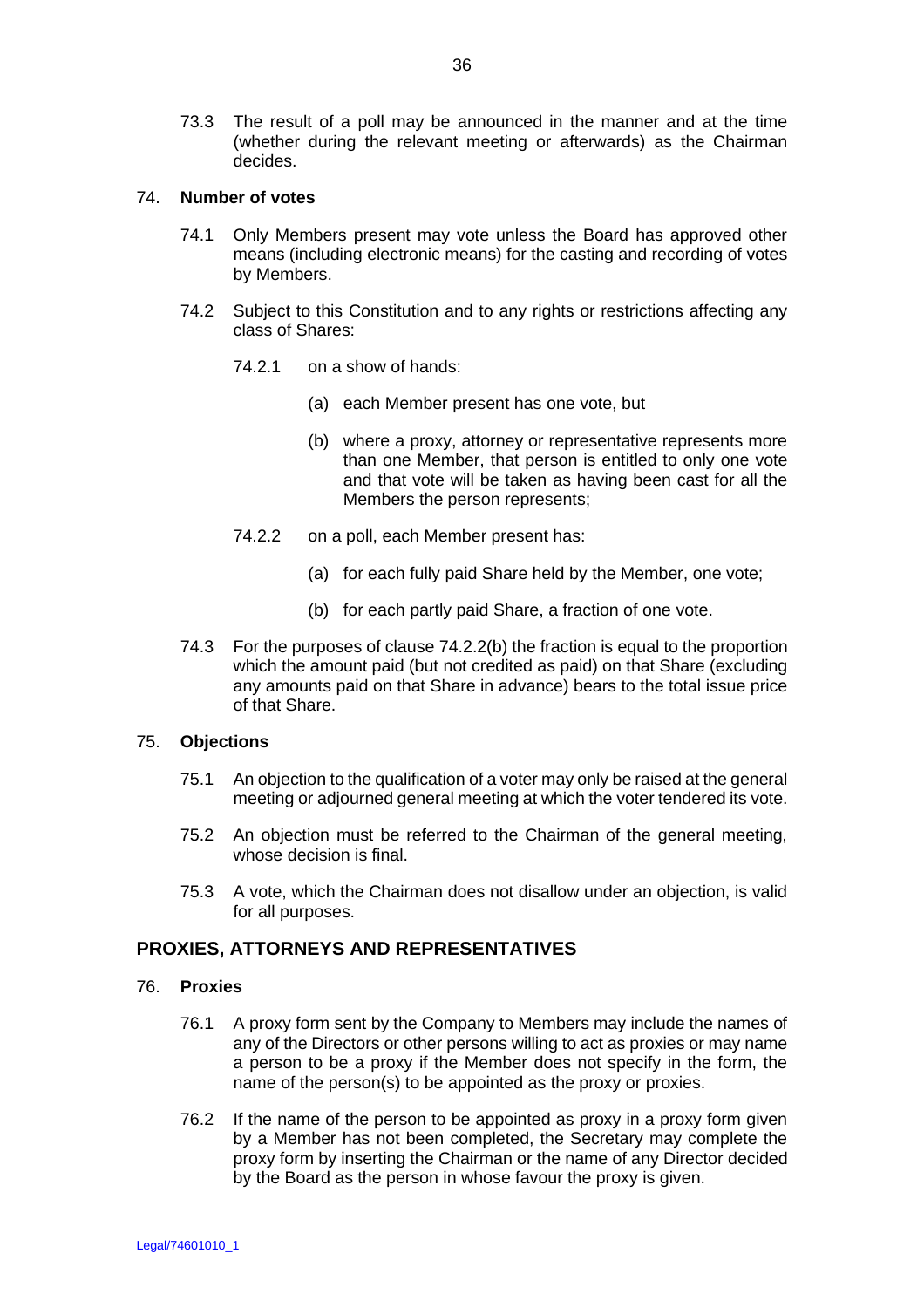73.3 The result of a poll may be announced in the manner and at the time (whether during the relevant meeting or afterwards) as the Chairman decides.

74. **Number of votes**

74.1 Only Members present may vote unless the Board has approved other means (including electronic means) for the casting and recording of votes by Members.

74.2 Subject to this Constitution and to any rights or restrictions affecting any class of Shares:

74.2.1 on a show of hands:

(a) each Member present has one vote, but

(b) where a proxy, attorney or representative represents more than one Member, that person is entitled to only one vote and that vote will be taken as having been cast for all the Members the person represents;

74.2.2 on a poll, each Member present has:

(a) for each fully paid Share held by the Member, one vote;

(b) for each partly paid Share, a fraction of one vote.

74.3 For the purposes of clause 74.2.2(b) the fraction is equal to the proportion which the amount paid (but not credited as paid) on that Share (excluding any amounts paid on that Share in advance) bears to the total issue price of that Share.

75. **Objections**

75.1 An objection to the qualification of a voter may only be raised at the general meeting or adjourned general meeting at which the voter tendered its vote.

75.2 An objection must be referred to the Chairman of the general meeting, whose decision is final.

75.3 A vote, which the Chairman does not disallow under an objection, is valid for all purposes.

## PROXIES, ATTORNEYS AND REPRESENTATIVES

76. **Proxies**

76.1 A proxy form sent by the Company to Members may include the names of any of the Directors or other persons willing to act as proxies or may name a person to be a proxy if the Member does not specify in the form, the name of the person(s) to be appointed as the proxy or proxies.

76.2 If the name of the person to be appointed as proxy in a proxy form given by a Member has not been completed, the Secretary may complete the proxy form by inserting the Chairman or the name of any Director decided by the Board as the person in whose favour the proxy is given.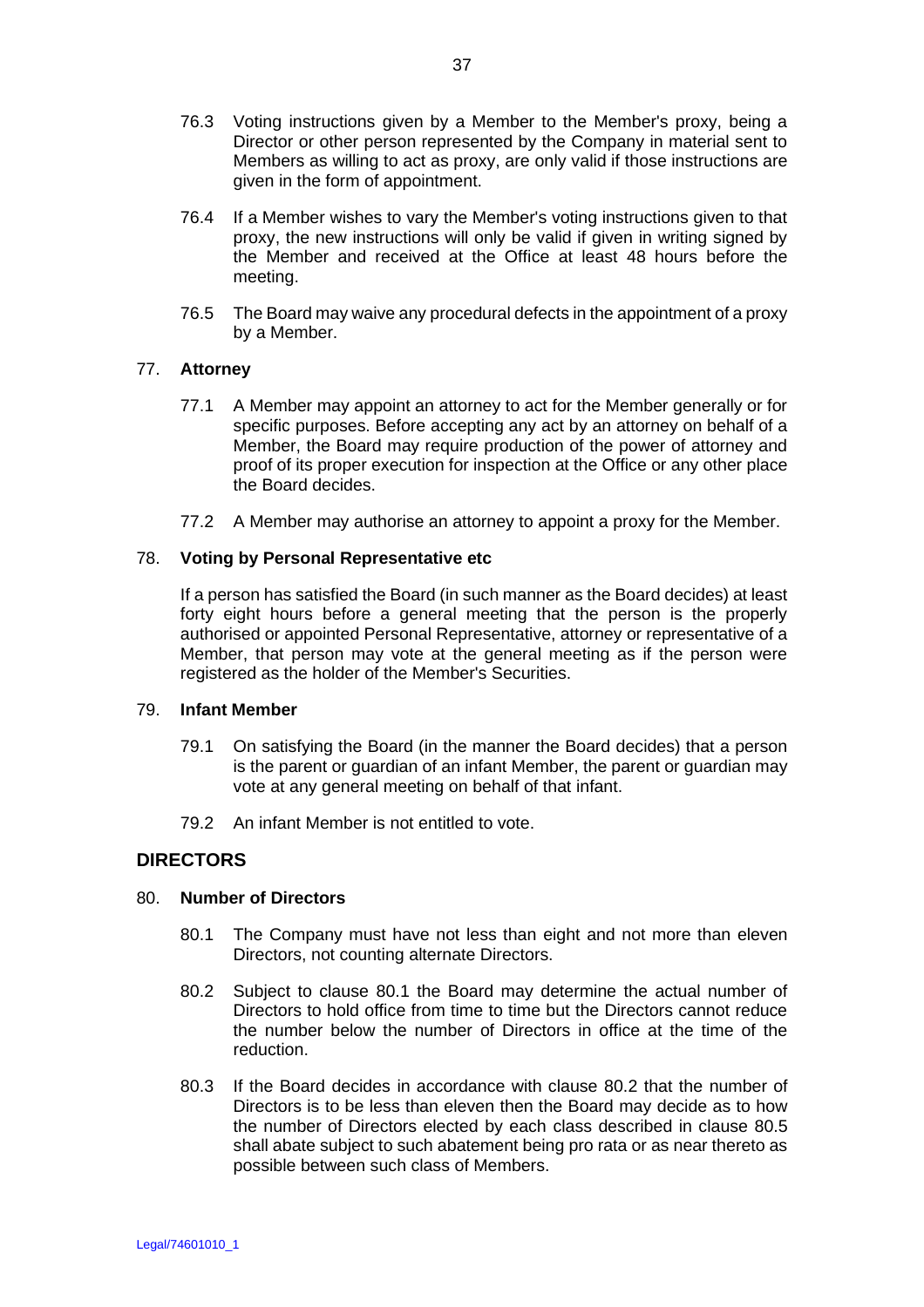76.3 Voting instructions given by a Member to the Member's proxy, being a Director or other person represented by the Company in material sent to Members as willing to act as proxy, are only valid if those instructions are given in the form of appointment.

76.4 If a Member wishes to vary the Member's voting instructions given to that proxy, the new instructions will only be valid if given in writing signed by the Member and received at the Office at least 48 hours before the meeting.

76.5 The Board may waive any procedural defects in the appointment of a proxy by a Member.

77. **Attorney**

77.1 A Member may appoint an attorney to act for the Member generally or for specific purposes. Before accepting any act by an attorney on behalf of a Member, the Board may require production of the power of attorney and proof of its proper execution for inspection at the Office or any other place the Board decides.

77.2 A Member may authorise an attorney to appoint a proxy for the Member.

78. **Voting by Personal Representative etc**

If a person has satisfied the Board (in such manner as the Board decides) at least forty eight hours before a general meeting that the person is the properly authorised or appointed Personal Representative, attorney or representative of a Member, that person may vote at the general meeting as if the person were registered as the holder of the Member's Securities.

79. **Infant Member**

79.1 On satisfying the Board (in the manner the Board decides) that a person is the parent or guardian of an infant Member, the parent or guardian may vote at any general meeting on behalf of that infant.

79.2 An infant Member is not entitled to vote.

## DIRECTORS

80. **Number of Directors**

80.1 The Company must have not less than eight and not more than eleven Directors, not counting alternate Directors.

80.2 Subject to clause 80.1 the Board may determine the actual number of Directors to hold office from time to time but the Directors cannot reduce the number below the number of Directors in office at the time of the reduction.

80.3 If the Board decides in accordance with clause 80.2 that the number of Directors is to be less than eleven then the Board may decide as to how the number of Directors elected by each class described in clause 80.5 shall abate subject to such abatement being pro rata or as near thereto as possible between such class of Members.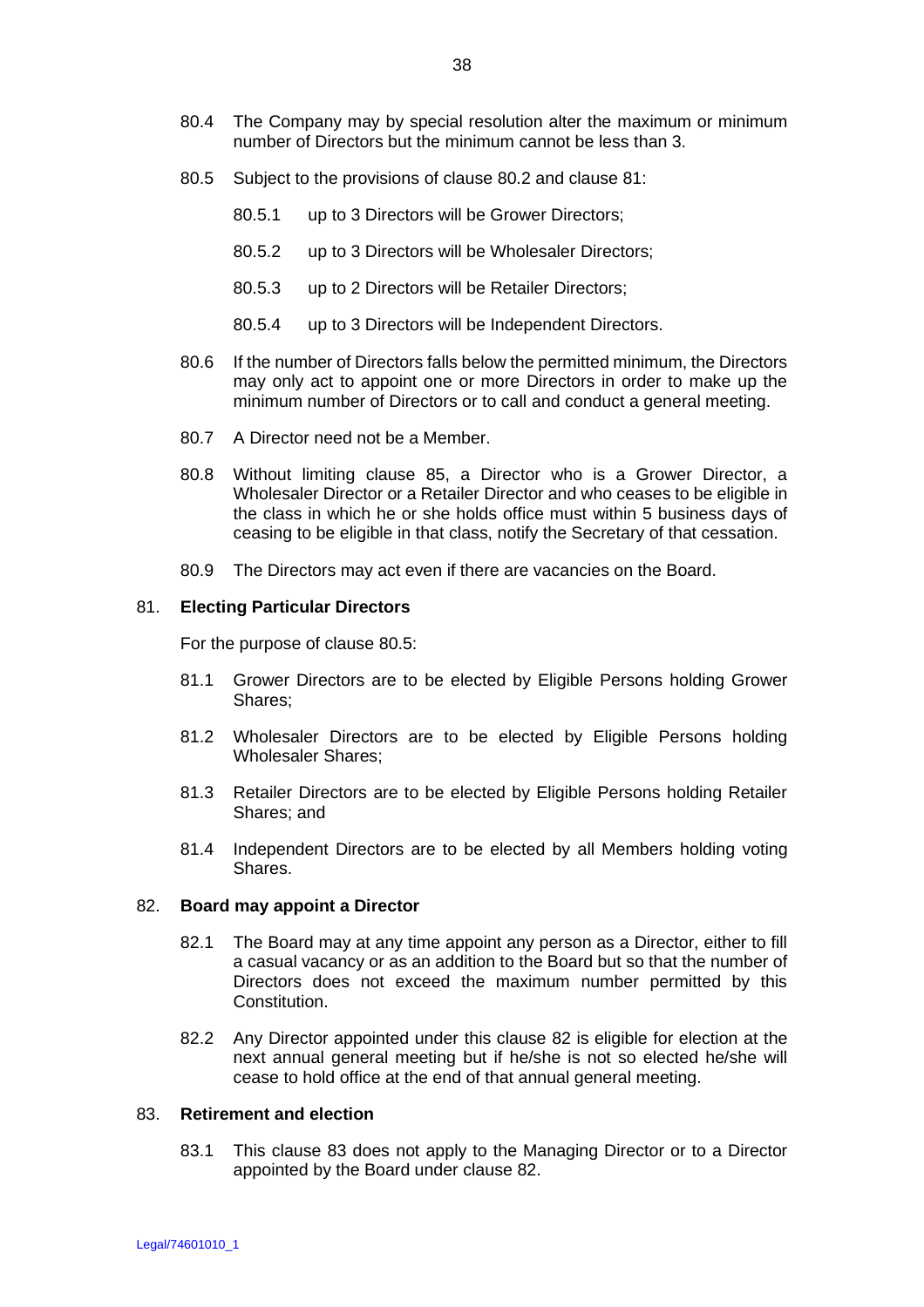80.4 The Company may by special resolution alter the maximum or minimum number of Directors but the minimum cannot be less than 3.

80.5 Subject to the provisions of clause 80.2 and clause 81:

80.5.1 up to 3 Directors will be Grower Directors;

80.5.2 up to 3 Directors will be Wholesaler Directors;

80.5.3 up to 2 Directors will be Retailer Directors;

80.5.4 up to 3 Directors will be Independent Directors.

80.6 If the number of Directors falls below the permitted minimum, the Directors may only act to appoint one or more Directors in order to make up the minimum number of Directors or to call and conduct a general meeting.

80.7 A Director need not be a Member.

80.8 Without limiting clause 85, a Director who is a Grower Director, a Wholesaler Director or a Retailer Director and who ceases to be eligible in the class in which he or she holds office must within 5 business days of ceasing to be eligible in that class, notify the Secretary of that cessation.

80.9 The Directors may act even if there are vacancies on the Board.

## 81. Electing Particular Directors

For the purpose of clause 80.5:

81.1 Grower Directors are to be elected by Eligible Persons holding Grower Shares;

81.2 Wholesaler Directors are to be elected by Eligible Persons holding Wholesaler Shares;

81.3 Retailer Directors are to be elected by Eligible Persons holding Retailer Shares; and

81.4 Independent Directors are to be elected by all Members holding voting Shares.

## 82. Board may appoint a Director

82.1 The Board may at any time appoint any person as a Director, either to fill a casual vacancy or as an addition to the Board but so that the number of Directors does not exceed the maximum number permitted by this Constitution.

82.2 Any Director appointed under this clause 82 is eligible for election at the next annual general meeting but if he/she is not so elected he/she will cease to hold office at the end of that annual general meeting.

## 83. Retirement and election

83.1 This clause 83 does not apply to the Managing Director or to a Director appointed by the Board under clause 82.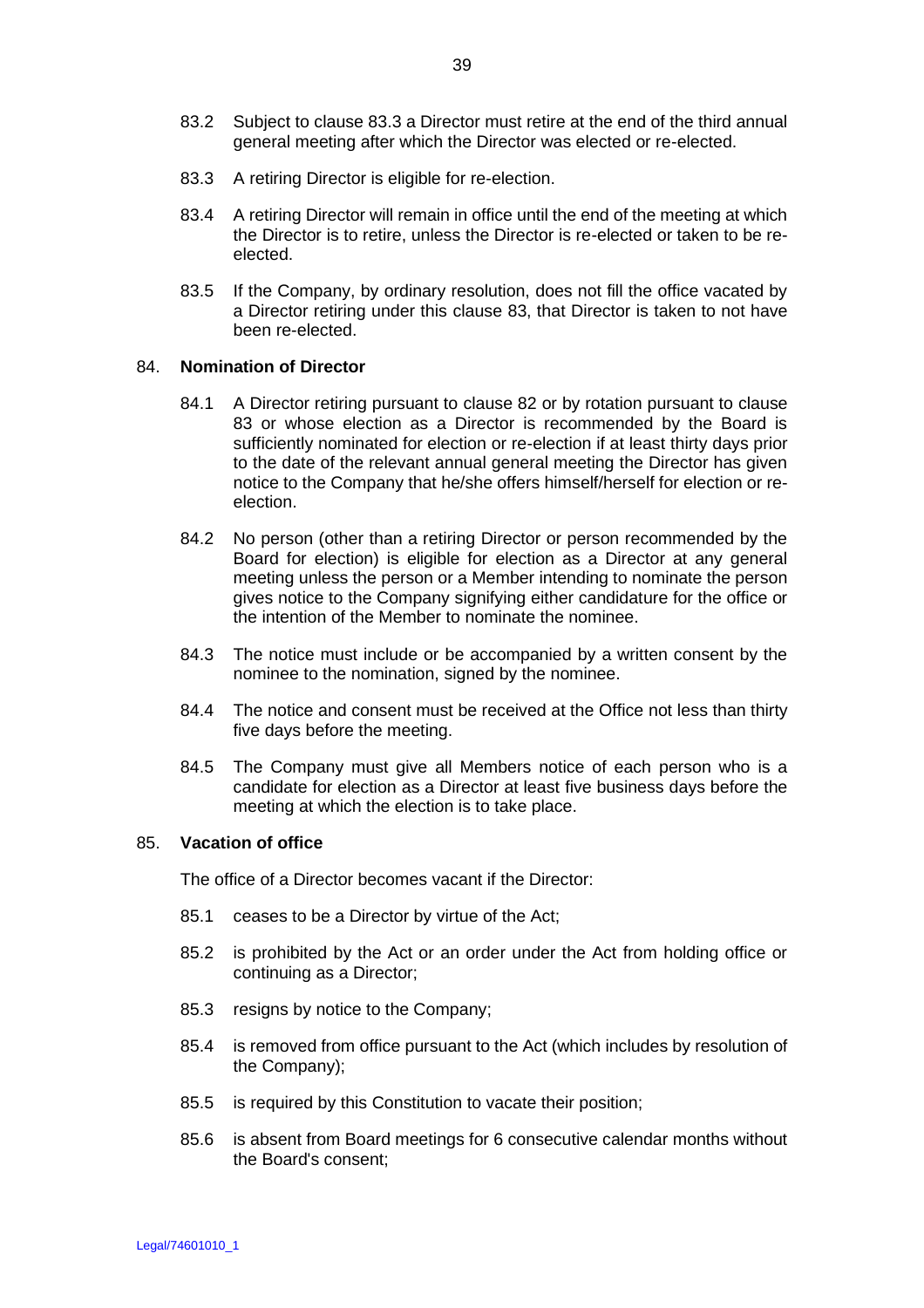83.2 Subject to clause 83.3 a Director must retire at the end of the third annual general meeting after which the Director was elected or re-elected.

83.3 A retiring Director is eligible for re-election.

83.4 A retiring Director will remain in office until the end of the meeting at which the Director is to retire, unless the Director is re-elected or taken to be re-elected.

83.5 If the Company, by ordinary resolution, does not fill the office vacated by a Director retiring under this clause 83, that Director is taken to not have been re-elected.

## 84. Nomination of Director

84.1 A Director retiring pursuant to clause 82 or by rotation pursuant to clause 83 or whose election as a Director is recommended by the Board is sufficiently nominated for election or re-election if at least thirty days prior to the date of the relevant annual general meeting the Director has given notice to the Company that he/she offers himself/herself for election or re-election.

84.2 No person (other than a retiring Director or person recommended by the Board for election) is eligible for election as a Director at any general meeting unless the person or a Member intending to nominate the person gives notice to the Company signifying either candidature for the office or the intention of the Member to nominate the nominee.

84.3 The notice must include or be accompanied by a written consent by the nominee to the nomination, signed by the nominee.

84.4 The notice and consent must be received at the Office not less than thirty five days before the meeting.

84.5 The Company must give all Members notice of each person who is a candidate for election as a Director at least five business days before the meeting at which the election is to take place.

## 85. Vacation of office

The office of a Director becomes vacant if the Director:

85.1 ceases to be a Director by virtue of the Act;

85.2 is prohibited by the Act or an order under the Act from holding office or continuing as a Director;

85.3 resigns by notice to the Company;

85.4 is removed from office pursuant to the Act (which includes by resolution of the Company);

85.5 is required by this Constitution to vacate their position;

85.6 is absent from Board meetings for 6 consecutive calendar months without the Board's consent;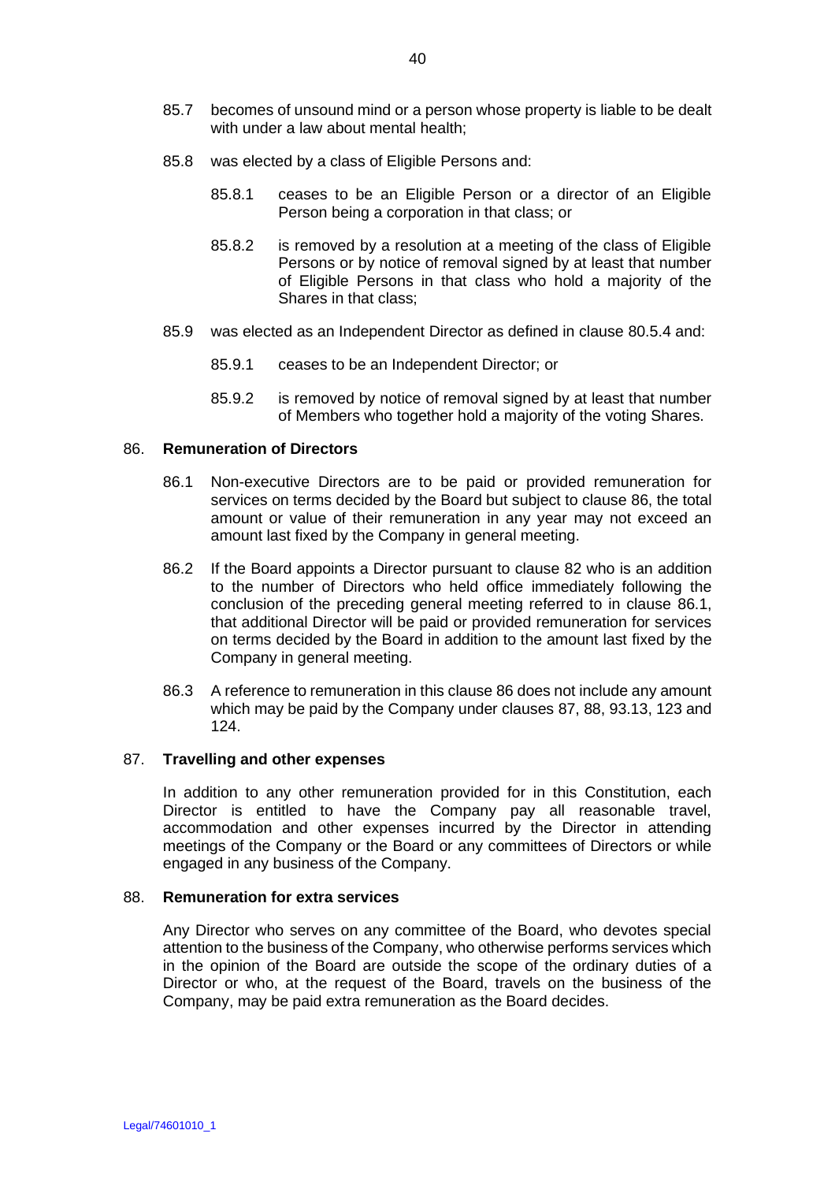85.7 becomes of unsound mind or a person whose property is liable to be dealt with under a law about mental health;

85.8 was elected by a class of Eligible Persons and:

85.8.1 ceases to be an Eligible Person or a director of an Eligible Person being a corporation in that class; or

85.8.2 is removed by a resolution at a meeting of the class of Eligible Persons or by notice of removal signed by at least that number of Eligible Persons in that class who hold a majority of the Shares in that class;

85.9 was elected as an Independent Director as defined in clause 80.5.4 and:

85.9.1 ceases to be an Independent Director; or

85.9.2 is removed by notice of removal signed by at least that number of Members who together hold a majority of the voting Shares.

## 86. Remuneration of Directors

86.1 Non-executive Directors are to be paid or provided remuneration for services on terms decided by the Board but subject to clause 86, the total amount or value of their remuneration in any year may not exceed an amount last fixed by the Company in general meeting.

86.2 If the Board appoints a Director pursuant to clause 82 who is an addition to the number of Directors who held office immediately following the conclusion of the preceding general meeting referred to in clause 86.1, that additional Director will be paid or provided remuneration for services on terms decided by the Board in addition to the amount last fixed by the Company in general meeting.

86.3 A reference to remuneration in this clause 86 does not include any amount which may be paid by the Company under clauses 87, 88, 93.13, 123 and 124.

## 87. Travelling and other expenses

In addition to any other remuneration provided for in this Constitution, each Director is entitled to have the Company pay all reasonable travel, accommodation and other expenses incurred by the Director in attending meetings of the Company or the Board or any committees of Directors or while engaged in any business of the Company.

## 88. Remuneration for extra services

Any Director who serves on any committee of the Board, who devotes special attention to the business of the Company, who otherwise performs services which in the opinion of the Board are outside the scope of the ordinary duties of a Director or who, at the request of the Board, travels on the business of the Company, may be paid extra remuneration as the Board decides.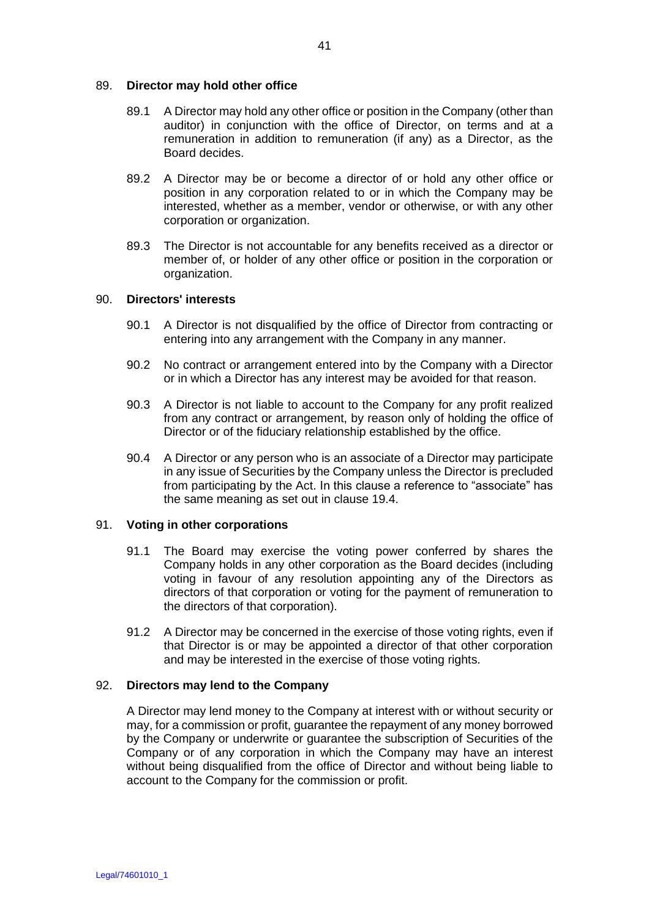## 89. Director may hold other office

89.1 A Director may hold any other office or position in the Company (other than auditor) in conjunction with the office of Director, on terms and at a remuneration in addition to remuneration (if any) as a Director, as the Board decides.

89.2 A Director may be or become a director of or hold any other office or position in any corporation related to or in which the Company may be interested, whether as a member, vendor or otherwise, or with any other corporation or organization.

89.3 The Director is not accountable for any benefits received as a director or member of, or holder of any other office or position in the corporation or organization.

## 90. Directors' interests

90.1 A Director is not disqualified by the office of Director from contracting or entering into any arrangement with the Company in any manner.

90.2 No contract or arrangement entered into by the Company with a Director or in which a Director has any interest may be avoided for that reason.

90.3 A Director is not liable to account to the Company for any profit realized from any contract or arrangement, by reason only of holding the office of Director or of the fiduciary relationship established by the office.

90.4 A Director or any person who is an associate of a Director may participate in any issue of Securities by the Company unless the Director is precluded from participating by the Act. In this clause a reference to "associate" has the same meaning as set out in clause 19.4.

## 91. Voting in other corporations

91.1 The Board may exercise the voting power conferred by shares the Company holds in any other corporation as the Board decides (including voting in favour of any resolution appointing any of the Directors as directors of that corporation or voting for the payment of remuneration to the directors of that corporation).

91.2 A Director may be concerned in the exercise of those voting rights, even if that Director is or may be appointed a director of that other corporation and may be interested in the exercise of those voting rights.

## 92. Directors may lend to the Company

A Director may lend money to the Company at interest with or without security or may, for a commission or profit, guarantee the repayment of any money borrowed by the Company or underwrite or guarantee the subscription of Securities of the Company or of any corporation in which the Company may have an interest without being disqualified from the office of Director and without being liable to account to the Company for the commission or profit.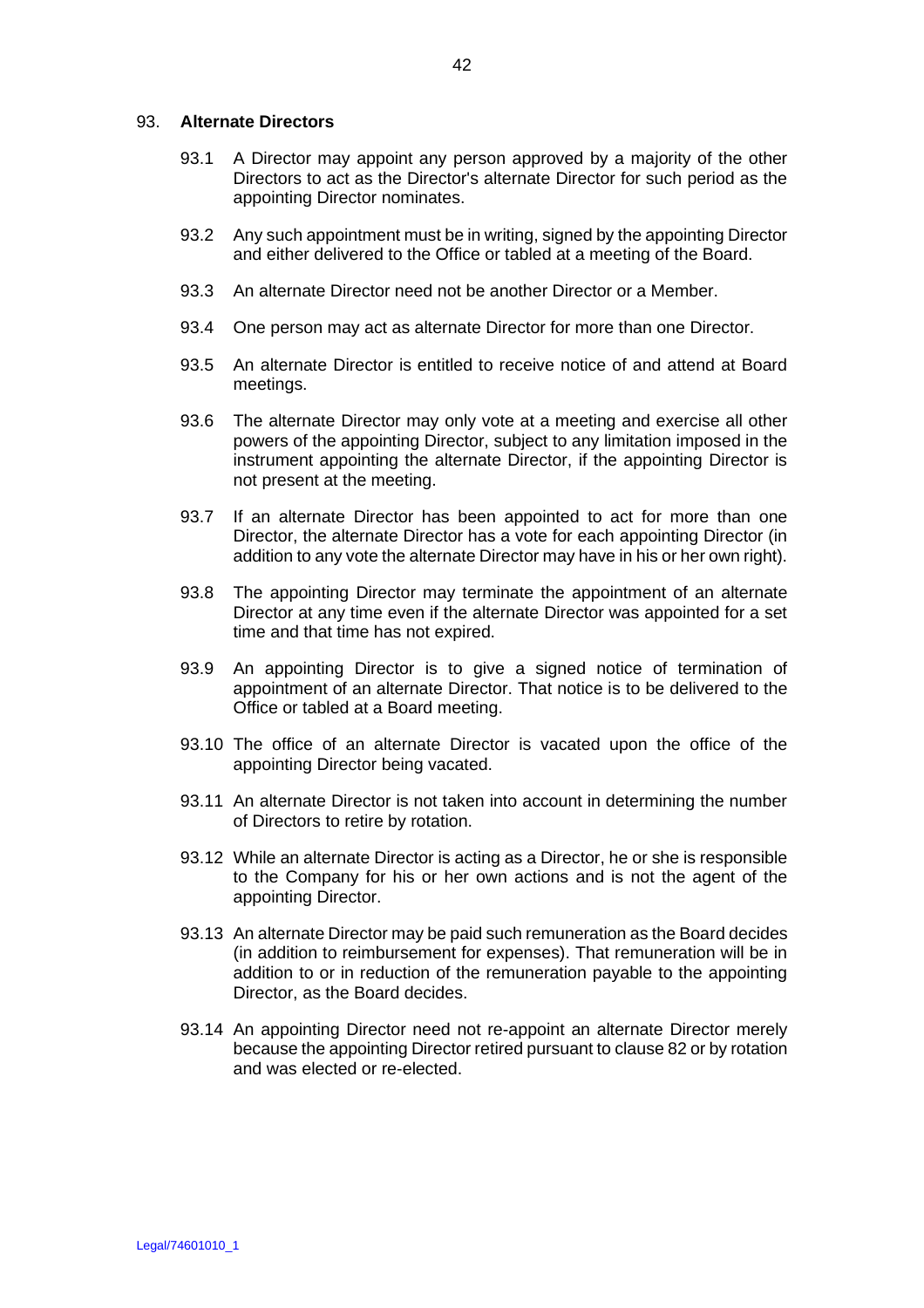## 93. Alternate Directors

93.1 A Director may appoint any person approved by a majority of the other Directors to act as the Director's alternate Director for such period as the appointing Director nominates.

93.2 Any such appointment must be in writing, signed by the appointing Director and either delivered to the Office or tabled at a meeting of the Board.

93.3 An alternate Director need not be another Director or a Member.

93.4 One person may act as alternate Director for more than one Director.

93.5 An alternate Director is entitled to receive notice of and attend at Board meetings.

93.6 The alternate Director may only vote at a meeting and exercise all other powers of the appointing Director, subject to any limitation imposed in the instrument appointing the alternate Director, if the appointing Director is not present at the meeting.

93.7 If an alternate Director has been appointed to act for more than one Director, the alternate Director has a vote for each appointing Director (in addition to any vote the alternate Director may have in his or her own right).

93.8 The appointing Director may terminate the appointment of an alternate Director at any time even if the alternate Director was appointed for a set time and that time has not expired.

93.9 An appointing Director is to give a signed notice of termination of appointment of an alternate Director. That notice is to be delivered to the Office or tabled at a Board meeting.

93.10 The office of an alternate Director is vacated upon the office of the appointing Director being vacated.

93.11 An alternate Director is not taken into account in determining the number of Directors to retire by rotation.

93.12 While an alternate Director is acting as a Director, he or she is responsible to the Company for his or her own actions and is not the agent of the appointing Director.

93.13 An alternate Director may be paid such remuneration as the Board decides (in addition to reimbursement for expenses). That remuneration will be in addition to or in reduction of the remuneration payable to the appointing Director, as the Board decides.

93.14 An appointing Director need not re-appoint an alternate Director merely because the appointing Director retired pursuant to clause 82 or by rotation and was elected or re-elected.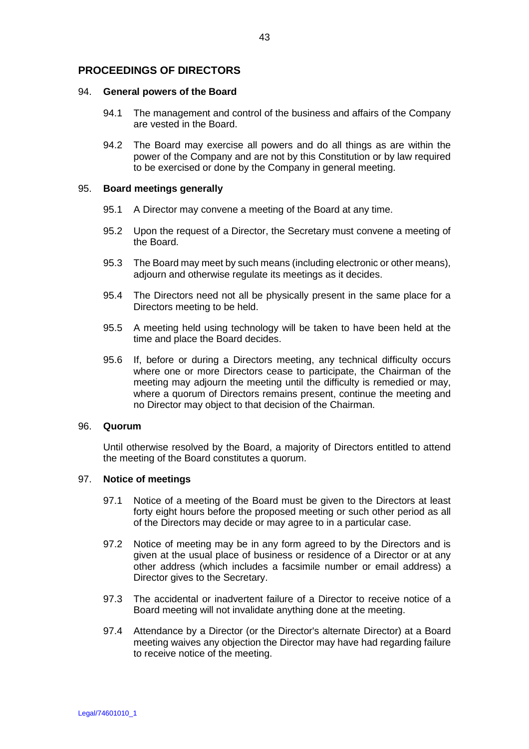## PROCEEDINGS OF DIRECTORS

### 94. General powers of the Board

94.1 The management and control of the business and affairs of the Company are vested in the Board.

94.2 The Board may exercise all powers and do all things as are within the power of the Company and are not by this Constitution or by law required to be exercised or done by the Company in general meeting.

### 95. Board meetings generally

95.1 A Director may convene a meeting of the Board at any time.

95.2 Upon the request of a Director, the Secretary must convene a meeting of the Board.

95.3 The Board may meet by such means (including electronic or other means), adjourn and otherwise regulate its meetings as it decides.

95.4 The Directors need not all be physically present in the same place for a Directors meeting to be held.

95.5 A meeting held using technology will be taken to have been held at the time and place the Board decides.

95.6 If, before or during a Directors meeting, any technical difficulty occurs where one or more Directors cease to participate, the Chairman of the meeting may adjourn the meeting until the difficulty is remedied or may, where a quorum of Directors remains present, continue the meeting and no Director may object to that decision of the Chairman.

### 96. Quorum

Until otherwise resolved by the Board, a majority of Directors entitled to attend the meeting of the Board constitutes a quorum.

### 97. Notice of meetings

97.1 Notice of a meeting of the Board must be given to the Directors at least forty eight hours before the proposed meeting or such other period as all of the Directors may decide or may agree to in a particular case.

97.2 Notice of meeting may be in any form agreed to by the Directors and is given at the usual place of business or residence of a Director or at any other address (which includes a facsimile number or email address) a Director gives to the Secretary.

97.3 The accidental or inadvertent failure of a Director to receive notice of a Board meeting will not invalidate anything done at the meeting.

97.4 Attendance by a Director (or the Director's alternate Director) at a Board meeting waives any objection the Director may have had regarding failure to receive notice of the meeting.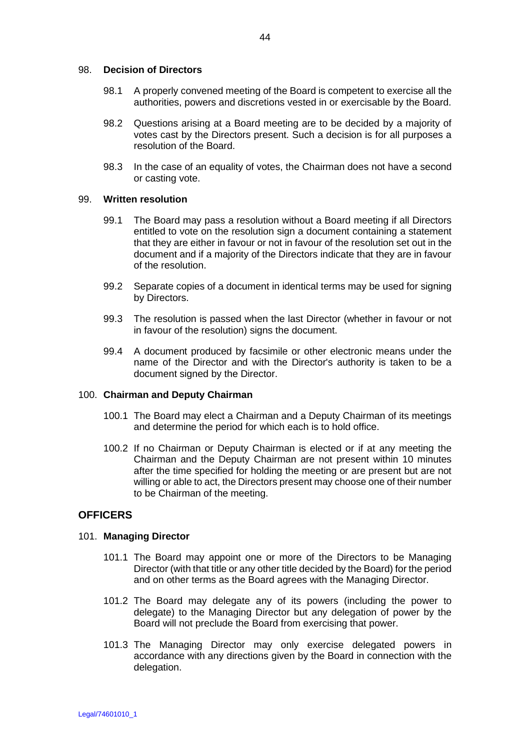98. **Decision of Directors**

98.1 A properly convened meeting of the Board is competent to exercise all the authorities, powers and discretions vested in or exercisable by the Board.

98.2 Questions arising at a Board meeting are to be decided by a majority of votes cast by the Directors present. Such a decision is for all purposes a resolution of the Board.

98.3 In the case of an equality of votes, the Chairman does not have a second or casting vote.

99. **Written resolution**

99.1 The Board may pass a resolution without a Board meeting if all Directors entitled to vote on the resolution sign a document containing a statement that they are either in favour or not in favour of the resolution set out in the document and if a majority of the Directors indicate that they are in favour of the resolution.

99.2 Separate copies of a document in identical terms may be used for signing by Directors.

99.3 The resolution is passed when the last Director (whether in favour or not in favour of the resolution) signs the document.

99.4 A document produced by facsimile or other electronic means under the name of the Director and with the Director's authority is taken to be a document signed by the Director.

100. **Chairman and Deputy Chairman**

100.1 The Board may elect a Chairman and a Deputy Chairman of its meetings and determine the period for which each is to hold office.

100.2 If no Chairman or Deputy Chairman is elected or if at any meeting the Chairman and the Deputy Chairman are not present within 10 minutes after the time specified for holding the meeting or are present but are not willing or able to act, the Directors present may choose one of their number to be Chairman of the meeting.

## OFFICERS

101. **Managing Director**

101.1 The Board may appoint one or more of the Directors to be Managing Director (with that title or any other title decided by the Board) for the period and on other terms as the Board agrees with the Managing Director.

101.2 The Board may delegate any of its powers (including the power to delegate) to the Managing Director but any delegation of power by the Board will not preclude the Board from exercising that power.

101.3 The Managing Director may only exercise delegated powers in accordance with any directions given by the Board in connection with the delegation.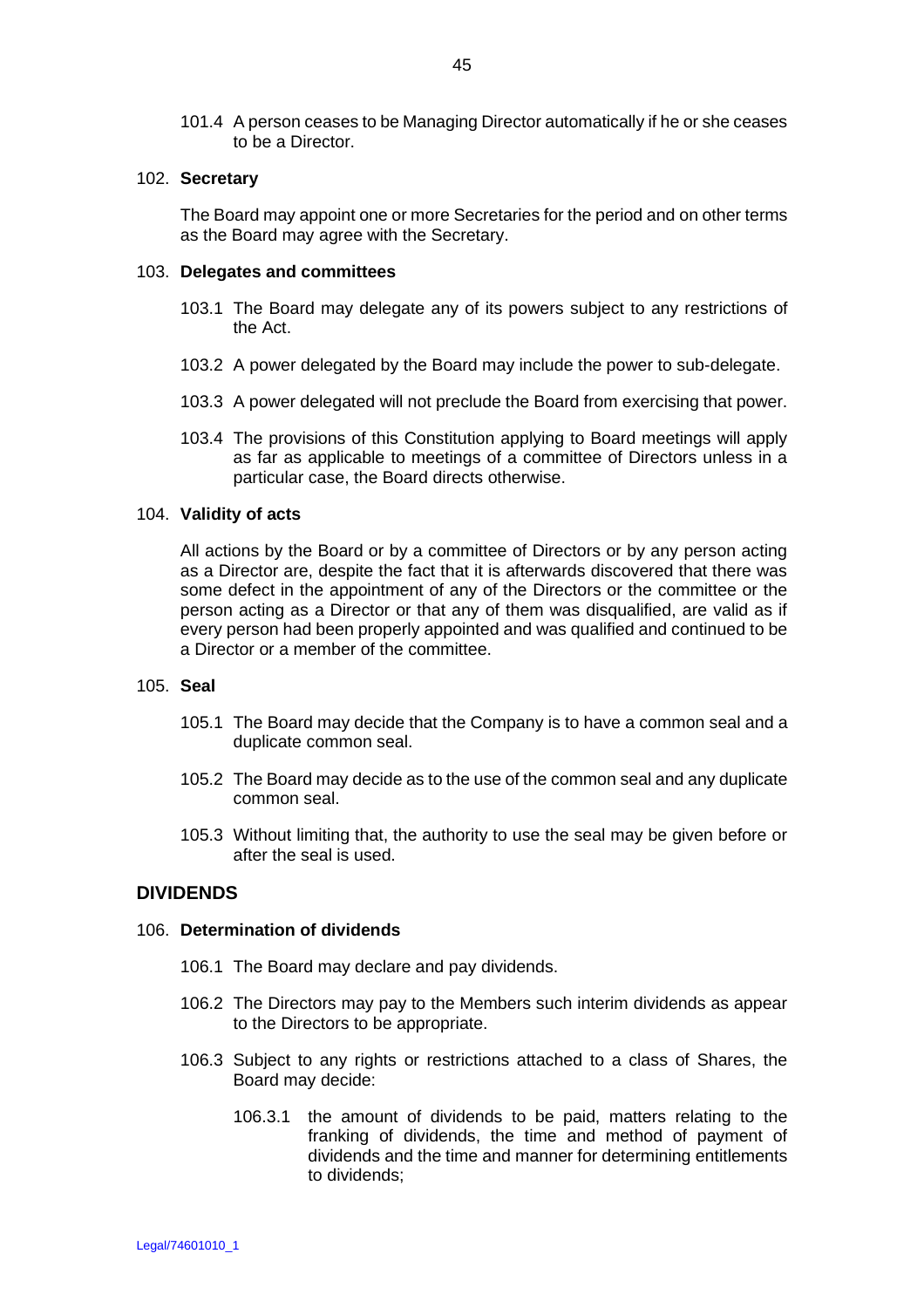101.4 A person ceases to be Managing Director automatically if he or she ceases to be a Director.

102. **Secretary**

The Board may appoint one or more Secretaries for the period and on other terms as the Board may agree with the Secretary.

103. **Delegates and committees**

103.1 The Board may delegate any of its powers subject to any restrictions of the Act.

103.2 A power delegated by the Board may include the power to sub-delegate.

103.3 A power delegated will not preclude the Board from exercising that power.

103.4 The provisions of this Constitution applying to Board meetings will apply as far as applicable to meetings of a committee of Directors unless in a particular case, the Board directs otherwise.

104. **Validity of acts**

All actions by the Board or by a committee of Directors or by any person acting as a Director are, despite the fact that it is afterwards discovered that there was some defect in the appointment of any of the Directors or the committee or the person acting as a Director or that any of them was disqualified, are valid as if every person had been properly appointed and was qualified and continued to be a Director or a member of the committee.

105. **Seal**

105.1 The Board may decide that the Company is to have a common seal and a duplicate common seal.

105.2 The Board may decide as to the use of the common seal and any duplicate common seal.

105.3 Without limiting that, the authority to use the seal may be given before or after the seal is used.

## DIVIDENDS

106. **Determination of dividends**

106.1 The Board may declare and pay dividends.

106.2 The Directors may pay to the Members such interim dividends as appear to the Directors to be appropriate.

106.3 Subject to any rights or restrictions attached to a class of Shares, the Board may decide:

106.3.1 the amount of dividends to be paid, matters relating to the franking of dividends, the time and method of payment of dividends and the time and manner for determining entitlements to dividends;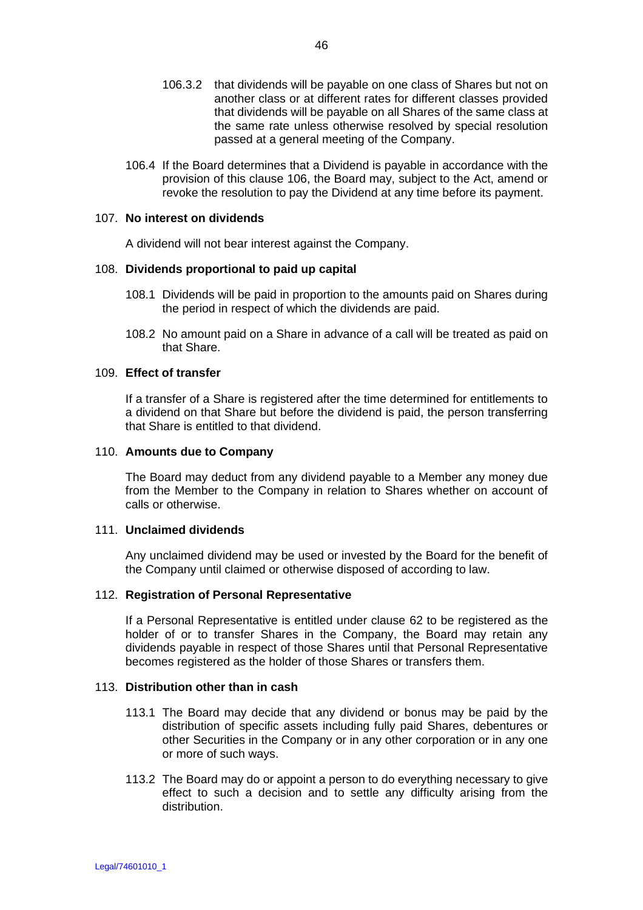106.3.2 that dividends will be payable on one class of Shares but not on another class or at different rates for different classes provided that dividends will be payable on all Shares of the same class at the same rate unless otherwise resolved by special resolution passed at a general meeting of the Company.

106.4 If the Board determines that a Dividend is payable in accordance with the provision of this clause 106, the Board may, subject to the Act, amend or revoke the resolution to pay the Dividend at any time before its payment.

## 107. No interest on dividends

A dividend will not bear interest against the Company.

## 108. Dividends proportional to paid up capital

108.1 Dividends will be paid in proportion to the amounts paid on Shares during the period in respect of which the dividends are paid.

108.2 No amount paid on a Share in advance of a call will be treated as paid on that Share.

## 109. Effect of transfer

If a transfer of a Share is registered after the time determined for entitlements to a dividend on that Share but before the dividend is paid, the person transferring that Share is entitled to that dividend.

## 110. Amounts due to Company

The Board may deduct from any dividend payable to a Member any money due from the Member to the Company in relation to Shares whether on account of calls or otherwise.

## 111. Unclaimed dividends

Any unclaimed dividend may be used or invested by the Board for the benefit of the Company until claimed or otherwise disposed of according to law.

## 112. Registration of Personal Representative

If a Personal Representative is entitled under clause 62 to be registered as the holder of or to transfer Shares in the Company, the Board may retain any dividends payable in respect of those Shares until that Personal Representative becomes registered as the holder of those Shares or transfers them.

## 113. Distribution other than in cash

113.1 The Board may decide that any dividend or bonus may be paid by the distribution of specific assets including fully paid Shares, debentures or other Securities in the Company or in any other corporation or in any one or more of such ways.

113.2 The Board may do or appoint a person to do everything necessary to give effect to such a decision and to settle any difficulty arising from the distribution.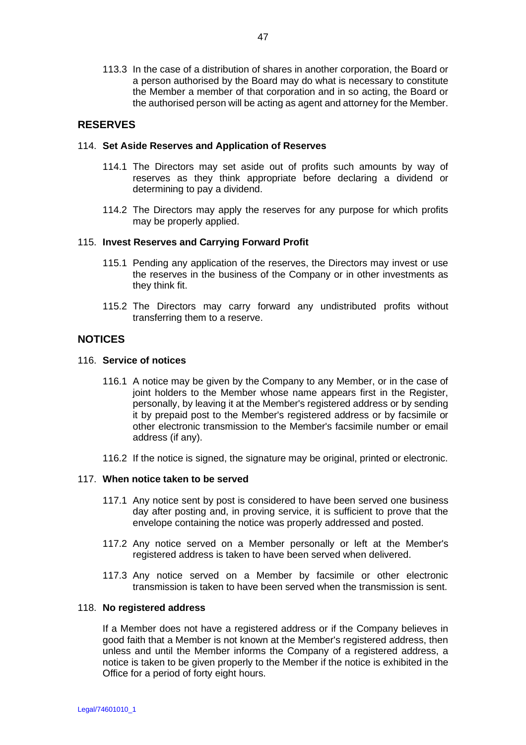113.3 In the case of a distribution of shares in another corporation, the Board or a person authorised by the Board may do what is necessary to constitute the Member a member of that corporation and in so acting, the Board or the authorised person will be acting as agent and attorney for the Member.

## RESERVES

### 114. Set Aside Reserves and Application of Reserves

114.1 The Directors may set aside out of profits such amounts by way of reserves as they think appropriate before declaring a dividend or determining to pay a dividend.

114.2 The Directors may apply the reserves for any purpose for which profits may be properly applied.

### 115. Invest Reserves and Carrying Forward Profit

115.1 Pending any application of the reserves, the Directors may invest or use the reserves in the business of the Company or in other investments as they think fit.

115.2 The Directors may carry forward any undistributed profits without transferring them to a reserve.

## NOTICES

### 116. Service of notices

116.1 A notice may be given by the Company to any Member, or in the case of joint holders to the Member whose name appears first in the Register, personally, by leaving it at the Member's registered address or by sending it by prepaid post to the Member's registered address or by facsimile or other electronic transmission to the Member's facsimile number or email address (if any).

116.2 If the notice is signed, the signature may be original, printed or electronic.

### 117. When notice taken to be served

117.1 Any notice sent by post is considered to have been served one business day after posting and, in proving service, it is sufficient to prove that the envelope containing the notice was properly addressed and posted.

117.2 Any notice served on a Member personally or left at the Member's registered address is taken to have been served when delivered.

117.3 Any notice served on a Member by facsimile or other electronic transmission is taken to have been served when the transmission is sent.

### 118. No registered address

If a Member does not have a registered address or if the Company believes in good faith that a Member is not known at the Member's registered address, then unless and until the Member informs the Company of a registered address, a notice is taken to be given properly to the Member if the notice is exhibited in the Office for a period of forty eight hours.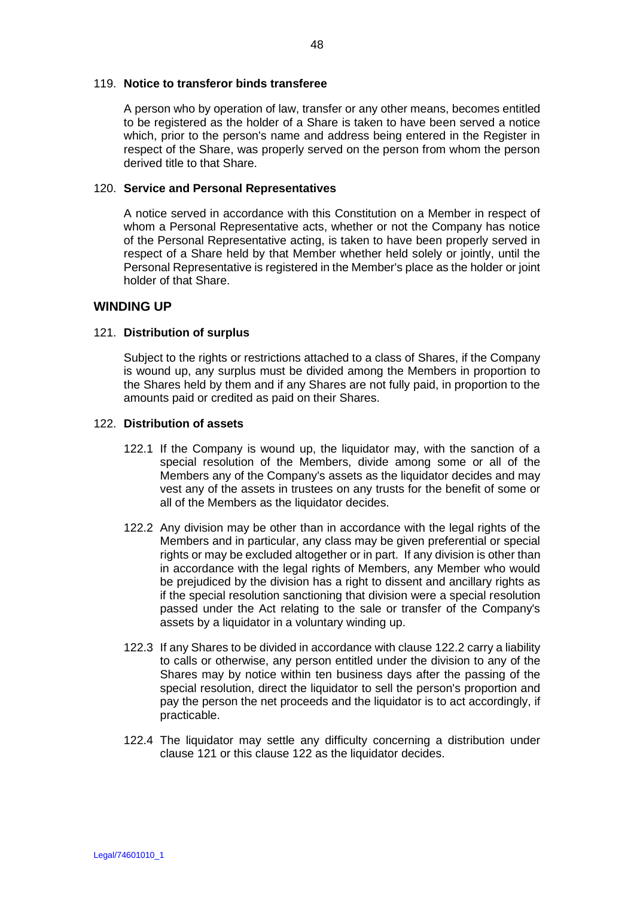### 119. **Notice to transferor binds transferee**

A person who by operation of law, transfer or any other means, becomes entitled to be registered as the holder of a Share is taken to have been served a notice which, prior to the person's name and address being entered in the Register in respect of the Share, was properly served on the person from whom the person derived title to that Share.

### 120. **Service and Personal Representatives**

A notice served in accordance with this Constitution on a Member in respect of whom a Personal Representative acts, whether or not the Company has notice of the Personal Representative acting, is taken to have been properly served in respect of a Share held by that Member whether held solely or jointly, until the Personal Representative is registered in the Member's place as the holder or joint holder of that Share.

## WINDING UP

### 121. **Distribution of surplus**

Subject to the rights or restrictions attached to a class of Shares, if the Company is wound up, any surplus must be divided among the Members in proportion to the Shares held by them and if any Shares are not fully paid, in proportion to the amounts paid or credited as paid on their Shares.

### 122. **Distribution of assets**

122.1 If the Company is wound up, the liquidator may, with the sanction of a special resolution of the Members, divide among some or all of the Members any of the Company's assets as the liquidator decides and may vest any of the assets in trustees on any trusts for the benefit of some or all of the Members as the liquidator decides.

122.2 Any division may be other than in accordance with the legal rights of the Members and in particular, any class may be given preferential or special rights or may be excluded altogether or in part. If any division is other than in accordance with the legal rights of Members, any Member who would be prejudiced by the division has a right to dissent and ancillary rights as if the special resolution sanctioning that division were a special resolution passed under the Act relating to the sale or transfer of the Company's assets by a liquidator in a voluntary winding up.

122.3 If any Shares to be divided in accordance with clause 122.2 carry a liability to calls or otherwise, any person entitled under the division to any of the Shares may by notice within ten business days after the passing of the special resolution, direct the liquidator to sell the person's proportion and pay the person the net proceeds and the liquidator is to act accordingly, if practicable.

122.4 The liquidator may settle any difficulty concerning a distribution under clause 121 or this clause 122 as the liquidator decides.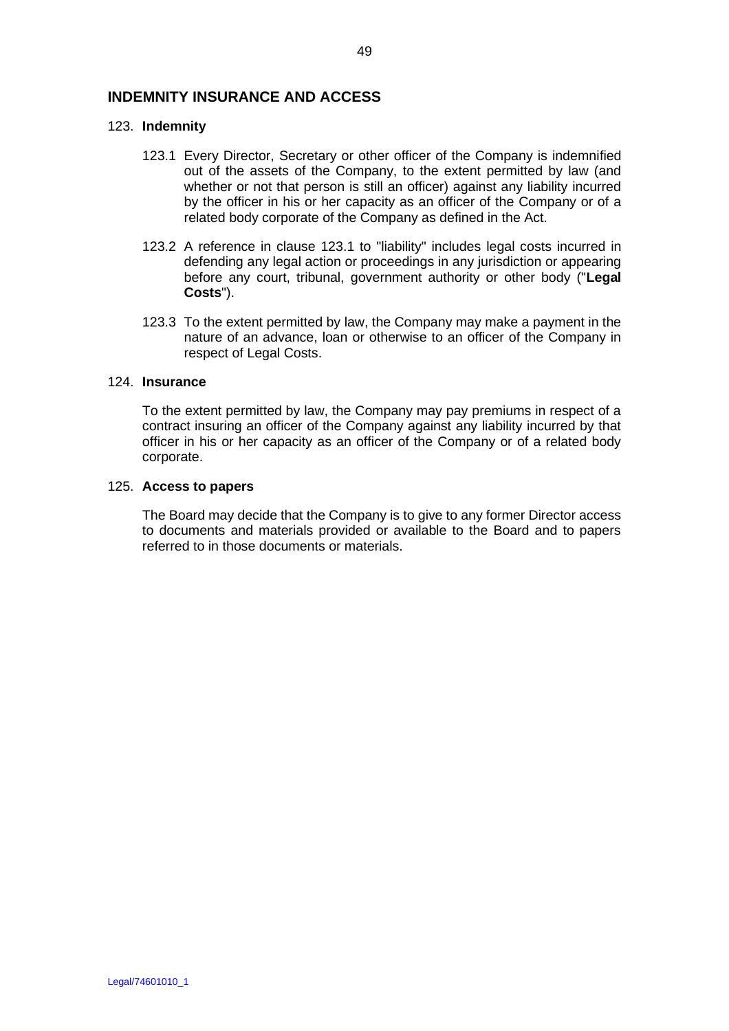## INDEMNITY INSURANCE AND ACCESS

### 123. Indemnity

123.1 Every Director, Secretary or other officer of the Company is indemnified out of the assets of the Company, to the extent permitted by law (and whether or not that person is still an officer) against any liability incurred by the officer in his or her capacity as an officer of the Company or of a related body corporate of the Company as defined in the Act.

123.2 A reference in clause 123.1 to "liability" includes legal costs incurred in defending any legal action or proceedings in any jurisdiction or appearing before any court, tribunal, government authority or other body ("**Legal Costs**").

123.3 To the extent permitted by law, the Company may make a payment in the nature of an advance, loan or otherwise to an officer of the Company in respect of Legal Costs.

### 124. Insurance

To the extent permitted by law, the Company may pay premiums in respect of a contract insuring an officer of the Company against any liability incurred by that officer in his or her capacity as an officer of the Company or of a related body corporate.

### 125. Access to papers

The Board may decide that the Company is to give to any former Director access to documents and materials provided or available to the Board and to papers referred to in those documents or materials.

Legal/74601010_1